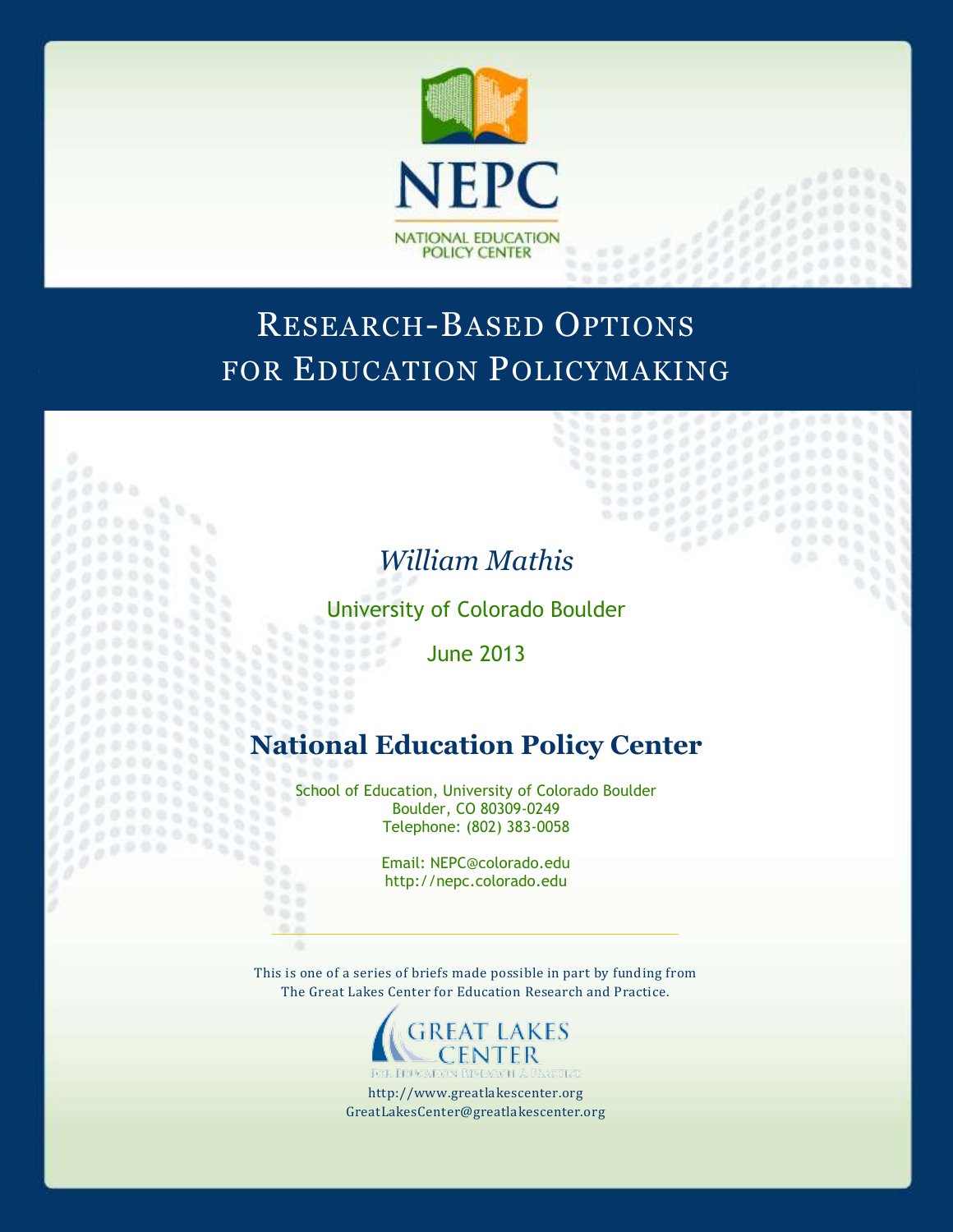NEPC

NATIONAL EDUCATION POLICY CENTER

# Research-Based Options for Education Policymaking

*William Mathis*

University of Colorado Boulder

June 2013

## National Education Policy Center

School of Education, University of Colorado Boulder
Boulder, CO 80309-0249
Telephone: (802) 383-0058

Email: NEPC@colorado.edu
http://nepc.colorado.edu

This is one of a series of briefs made possible in part by funding from The Great Lakes Center for Education Research and Practice.

GREAT LAKES CENTER
For Education Research & Practice

http://www.greatlakescenter.org
GreatLakesCenter@greatlakescenter.org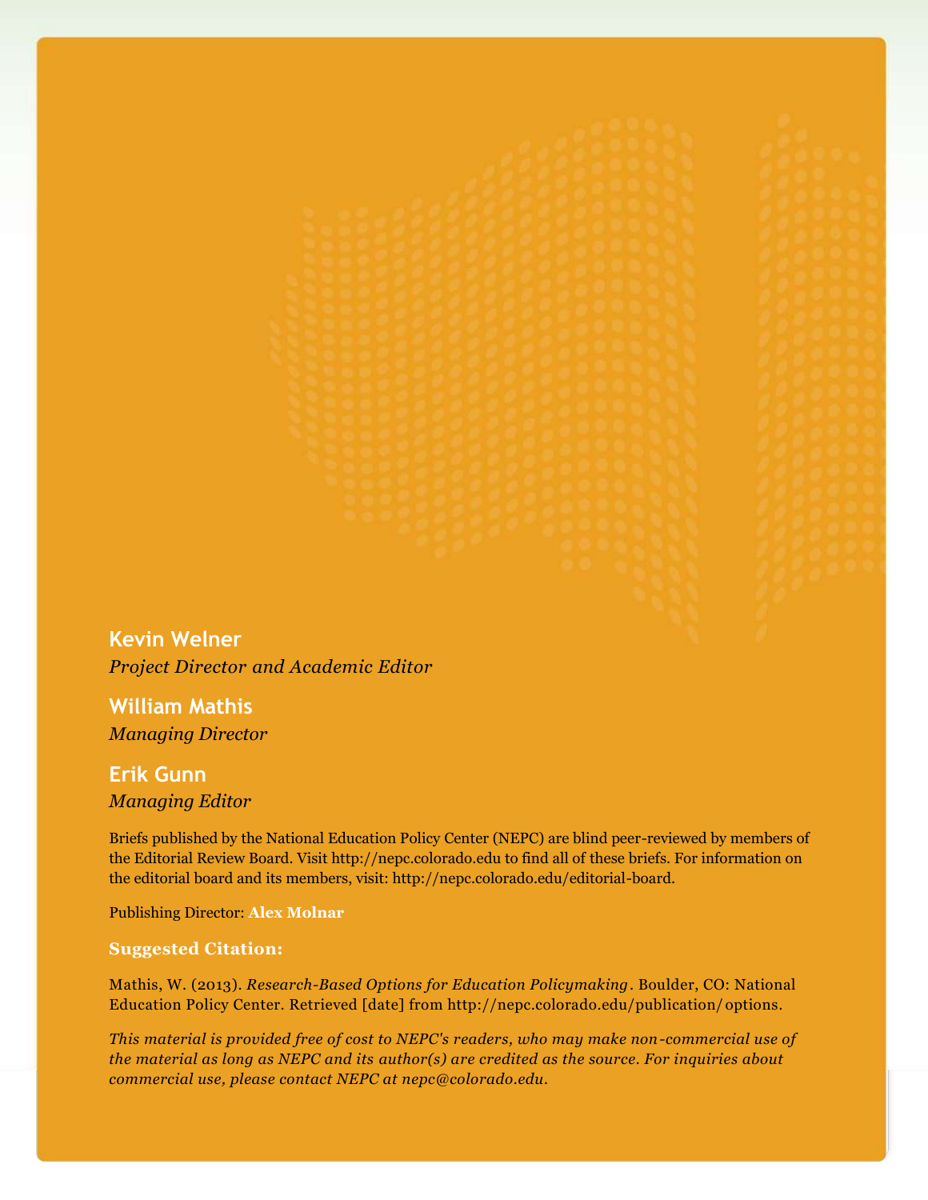**Kevin Welner**

*Project Director and Academic Editor*

**William Mathis**

*Managing Director*

**Erik Gunn**

*Managing Editor*

Briefs published by the National Education Policy Center (NEPC) are blind peer-reviewed by members of the Editorial Review Board. Visit http://nepc.colorado.edu to find all of these briefs. For information on the editorial board and its members, visit: http://nepc.colorado.edu/editorial-board.

Publishing Director: **Alex Molnar**

**Suggested Citation:**

Mathis, W. (2013). *Research-Based Options for Education Policymaking*. Boulder, CO: National Education Policy Center. Retrieved [date] from http://nepc.colorado.edu/publication/options.

*This material is provided free of cost to NEPC's readers, who may make non-commercial use of the material as long as NEPC and its author(s) are credited as the source. For inquiries about commercial use, please contact NEPC at nepc@colorado.edu.*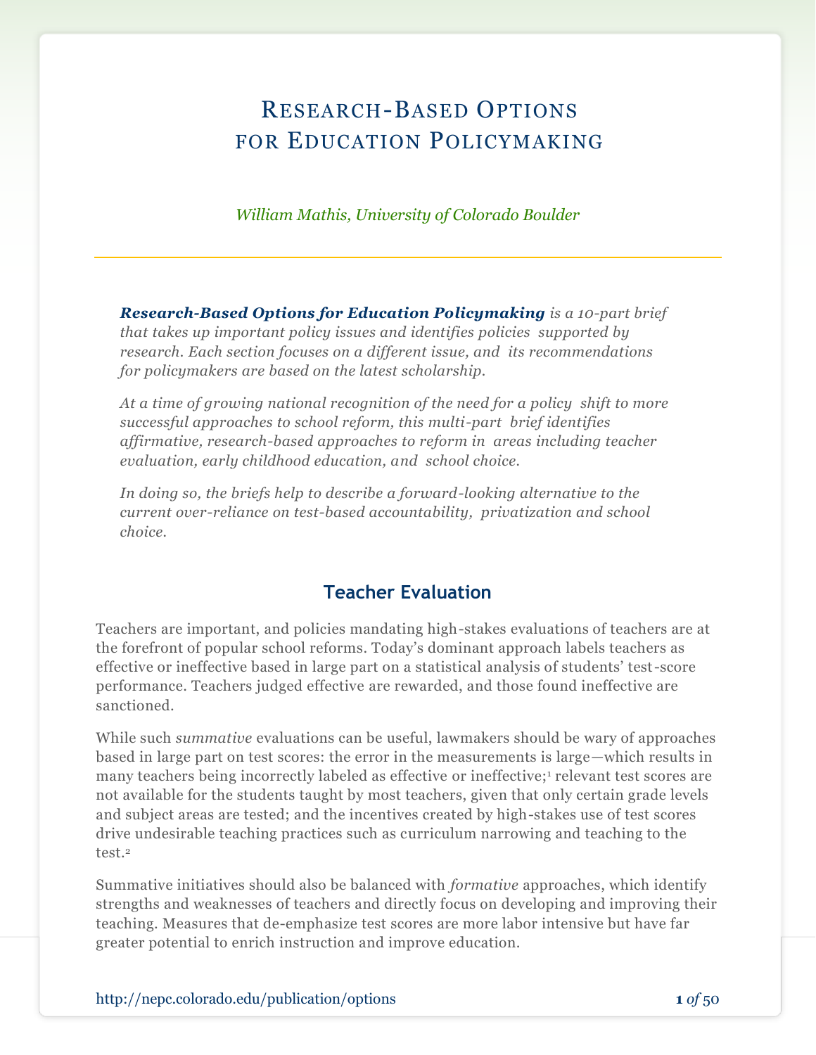# Research-Based Options for Education Policymaking

*William Mathis, University of Colorado Boulder*

***Research-Based Options for Education Policymaking*** *is a 10-part brief that takes up important policy issues and identifies policies supported by research. Each section focuses on a different issue, and its recommendations for policymakers are based on the latest scholarship.*

*At a time of growing national recognition of the need for a policy shift to more successful approaches to school reform, this multi-part brief identifies affirmative, research-based approaches to reform in areas including teacher evaluation, early childhood education, and school choice.*

*In doing so, the briefs help to describe a forward-looking alternative to the current over-reliance on test-based accountability, privatization and school choice.*

## Teacher Evaluation

Teachers are important, and policies mandating high-stakes evaluations of teachers are at the forefront of popular school reforms. Today's dominant approach labels teachers as effective or ineffective based in large part on a statistical analysis of students' test-score performance. Teachers judged effective are rewarded, and those found ineffective are sanctioned.

While such *summative* evaluations can be useful, lawmakers should be wary of approaches based in large part on test scores: the error in the measurements is large—which results in many teachers being incorrectly labeled as effective or ineffective;[1] relevant test scores are not available for the students taught by most teachers, given that only certain grade levels and subject areas are tested; and the incentives created by high-stakes use of test scores drive undesirable teaching practices such as curriculum narrowing and teaching to the test.[2]

Summative initiatives should also be balanced with *formative* approaches, which identify strengths and weaknesses of teachers and directly focus on developing and improving their teaching. Measures that de-emphasize test scores are more labor intensive but have far greater potential to enrich instruction and improve education.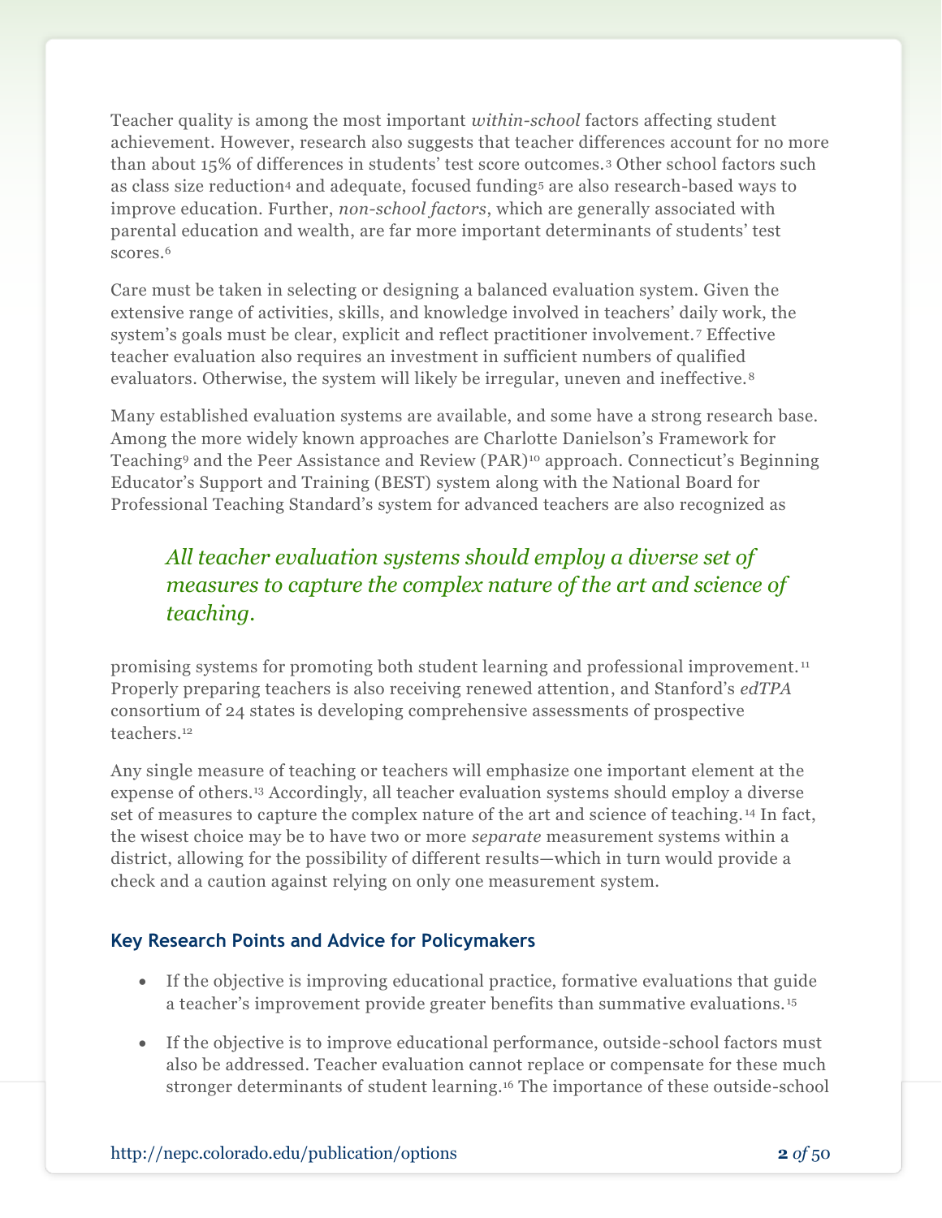Teacher quality is among the most important *within-school* factors affecting student achievement. However, research also suggests that teacher differences account for no more than about 15% of differences in students' test score outcomes.[3] Other school factors such as class size reduction[4] and adequate, focused funding[5] are also research-based ways to improve education. Further, *non-school factors*, which are generally associated with parental education and wealth, are far more important determinants of students' test scores.[6]

Care must be taken in selecting or designing a balanced evaluation system. Given the extensive range of activities, skills, and knowledge involved in teachers' daily work, the system's goals must be clear, explicit and reflect practitioner involvement.[7] Effective teacher evaluation also requires an investment in sufficient numbers of qualified evaluators. Otherwise, the system will likely be irregular, uneven and ineffective.[8]

Many established evaluation systems are available, and some have a strong research base. Among the more widely known approaches are Charlotte Danielson's Framework for Teaching[9] and the Peer Assistance and Review (PAR)[10] approach. Connecticut's Beginning Educator's Support and Training (BEST) system along with the National Board for Professional Teaching Standard's system for advanced teachers are also recognized as promising systems for promoting both student learning and professional improvement.[11] Properly preparing teachers is also receiving renewed attention, and Stanford's *edTPA* consortium of 24 states is developing comprehensive assessments of prospective teachers.[12]

> *All teacher evaluation systems should employ a diverse set of measures to capture the complex nature of the art and science of teaching.*

Any single measure of teaching or teachers will emphasize one important element at the expense of others.[13] Accordingly, all teacher evaluation systems should employ a diverse set of measures to capture the complex nature of the art and science of teaching.[14] In fact, the wisest choice may be to have two or more *separate* measurement systems within a district, allowing for the possibility of different results—which in turn would provide a check and a caution against relying on only one measurement system.

### Key Research Points and Advice for Policymakers

- If the objective is improving educational practice, formative evaluations that guide a teacher's improvement provide greater benefits than summative evaluations.[15]
- If the objective is to improve educational performance, outside-school factors must also be addressed. Teacher evaluation cannot replace or compensate for these much stronger determinants of student learning.[16] The importance of these outside-school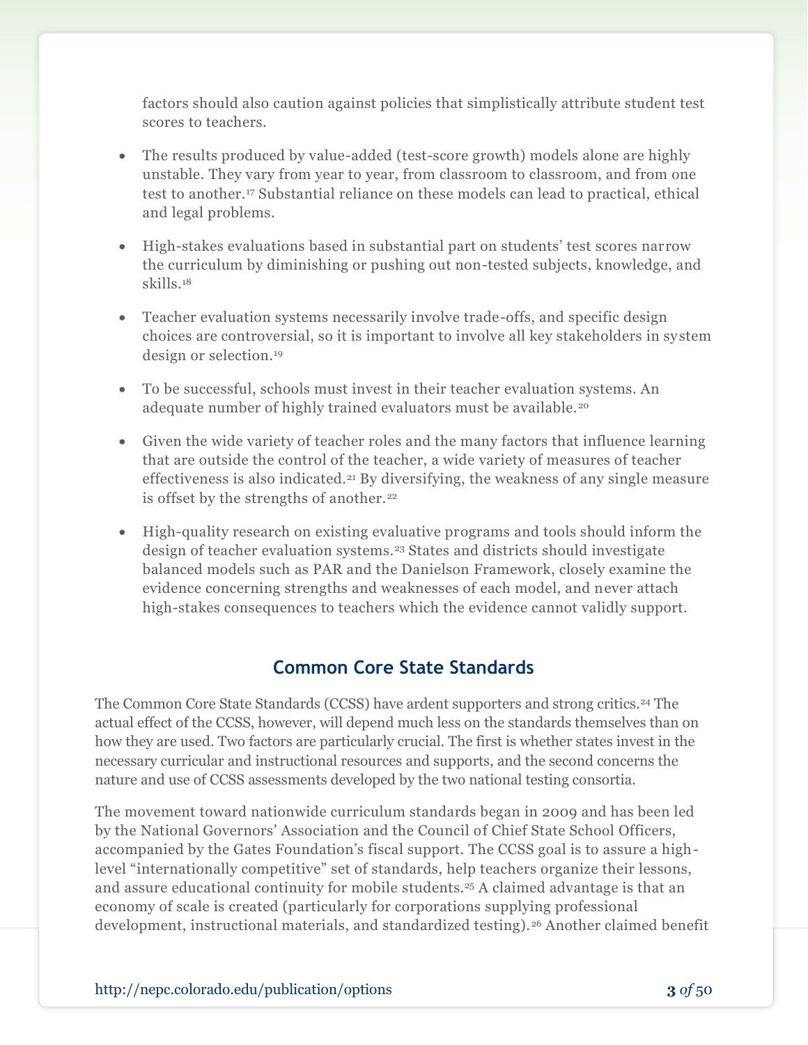factors should also caution against policies that simplistically attribute student test scores to teachers.

- The results produced by value-added (test-score growth) models alone are highly unstable. They vary from year to year, from classroom to classroom, and from one test to another.[17] Substantial reliance on these models can lead to practical, ethical and legal problems.

- High-stakes evaluations based in substantial part on students' test scores narrow the curriculum by diminishing or pushing out non-tested subjects, knowledge, and skills.[18]

- Teacher evaluation systems necessarily involve trade-offs, and specific design choices are controversial, so it is important to involve all key stakeholders in system design or selection.[19]

- To be successful, schools must invest in their teacher evaluation systems. An adequate number of highly trained evaluators must be available.[20]

- Given the wide variety of teacher roles and the many factors that influence learning that are outside the control of the teacher, a wide variety of measures of teacher effectiveness is also indicated.[21] By diversifying, the weakness of any single measure is offset by the strengths of another.[22]

- High-quality research on existing evaluative programs and tools should inform the design of teacher evaluation systems.[23] States and districts should investigate balanced models such as PAR and the Danielson Framework, closely examine the evidence concerning strengths and weaknesses of each model, and never attach high-stakes consequences to teachers which the evidence cannot validly support.

## Common Core State Standards

The Common Core State Standards (CCSS) have ardent supporters and strong critics.[24] The actual effect of the CCSS, however, will depend much less on the standards themselves than on how they are used. Two factors are particularly crucial. The first is whether states invest in the necessary curricular and instructional resources and supports, and the second concerns the nature and use of CCSS assessments developed by the two national testing consortia.

The movement toward nationwide curriculum standards began in 2009 and has been led by the National Governors' Association and the Council of Chief State School Officers, accompanied by the Gates Foundation's fiscal support. The CCSS goal is to assure a high-level "internationally competitive" set of standards, help teachers organize their lessons, and assure educational continuity for mobile students.[25] A claimed advantage is that an economy of scale is created (particularly for corporations supplying professional development, instructional materials, and standardized testing).[26] Another claimed benefit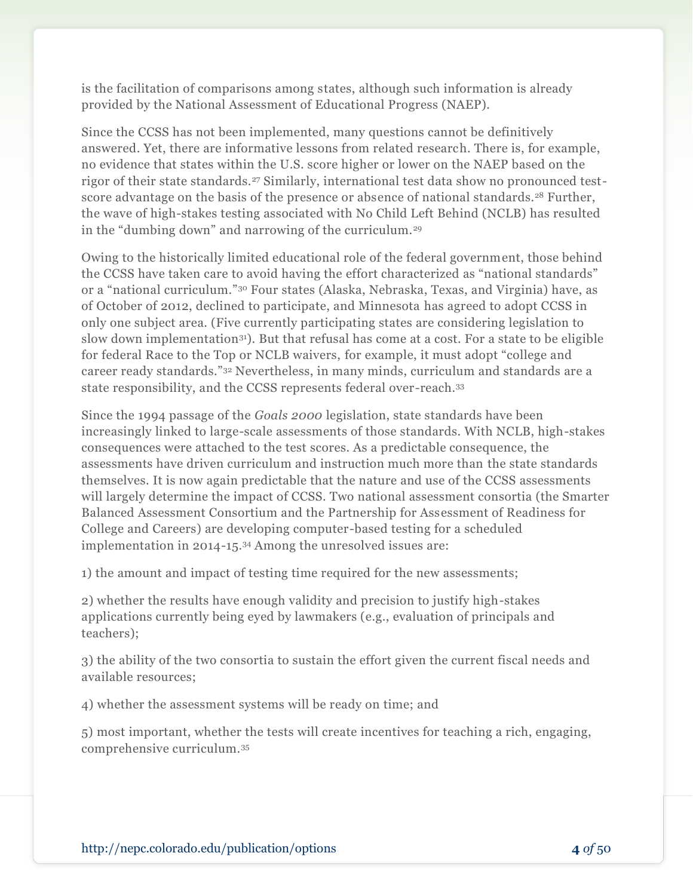is the facilitation of comparisons among states, although such information is already provided by the National Assessment of Educational Progress (NAEP).

Since the CCSS has not been implemented, many questions cannot be definitively answered. Yet, there are informative lessons from related research. There is, for example, no evidence that states within the U.S. score higher or lower on the NAEP based on the rigor of their state standards.[27] Similarly, international test data show no pronounced test-score advantage on the basis of the presence or absence of national standards.[28] Further, the wave of high-stakes testing associated with No Child Left Behind (NCLB) has resulted in the "dumbing down" and narrowing of the curriculum.[29]

Owing to the historically limited educational role of the federal government, those behind the CCSS have taken care to avoid having the effort characterized as "national standards" or a "national curriculum."[30] Four states (Alaska, Nebraska, Texas, and Virginia) have, as of October of 2012, declined to participate, and Minnesota has agreed to adopt CCSS in only one subject area. (Five currently participating states are considering legislation to slow down implementation[31]). But that refusal has come at a cost. For a state to be eligible for federal Race to the Top or NCLB waivers, for example, it must adopt "college and career ready standards."[32] Nevertheless, in many minds, curriculum and standards are a state responsibility, and the CCSS represents federal over-reach.[33]

Since the 1994 passage of the *Goals 2000* legislation, state standards have been increasingly linked to large-scale assessments of those standards. With NCLB, high-stakes consequences were attached to the test scores. As a predictable consequence, the assessments have driven curriculum and instruction much more than the state standards themselves. It is now again predictable that the nature and use of the CCSS assessments will largely determine the impact of CCSS. Two national assessment consortia (the Smarter Balanced Assessment Consortium and the Partnership for Assessment of Readiness for College and Careers) are developing computer-based testing for a scheduled implementation in 2014-15.[34] Among the unresolved issues are:

1) the amount and impact of testing time required for the new assessments;

2) whether the results have enough validity and precision to justify high-stakes applications currently being eyed by lawmakers (e.g., evaluation of principals and teachers);

3) the ability of the two consortia to sustain the effort given the current fiscal needs and available resources;

4) whether the assessment systems will be ready on time; and

5) most important, whether the tests will create incentives for teaching a rich, engaging, comprehensive curriculum.[35]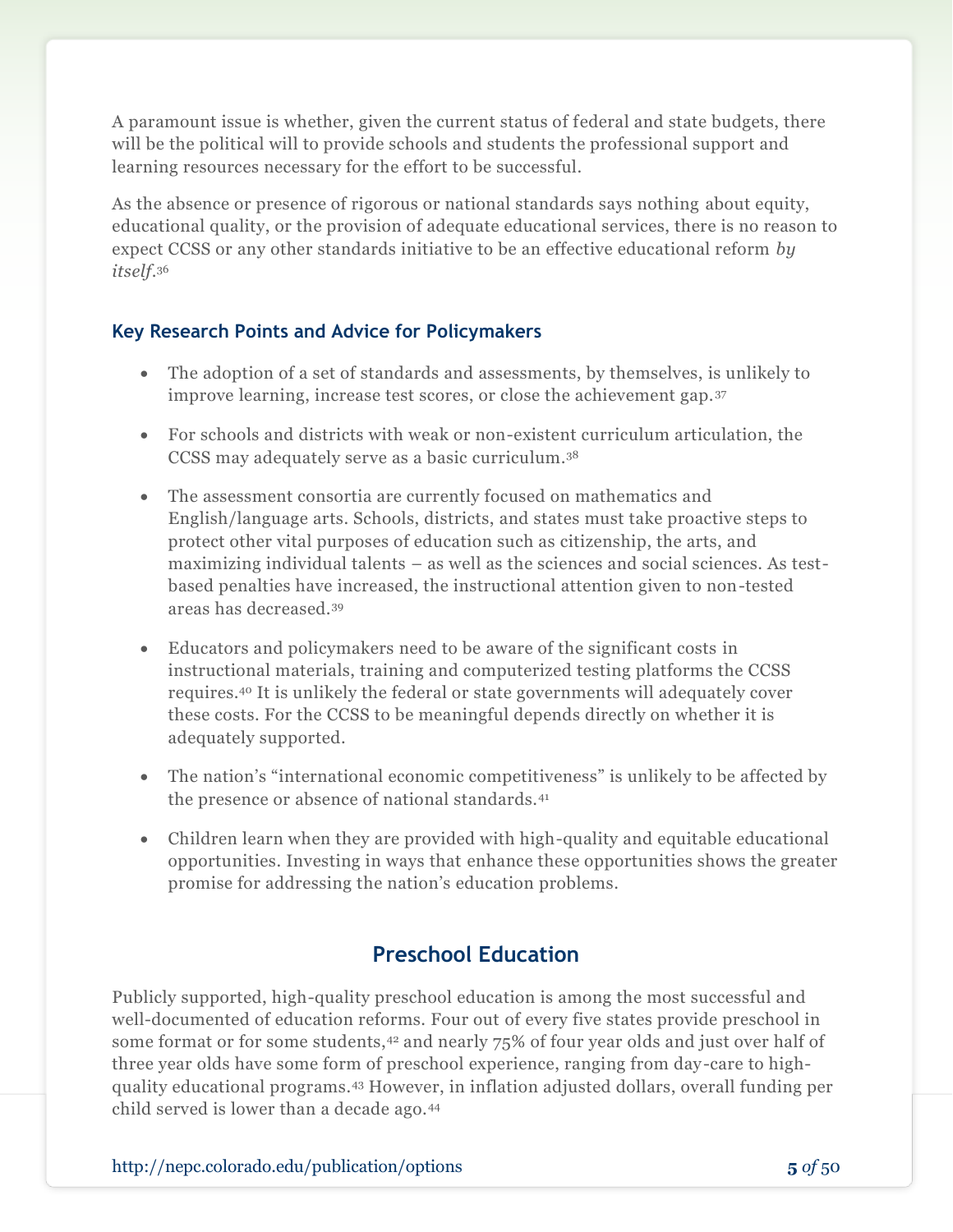A paramount issue is whether, given the current status of federal and state budgets, there will be the political will to provide schools and students the professional support and learning resources necessary for the effort to be successful.

As the absence or presence of rigorous or national standards says nothing about equity, educational quality, or the provision of adequate educational services, there is no reason to expect CCSS or any other standards initiative to be an effective educational reform *by itself*.[36]

### Key Research Points and Advice for Policymakers

- The adoption of a set of standards and assessments, by themselves, is unlikely to improve learning, increase test scores, or close the achievement gap.[37]
- For schools and districts with weak or non-existent curriculum articulation, the CCSS may adequately serve as a basic curriculum.[38]
- The assessment consortia are currently focused on mathematics and English/language arts. Schools, districts, and states must take proactive steps to protect other vital purposes of education such as citizenship, the arts, and maximizing individual talents – as well as the sciences and social sciences. As test-based penalties have increased, the instructional attention given to non-tested areas has decreased.[39]
- Educators and policymakers need to be aware of the significant costs in instructional materials, training and computerized testing platforms the CCSS requires.[40] It is unlikely the federal or state governments will adequately cover these costs. For the CCSS to be meaningful depends directly on whether it is adequately supported.
- The nation's "international economic competitiveness" is unlikely to be affected by the presence or absence of national standards.[41]
- Children learn when they are provided with high-quality and equitable educational opportunities. Investing in ways that enhance these opportunities shows the greater promise for addressing the nation's education problems.

## Preschool Education

Publicly supported, high-quality preschool education is among the most successful and well-documented of education reforms. Four out of every five states provide preschool in some format or for some students,[42] and nearly 75% of four year olds and just over half of three year olds have some form of preschool experience, ranging from day-care to high-quality educational programs.[43] However, in inflation adjusted dollars, overall funding per child served is lower than a decade ago.[44]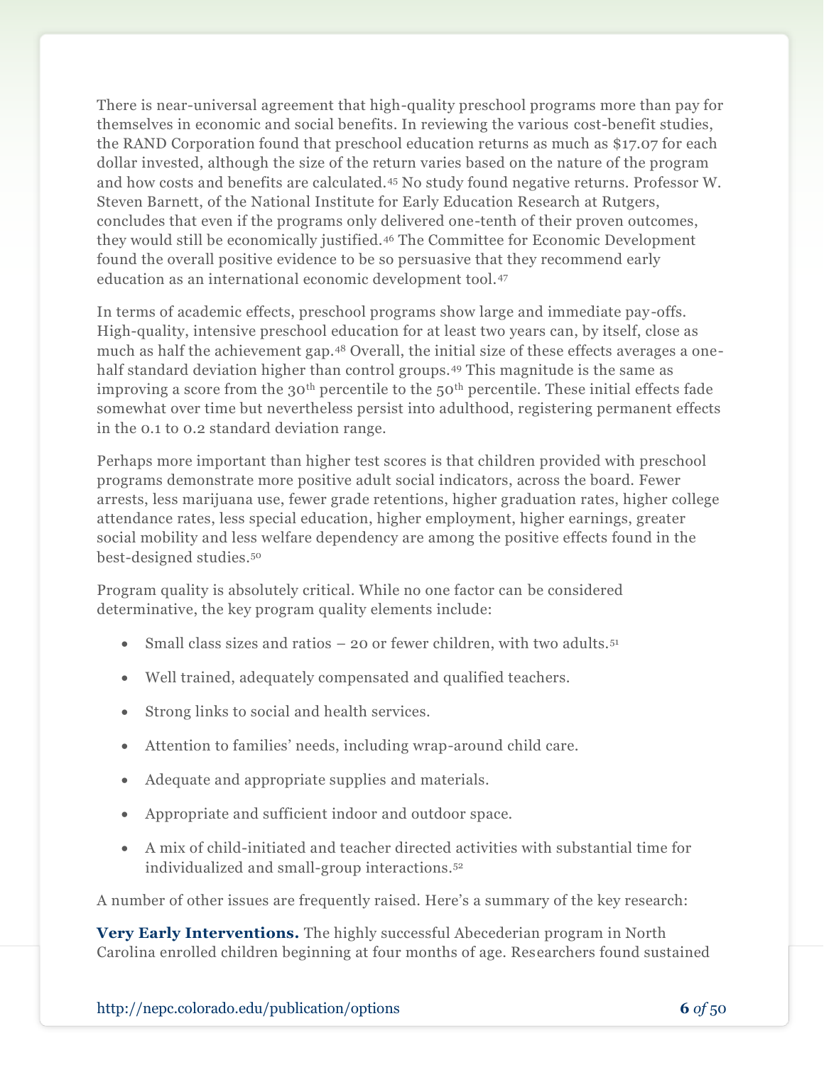There is near-universal agreement that high-quality preschool programs more than pay for themselves in economic and social benefits. In reviewing the various cost-benefit studies, the RAND Corporation found that preschool education returns as much as $17.07 for each dollar invested, although the size of the return varies based on the nature of the program and how costs and benefits are calculated.[45] No study found negative returns. Professor W. Steven Barnett, of the National Institute for Early Education Research at Rutgers, concludes that even if the programs only delivered one-tenth of their proven outcomes, they would still be economically justified.[46] The Committee for Economic Development found the overall positive evidence to be so persuasive that they recommend early education as an international economic development tool.[47]

In terms of academic effects, preschool programs show large and immediate pay-offs. High-quality, intensive preschool education for at least two years can, by itself, close as much as half the achievement gap.[48] Overall, the initial size of these effects averages a one-half standard deviation higher than control groups.[49] This magnitude is the same as improving a score from the 30th percentile to the 50th percentile. These initial effects fade somewhat over time but nevertheless persist into adulthood, registering permanent effects in the 0.1 to 0.2 standard deviation range.

Perhaps more important than higher test scores is that children provided with preschool programs demonstrate more positive adult social indicators, across the board. Fewer arrests, less marijuana use, fewer grade retentions, higher graduation rates, higher college attendance rates, less special education, higher employment, higher earnings, greater social mobility and less welfare dependency are among the positive effects found in the best-designed studies.[50]

Program quality is absolutely critical. While no one factor can be considered determinative, the key program quality elements include:

- Small class sizes and ratios – 20 or fewer children, with two adults.[51]
- Well trained, adequately compensated and qualified teachers.
- Strong links to social and health services.
- Attention to families' needs, including wrap-around child care.
- Adequate and appropriate supplies and materials.
- Appropriate and sufficient indoor and outdoor space.
- A mix of child-initiated and teacher directed activities with substantial time for individualized and small-group interactions.[52]

A number of other issues are frequently raised. Here's a summary of the key research:

**Very Early Interventions.** The highly successful Abecederian program in North Carolina enrolled children beginning at four months of age. Researchers found sustained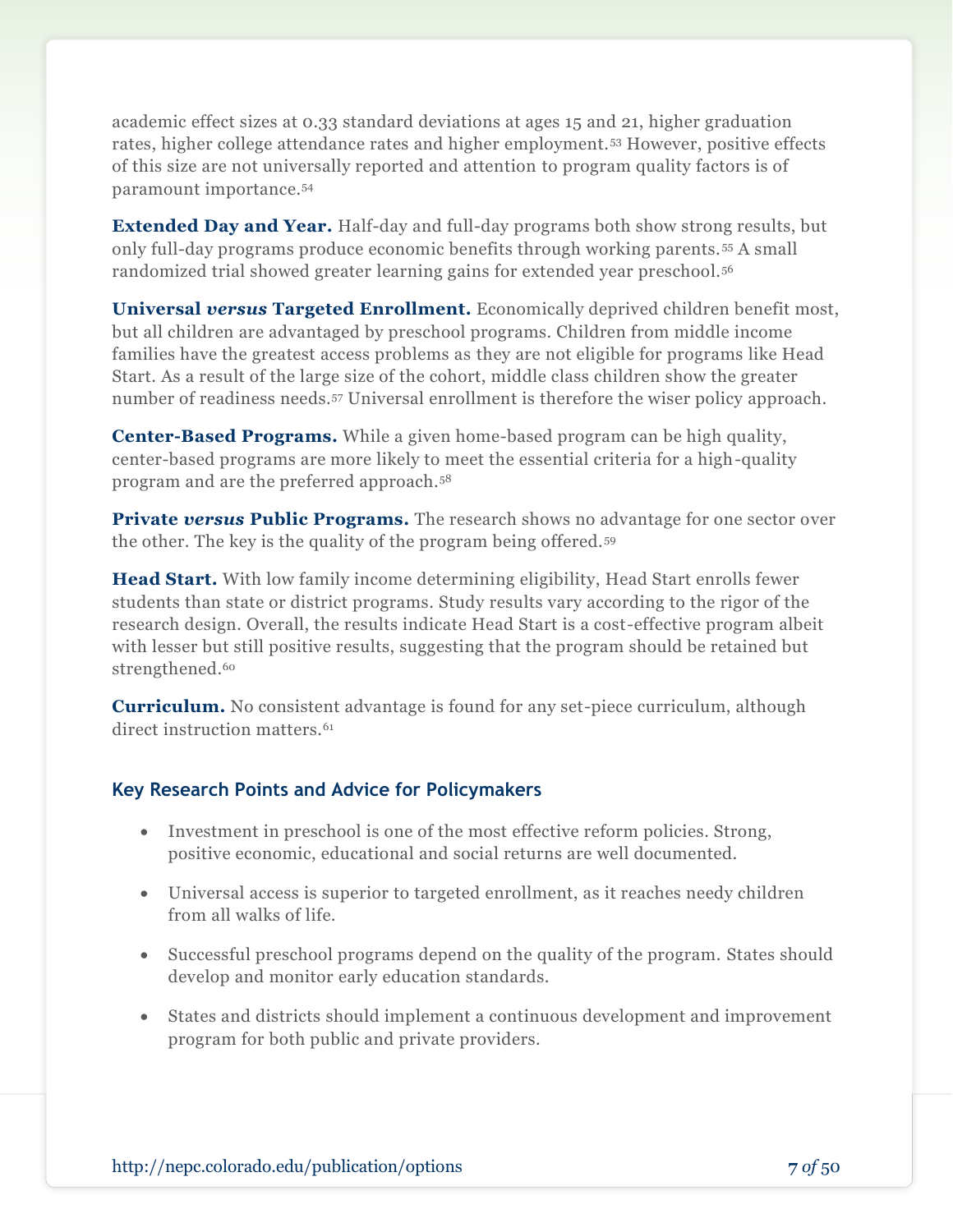academic effect sizes at 0.33 standard deviations at ages 15 and 21, higher graduation rates, higher college attendance rates and higher employment.[53] However, positive effects of this size are not universally reported and attention to program quality factors is of paramount importance.[54]

**Extended Day and Year.** Half-day and full-day programs both show strong results, but only full-day programs produce economic benefits through working parents.[55] A small randomized trial showed greater learning gains for extended year preschool.[56]

**Universal *versus* Targeted Enrollment.** Economically deprived children benefit most, but all children are advantaged by preschool programs. Children from middle income families have the greatest access problems as they are not eligible for programs like Head Start. As a result of the large size of the cohort, middle class children show the greater number of readiness needs.[57] Universal enrollment is therefore the wiser policy approach.

**Center-Based Programs.** While a given home-based program can be high quality, center-based programs are more likely to meet the essential criteria for a high-quality program and are the preferred approach.[58]

**Private *versus* Public Programs.** The research shows no advantage for one sector over the other. The key is the quality of the program being offered.[59]

**Head Start.** With low family income determining eligibility, Head Start enrolls fewer students than state or district programs. Study results vary according to the rigor of the research design. Overall, the results indicate Head Start is a cost-effective program albeit with lesser but still positive results, suggesting that the program should be retained but strengthened.[60]

**Curriculum.** No consistent advantage is found for any set-piece curriculum, although direct instruction matters.[61]

### Key Research Points and Advice for Policymakers

- Investment in preschool is one of the most effective reform policies. Strong, positive economic, educational and social returns are well documented.
- Universal access is superior to targeted enrollment, as it reaches needy children from all walks of life.
- Successful preschool programs depend on the quality of the program. States should develop and monitor early education standards.
- States and districts should implement a continuous development and improvement program for both public and private providers.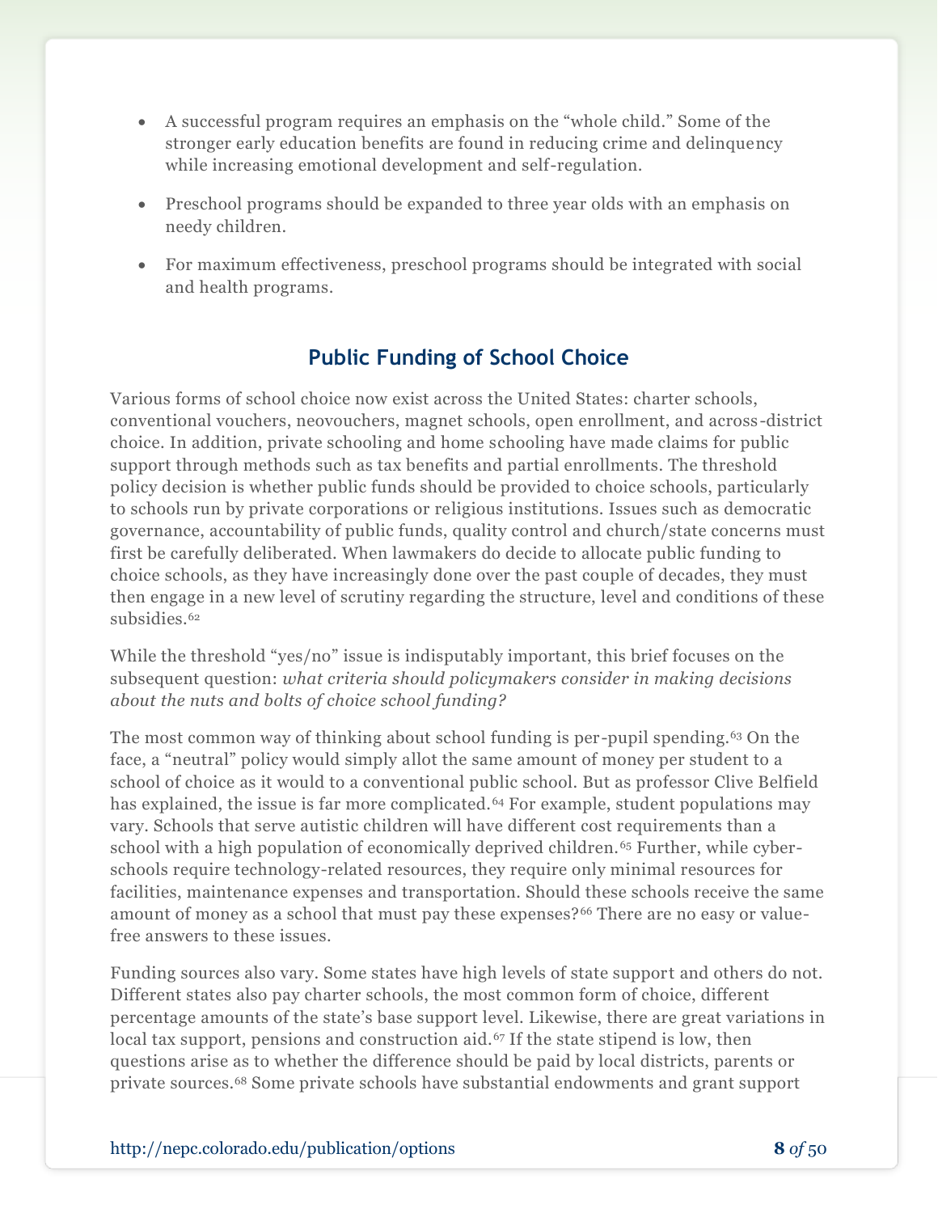- A successful program requires an emphasis on the "whole child." Some of the stronger early education benefits are found in reducing crime and delinquency while increasing emotional development and self-regulation.

- Preschool programs should be expanded to three year olds with an emphasis on needy children.

- For maximum effectiveness, preschool programs should be integrated with social and health programs.

## Public Funding of School Choice

Various forms of school choice now exist across the United States: charter schools, conventional vouchers, neovouchers, magnet schools, open enrollment, and across-district choice. In addition, private schooling and home schooling have made claims for public support through methods such as tax benefits and partial enrollments. The threshold policy decision is whether public funds should be provided to choice schools, particularly to schools run by private corporations or religious institutions. Issues such as democratic governance, accountability of public funds, quality control and church/state concerns must first be carefully deliberated. When lawmakers do decide to allocate public funding to choice schools, as they have increasingly done over the past couple of decades, they must then engage in a new level of scrutiny regarding the structure, level and conditions of these subsidies.[62]

While the threshold "yes/no" issue is indisputably important, this brief focuses on the subsequent question: *what criteria should policymakers consider in making decisions about the nuts and bolts of choice school funding?*

The most common way of thinking about school funding is per-pupil spending.[63] On the face, a "neutral" policy would simply allot the same amount of money per student to a school of choice as it would to a conventional public school. But as professor Clive Belfield has explained, the issue is far more complicated.[64] For example, student populations may vary. Schools that serve autistic children will have different cost requirements than a school with a high population of economically deprived children.[65] Further, while cyber-schools require technology-related resources, they require only minimal resources for facilities, maintenance expenses and transportation. Should these schools receive the same amount of money as a school that must pay these expenses?[66] There are no easy or value-free answers to these issues.

Funding sources also vary. Some states have high levels of state support and others do not. Different states also pay charter schools, the most common form of choice, different percentage amounts of the state's base support level. Likewise, there are great variations in local tax support, pensions and construction aid.[67] If the state stipend is low, then questions arise as to whether the difference should be paid by local districts, parents or private sources.[68] Some private schools have substantial endowments and grant support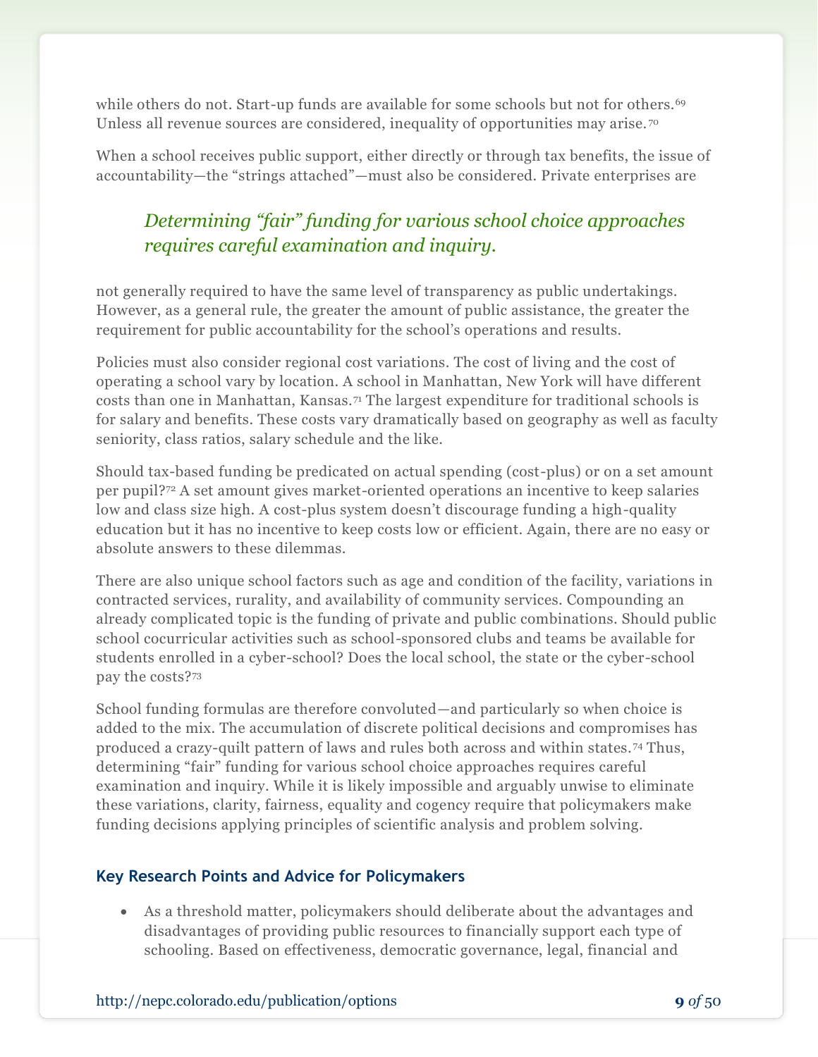while others do not. Start-up funds are available for some schools but not for others.[69] Unless all revenue sources are considered, inequality of opportunities may arise.[70]

When a school receives public support, either directly or through tax benefits, the issue of accountability—the "strings attached"—must also be considered. Private enterprises are not generally required to have the same level of transparency as public undertakings. However, as a general rule, the greater the amount of public assistance, the greater the requirement for public accountability for the school's operations and results.

> *Determining "fair" funding for various school choice approaches requires careful examination and inquiry.*

Policies must also consider regional cost variations. The cost of living and the cost of operating a school vary by location. A school in Manhattan, New York will have different costs than one in Manhattan, Kansas.[71] The largest expenditure for traditional schools is for salary and benefits. These costs vary dramatically based on geography as well as faculty seniority, class ratios, salary schedule and the like.

Should tax-based funding be predicated on actual spending (cost-plus) or on a set amount per pupil?[72] A set amount gives market-oriented operations an incentive to keep salaries low and class size high. A cost-plus system doesn't discourage funding a high-quality education but it has no incentive to keep costs low or efficient. Again, there are no easy or absolute answers to these dilemmas.

There are also unique school factors such as age and condition of the facility, variations in contracted services, rurality, and availability of community services. Compounding an already complicated topic is the funding of private and public combinations. Should public school cocurricular activities such as school-sponsored clubs and teams be available for students enrolled in a cyber-school? Does the local school, the state or the cyber-school pay the costs?[73]

School funding formulas are therefore convoluted—and particularly so when choice is added to the mix. The accumulation of discrete political decisions and compromises has produced a crazy-quilt pattern of laws and rules both across and within states.[74] Thus, determining "fair" funding for various school choice approaches requires careful examination and inquiry. While it is likely impossible and arguably unwise to eliminate these variations, clarity, fairness, equality and cogency require that policymakers make funding decisions applying principles of scientific analysis and problem solving.

### Key Research Points and Advice for Policymakers

- As a threshold matter, policymakers should deliberate about the advantages and disadvantages of providing public resources to financially support each type of schooling. Based on effectiveness, democratic governance, legal, financial and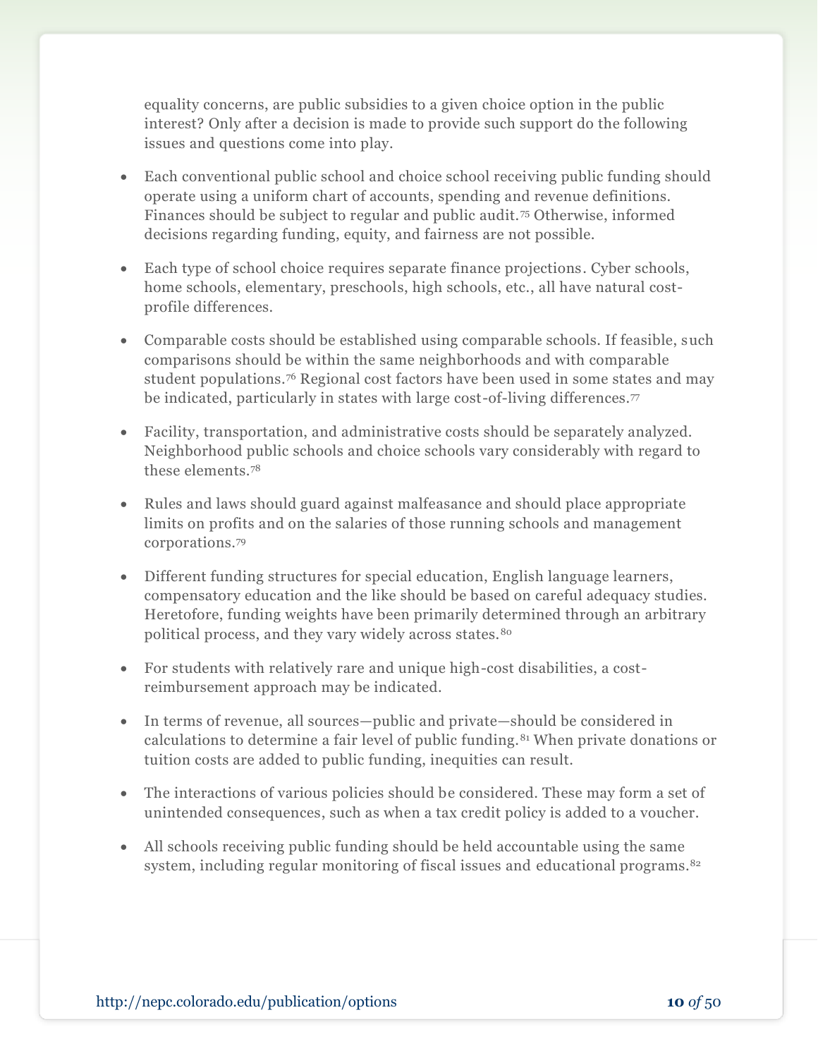equality concerns, are public subsidies to a given choice option in the public interest? Only after a decision is made to provide such support do the following issues and questions come into play.

- Each conventional public school and choice school receiving public funding should operate using a uniform chart of accounts, spending and revenue definitions. Finances should be subject to regular and public audit.[75] Otherwise, informed decisions regarding funding, equity, and fairness are not possible.

- Each type of school choice requires separate finance projections. Cyber schools, home schools, elementary, preschools, high schools, etc., all have natural cost-profile differences.

- Comparable costs should be established using comparable schools. If feasible, such comparisons should be within the same neighborhoods and with comparable student populations.[76] Regional cost factors have been used in some states and may be indicated, particularly in states with large cost-of-living differences.[77]

- Facility, transportation, and administrative costs should be separately analyzed. Neighborhood public schools and choice schools vary considerably with regard to these elements.[78]

- Rules and laws should guard against malfeasance and should place appropriate limits on profits and on the salaries of those running schools and management corporations.[79]

- Different funding structures for special education, English language learners, compensatory education and the like should be based on careful adequacy studies. Heretofore, funding weights have been primarily determined through an arbitrary political process, and they vary widely across states.[80]

- For students with relatively rare and unique high-cost disabilities, a cost-reimbursement approach may be indicated.

- In terms of revenue, all sources—public and private—should be considered in calculations to determine a fair level of public funding.[81] When private donations or tuition costs are added to public funding, inequities can result.

- The interactions of various policies should be considered. These may form a set of unintended consequences, such as when a tax credit policy is added to a voucher.

- All schools receiving public funding should be held accountable using the same system, including regular monitoring of fiscal issues and educational programs.[82]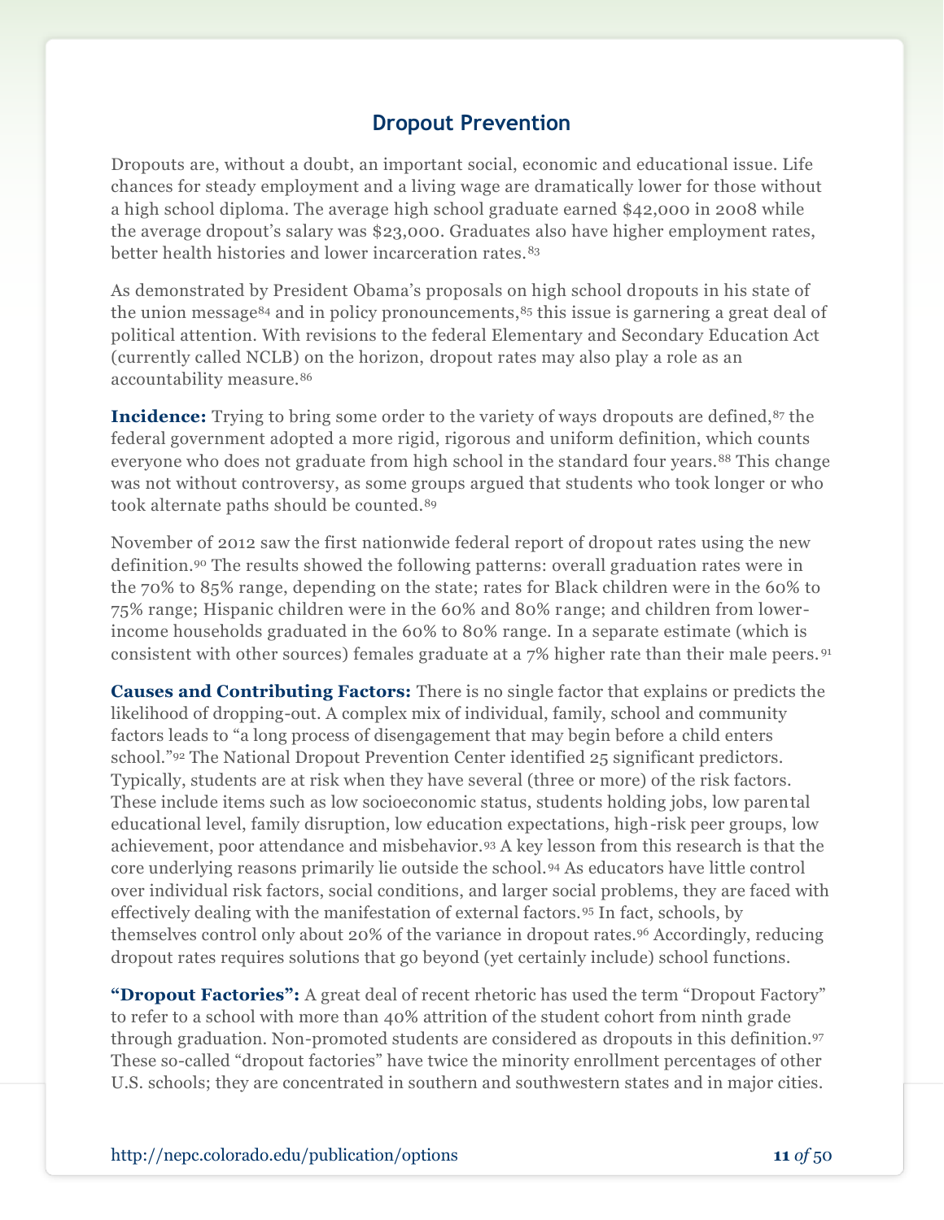## Dropout Prevention

Dropouts are, without a doubt, an important social, economic and educational issue. Life chances for steady employment and a living wage are dramatically lower for those without a high school diploma. The average high school graduate earned $42,000 in 2008 while the average dropout's salary was $23,000. Graduates also have higher employment rates, better health histories and lower incarceration rates.[83]

As demonstrated by President Obama's proposals on high school dropouts in his state of the union message[84] and in policy pronouncements,[85] this issue is garnering a great deal of political attention. With revisions to the federal Elementary and Secondary Education Act (currently called NCLB) on the horizon, dropout rates may also play a role as an accountability measure.[86]

**Incidence:** Trying to bring some order to the variety of ways dropouts are defined,[87] the federal government adopted a more rigid, rigorous and uniform definition, which counts everyone who does not graduate from high school in the standard four years.[88] This change was not without controversy, as some groups argued that students who took longer or who took alternate paths should be counted.[89]

November of 2012 saw the first nationwide federal report of dropout rates using the new definition.[90] The results showed the following patterns: overall graduation rates were in the 70% to 85% range, depending on the state; rates for Black children were in the 60% to 75% range; Hispanic children were in the 60% and 80% range; and children from lower-income households graduated in the 60% to 80% range. In a separate estimate (which is consistent with other sources) females graduate at a 7% higher rate than their male peers.[91]

**Causes and Contributing Factors:** There is no single factor that explains or predicts the likelihood of dropping-out. A complex mix of individual, family, school and community factors leads to "a long process of disengagement that may begin before a child enters school."[92] The National Dropout Prevention Center identified 25 significant predictors. Typically, students are at risk when they have several (three or more) of the risk factors. These include items such as low socioeconomic status, students holding jobs, low parental educational level, family disruption, low education expectations, high-risk peer groups, low achievement, poor attendance and misbehavior.[93] A key lesson from this research is that the core underlying reasons primarily lie outside the school.[94] As educators have little control over individual risk factors, social conditions, and larger social problems, they are faced with effectively dealing with the manifestation of external factors.[95] In fact, schools, by themselves control only about 20% of the variance in dropout rates.[96] Accordingly, reducing dropout rates requires solutions that go beyond (yet certainly include) school functions.

**"Dropout Factories":** A great deal of recent rhetoric has used the term "Dropout Factory" to refer to a school with more than 40% attrition of the student cohort from ninth grade through graduation. Non-promoted students are considered as dropouts in this definition.[97] These so-called "dropout factories" have twice the minority enrollment percentages of other U.S. schools; they are concentrated in southern and southwestern states and in major cities.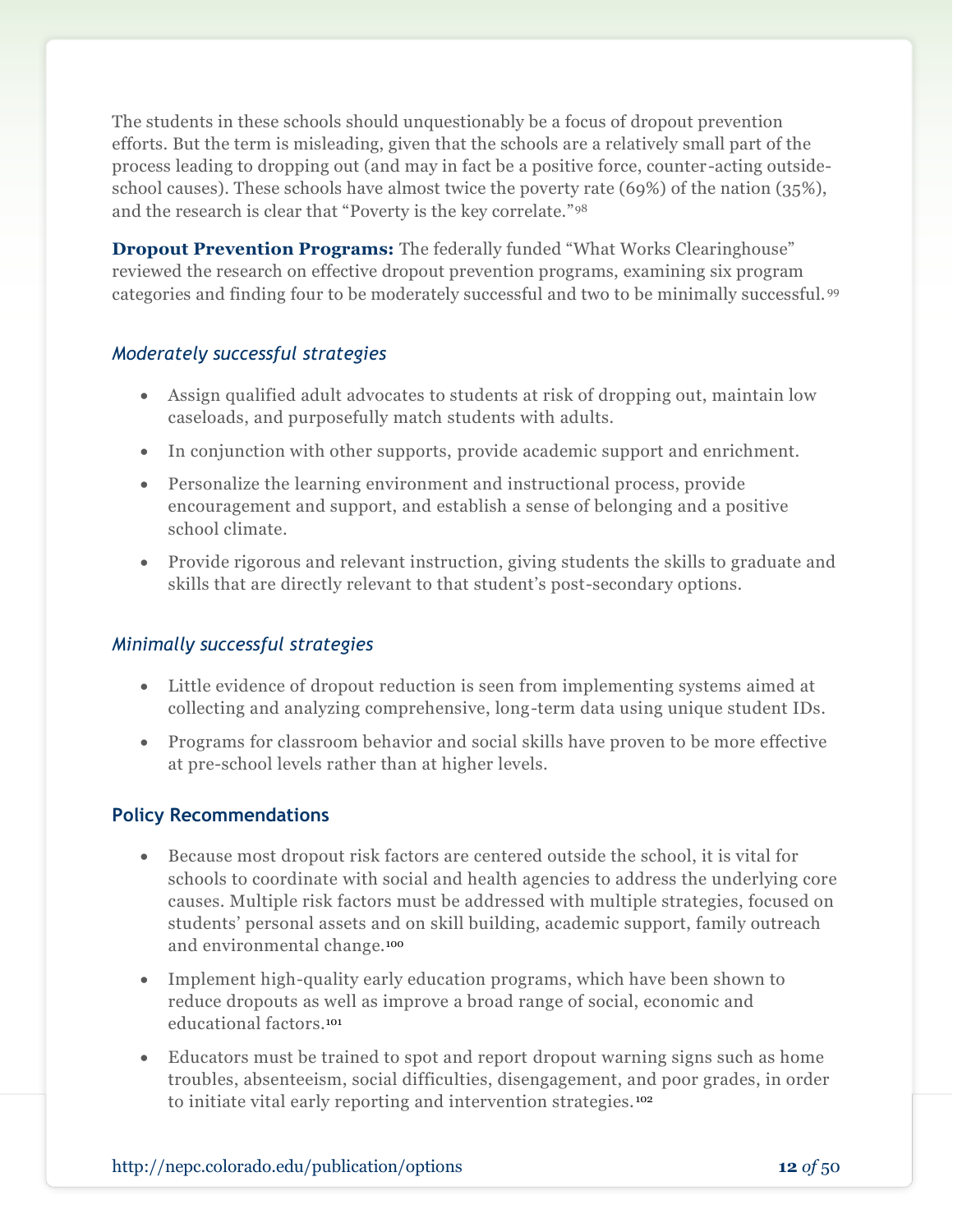The students in these schools should unquestionably be a focus of dropout prevention efforts. But the term is misleading, given that the schools are a relatively small part of the process leading to dropping out (and may in fact be a positive force, counter-acting outside-school causes). These schools have almost twice the poverty rate (69%) of the nation (35%), and the research is clear that "Poverty is the key correlate."[98]

**Dropout Prevention Programs:** The federally funded "What Works Clearinghouse" reviewed the research on effective dropout prevention programs, examining six program categories and finding four to be moderately successful and two to be minimally successful.[99]

### *Moderately successful strategies*

- Assign qualified adult advocates to students at risk of dropping out, maintain low caseloads, and purposefully match students with adults.
- In conjunction with other supports, provide academic support and enrichment.
- Personalize the learning environment and instructional process, provide encouragement and support, and establish a sense of belonging and a positive school climate.
- Provide rigorous and relevant instruction, giving students the skills to graduate and skills that are directly relevant to that student's post-secondary options.

### *Minimally successful strategies*

- Little evidence of dropout reduction is seen from implementing systems aimed at collecting and analyzing comprehensive, long-term data using unique student IDs.
- Programs for classroom behavior and social skills have proven to be more effective at pre-school levels rather than at higher levels.

### Policy Recommendations

- Because most dropout risk factors are centered outside the school, it is vital for schools to coordinate with social and health agencies to address the underlying core causes. Multiple risk factors must be addressed with multiple strategies, focused on students' personal assets and on skill building, academic support, family outreach and environmental change.[100]
- Implement high-quality early education programs, which have been shown to reduce dropouts as well as improve a broad range of social, economic and educational factors.[101]
- Educators must be trained to spot and report dropout warning signs such as home troubles, absenteeism, social difficulties, disengagement, and poor grades, in order to initiate vital early reporting and intervention strategies.[102]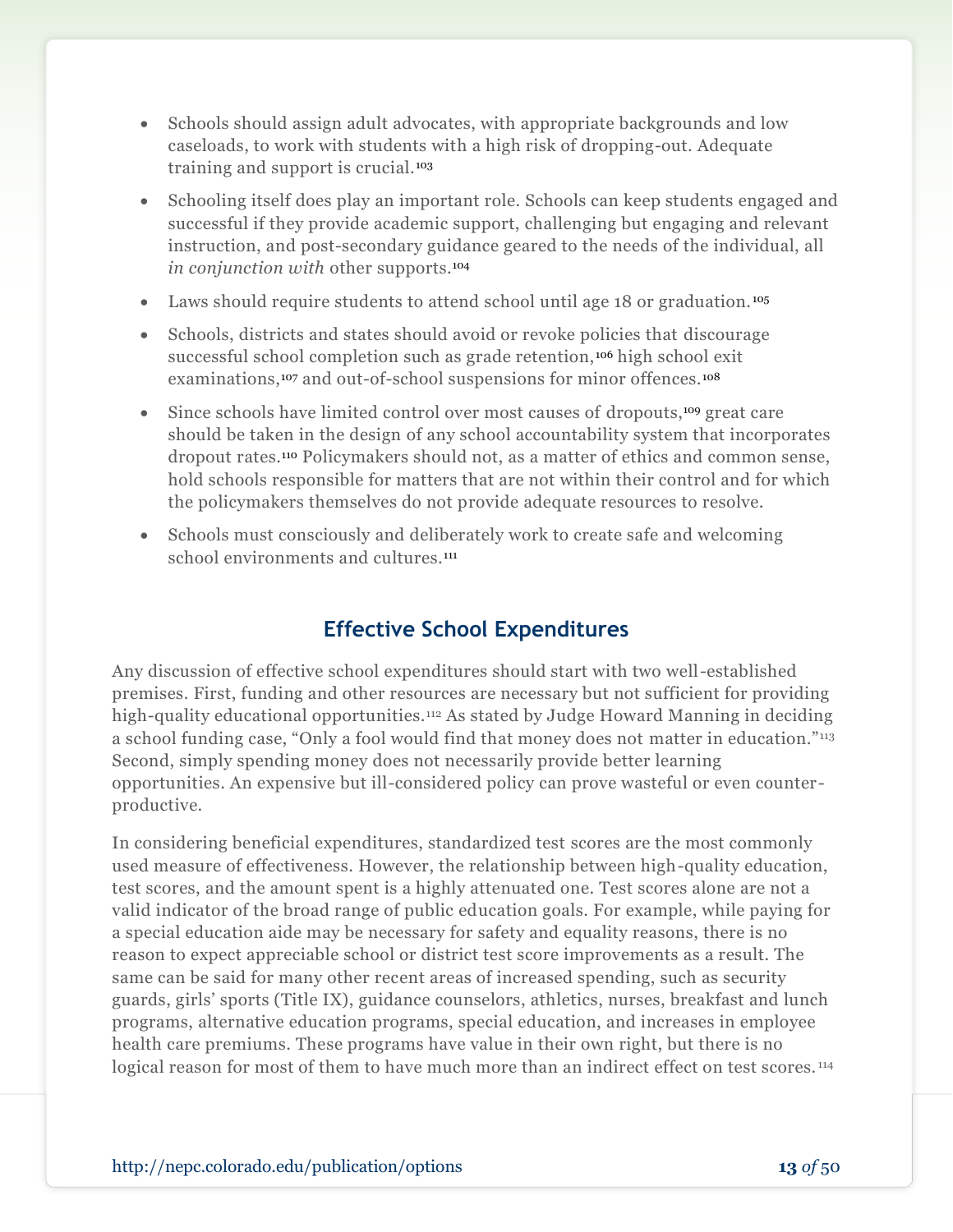- Schools should assign adult advocates, with appropriate backgrounds and low caseloads, to work with students with a high risk of dropping-out. Adequate training and support is crucial.[103]
- Schooling itself does play an important role. Schools can keep students engaged and successful if they provide academic support, challenging but engaging and relevant instruction, and post-secondary guidance geared to the needs of the individual, all *in conjunction with* other supports.[104]
- Laws should require students to attend school until age 18 or graduation.[105]
- Schools, districts and states should avoid or revoke policies that discourage successful school completion such as grade retention,[106] high school exit examinations,[107] and out-of-school suspensions for minor offences.[108]
- Since schools have limited control over most causes of dropouts,[109] great care should be taken in the design of any school accountability system that incorporates dropout rates.[110] Policymakers should not, as a matter of ethics and common sense, hold schools responsible for matters that are not within their control and for which the policymakers themselves do not provide adequate resources to resolve.
- Schools must consciously and deliberately work to create safe and welcoming school environments and cultures.[111]

## Effective School Expenditures

Any discussion of effective school expenditures should start with two well-established premises. First, funding and other resources are necessary but not sufficient for providing high-quality educational opportunities.[112] As stated by Judge Howard Manning in deciding a school funding case, "Only a fool would find that money does not matter in education."[113] Second, simply spending money does not necessarily provide better learning opportunities. An expensive but ill-considered policy can prove wasteful or even counter-productive.

In considering beneficial expenditures, standardized test scores are the most commonly used measure of effectiveness. However, the relationship between high-quality education, test scores, and the amount spent is a highly attenuated one. Test scores alone are not a valid indicator of the broad range of public education goals. For example, while paying for a special education aide may be necessary for safety and equality reasons, there is no reason to expect appreciable school or district test score improvements as a result. The same can be said for many other recent areas of increased spending, such as security guards, girls' sports (Title IX), guidance counselors, athletics, nurses, breakfast and lunch programs, alternative education programs, special education, and increases in employee health care premiums. These programs have value in their own right, but there is no logical reason for most of them to have much more than an indirect effect on test scores.[114]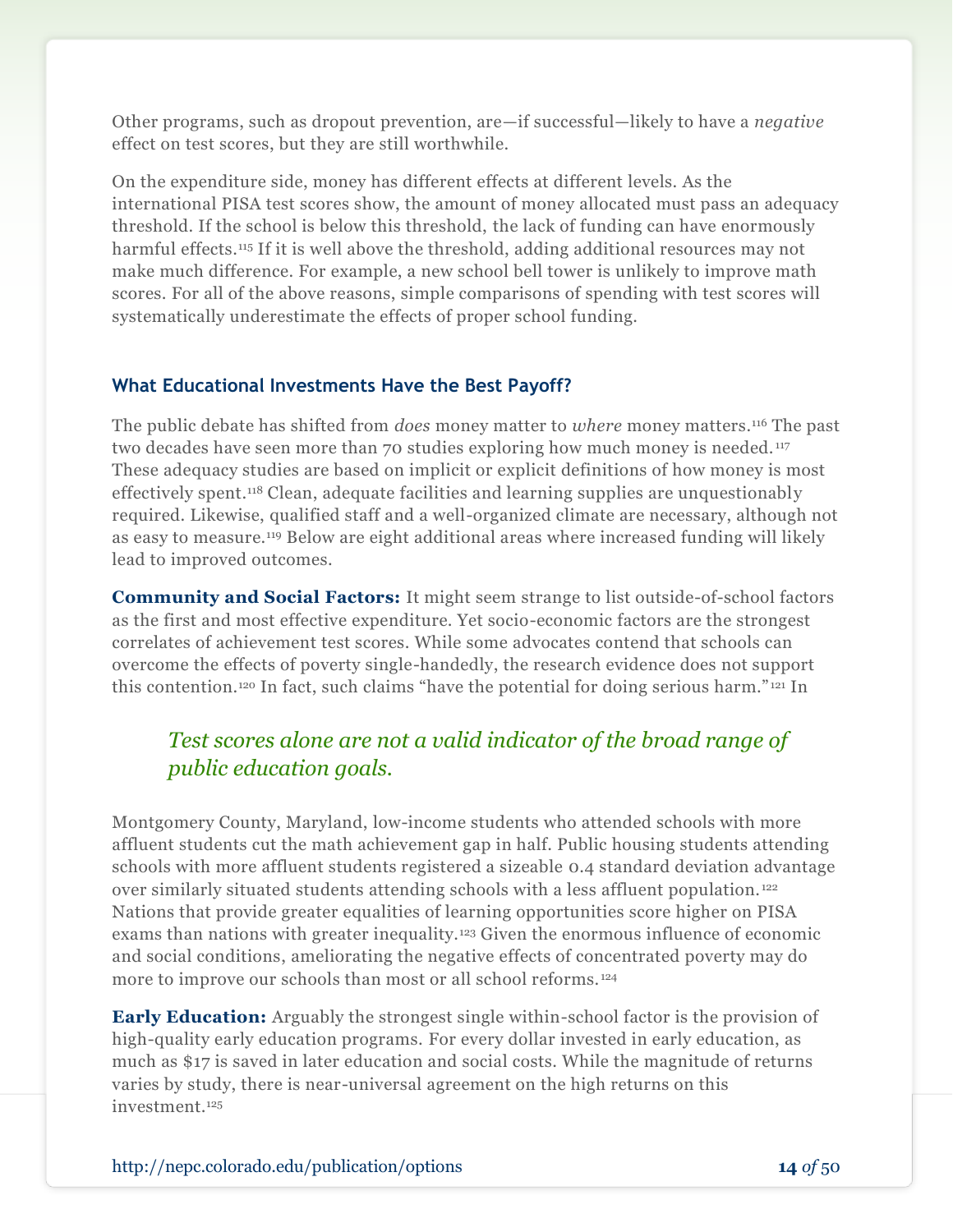Other programs, such as dropout prevention, are—if successful—likely to have a *negative* effect on test scores, but they are still worthwhile.

On the expenditure side, money has different effects at different levels. As the international PISA test scores show, the amount of money allocated must pass an adequacy threshold. If the school is below this threshold, the lack of funding can have enormously harmful effects.[115] If it is well above the threshold, adding additional resources may not make much difference. For example, a new school bell tower is unlikely to improve math scores. For all of the above reasons, simple comparisons of spending with test scores will systematically underestimate the effects of proper school funding.

### What Educational Investments Have the Best Payoff?

The public debate has shifted from *does* money matter to *where* money matters.[116] The past two decades have seen more than 70 studies exploring how much money is needed.[117] These adequacy studies are based on implicit or explicit definitions of how money is most effectively spent.[118] Clean, adequate facilities and learning supplies are unquestionably required. Likewise, qualified staff and a well-organized climate are necessary, although not as easy to measure.[119] Below are eight additional areas where increased funding will likely lead to improved outcomes.

**Community and Social Factors:** It might seem strange to list outside-of-school factors as the first and most effective expenditure. Yet socio-economic factors are the strongest correlates of achievement test scores. While some advocates contend that schools can overcome the effects of poverty single-handedly, the research evidence does not support this contention.[120] In fact, such claims "have the potential for doing serious harm."[121] In Montgomery County, Maryland, low-income students who attended schools with more affluent students cut the math achievement gap in half. Public housing students attending schools with more affluent students registered a sizeable 0.4 standard deviation advantage over similarly situated students attending schools with a less affluent population.[122] Nations that provide greater equalities of learning opportunities score higher on PISA exams than nations with greater inequality.[123] Given the enormous influence of economic and social conditions, ameliorating the negative effects of concentrated poverty may do more to improve our schools than most or all school reforms.[124]

> *Test scores alone are not a valid indicator of the broad range of public education goals.*

**Early Education:** Arguably the strongest single within-school factor is the provision of high-quality early education programs. For every dollar invested in early education, as much as $17 is saved in later education and social costs. While the magnitude of returns varies by study, there is near-universal agreement on the high returns on this investment.[125]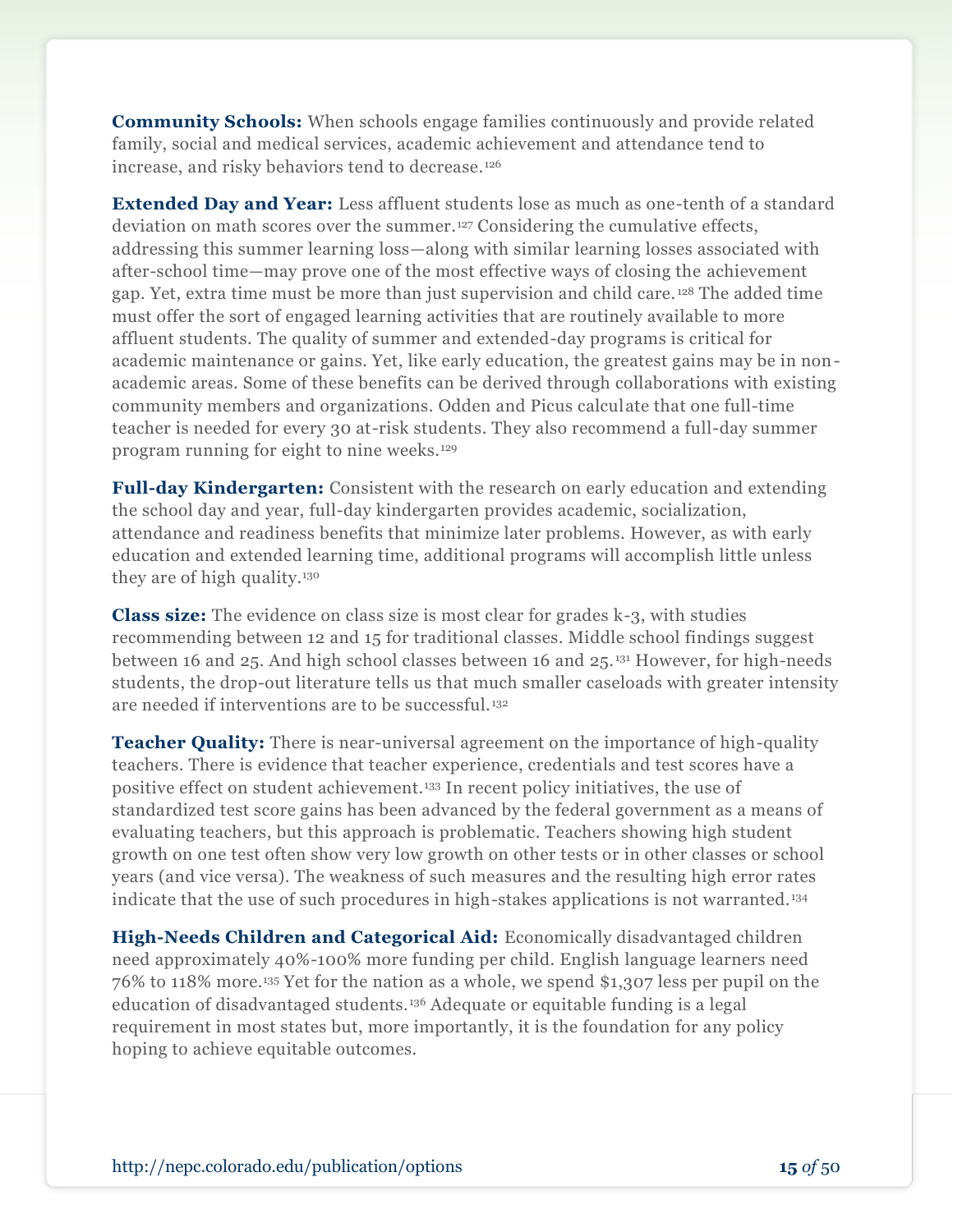**Community Schools:** When schools engage families continuously and provide related family, social and medical services, academic achievement and attendance tend to increase, and risky behaviors tend to decrease.[126]

**Extended Day and Year:** Less affluent students lose as much as one-tenth of a standard deviation on math scores over the summer.[127] Considering the cumulative effects, addressing this summer learning loss—along with similar learning losses associated with after-school time—may prove one of the most effective ways of closing the achievement gap. Yet, extra time must be more than just supervision and child care.[128] The added time must offer the sort of engaged learning activities that are routinely available to more affluent students. The quality of summer and extended-day programs is critical for academic maintenance or gains. Yet, like early education, the greatest gains may be in non-academic areas. Some of these benefits can be derived through collaborations with existing community members and organizations. Odden and Picus calculate that one full-time teacher is needed for every 30 at-risk students. They also recommend a full-day summer program running for eight to nine weeks.[129]

**Full-day Kindergarten:** Consistent with the research on early education and extending the school day and year, full-day kindergarten provides academic, socialization, attendance and readiness benefits that minimize later problems. However, as with early education and extended learning time, additional programs will accomplish little unless they are of high quality.[130]

**Class size:** The evidence on class size is most clear for grades k-3, with studies recommending between 12 and 15 for traditional classes. Middle school findings suggest between 16 and 25. And high school classes between 16 and 25.[131] However, for high-needs students, the drop-out literature tells us that much smaller caseloads with greater intensity are needed if interventions are to be successful.[132]

**Teacher Quality:** There is near-universal agreement on the importance of high-quality teachers. There is evidence that teacher experience, credentials and test scores have a positive effect on student achievement.[133] In recent policy initiatives, the use of standardized test score gains has been advanced by the federal government as a means of evaluating teachers, but this approach is problematic. Teachers showing high student growth on one test often show very low growth on other tests or in other classes or school years (and vice versa). The weakness of such measures and the resulting high error rates indicate that the use of such procedures in high-stakes applications is not warranted.[134]

**High-Needs Children and Categorical Aid:** Economically disadvantaged children need approximately 40%-100% more funding per child. English language learners need 76% to 118% more.[135] Yet for the nation as a whole, we spend $1,307 less per pupil on the education of disadvantaged students.[136] Adequate or equitable funding is a legal requirement in most states but, more importantly, it is the foundation for any policy hoping to achieve equitable outcomes.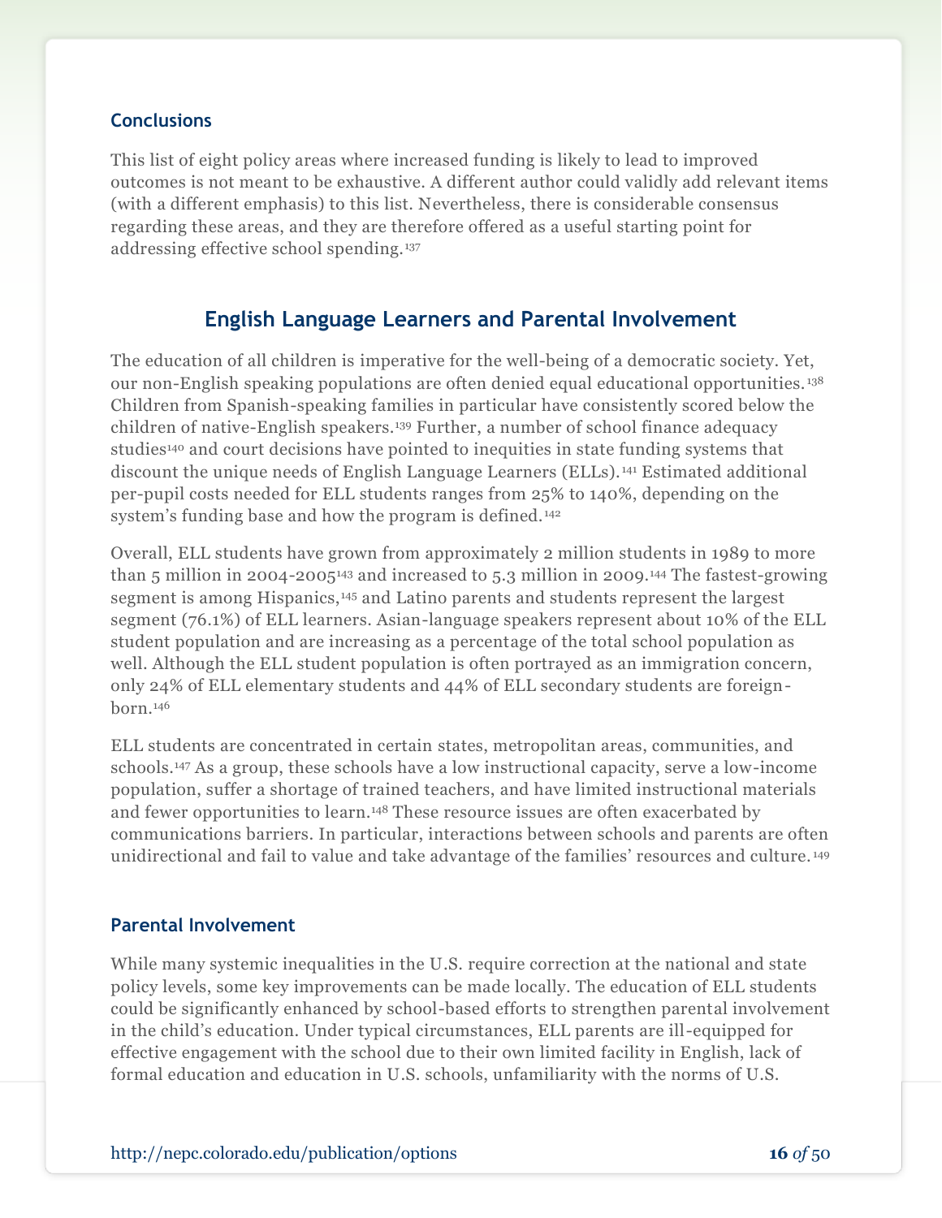### Conclusions

This list of eight policy areas where increased funding is likely to lead to improved outcomes is not meant to be exhaustive. A different author could validly add relevant items (with a different emphasis) to this list. Nevertheless, there is considerable consensus regarding these areas, and they are therefore offered as a useful starting point for addressing effective school spending.[137]

## English Language Learners and Parental Involvement

The education of all children is imperative for the well-being of a democratic society. Yet, our non-English speaking populations are often denied equal educational opportunities.[138] Children from Spanish-speaking families in particular have consistently scored below the children of native-English speakers.[139] Further, a number of school finance adequacy studies[140] and court decisions have pointed to inequities in state funding systems that discount the unique needs of English Language Learners (ELLs).[141] Estimated additional per-pupil costs needed for ELL students ranges from 25% to 140%, depending on the system's funding base and how the program is defined.[142]

Overall, ELL students have grown from approximately 2 million students in 1989 to more than 5 million in 2004-2005[143] and increased to 5.3 million in 2009.[144] The fastest-growing segment is among Hispanics,[145] and Latino parents and students represent the largest segment (76.1%) of ELL learners. Asian-language speakers represent about 10% of the ELL student population and are increasing as a percentage of the total school population as well. Although the ELL student population is often portrayed as an immigration concern, only 24% of ELL elementary students and 44% of ELL secondary students are foreign-born.[146]

ELL students are concentrated in certain states, metropolitan areas, communities, and schools.[147] As a group, these schools have a low instructional capacity, serve a low-income population, suffer a shortage of trained teachers, and have limited instructional materials and fewer opportunities to learn.[148] These resource issues are often exacerbated by communications barriers. In particular, interactions between schools and parents are often unidirectional and fail to value and take advantage of the families' resources and culture.[149]

### Parental Involvement

While many systemic inequalities in the U.S. require correction at the national and state policy levels, some key improvements can be made locally. The education of ELL students could be significantly enhanced by school-based efforts to strengthen parental involvement in the child's education. Under typical circumstances, ELL parents are ill-equipped for effective engagement with the school due to their own limited facility in English, lack of formal education and education in U.S. schools, unfamiliarity with the norms of U.S.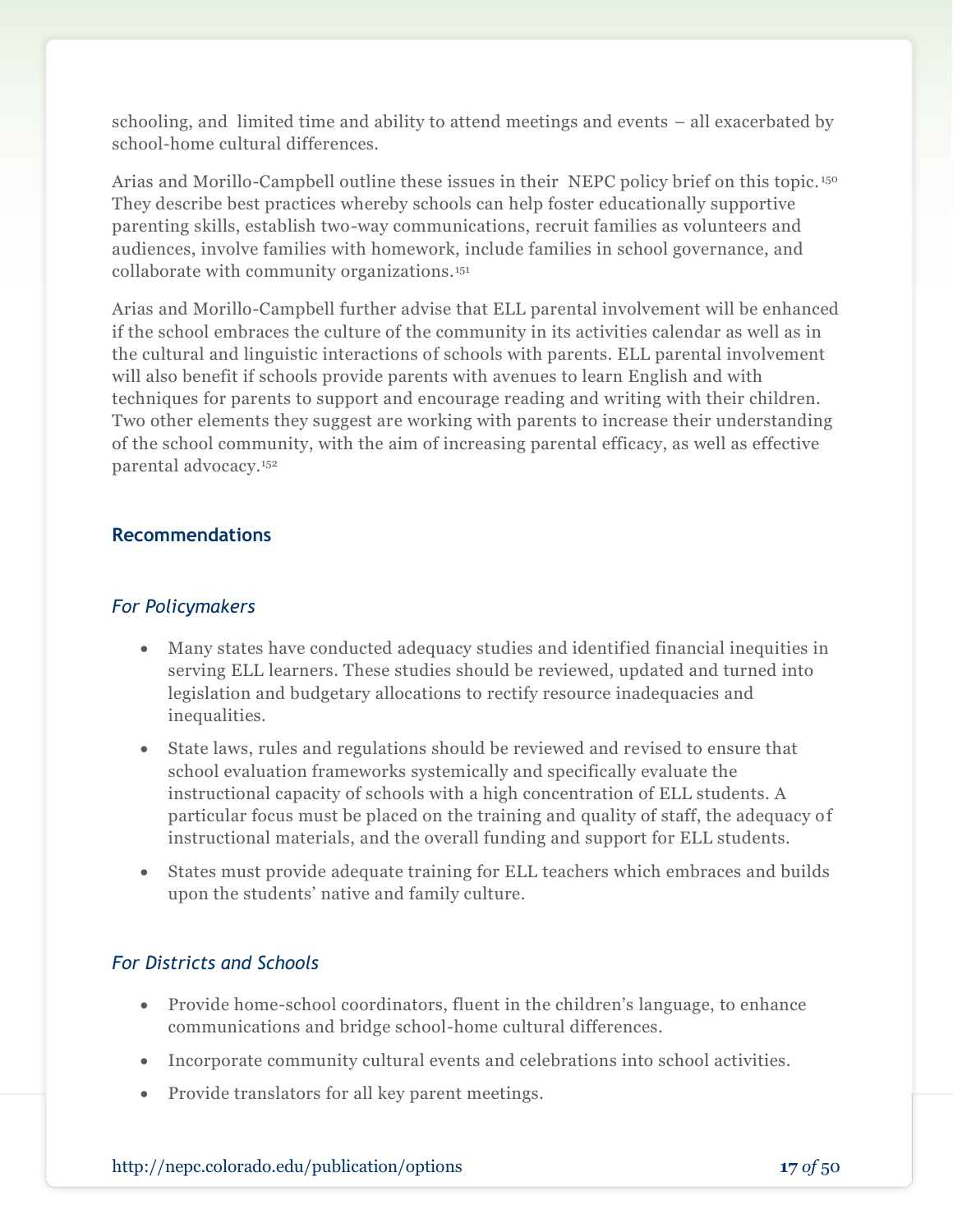schooling, and limited time and ability to attend meetings and events – all exacerbated by school-home cultural differences.

Arias and Morillo-Campbell outline these issues in their NEPC policy brief on this topic.[150] They describe best practices whereby schools can help foster educationally supportive parenting skills, establish two-way communications, recruit families as volunteers and audiences, involve families with homework, include families in school governance, and collaborate with community organizations.[151]

Arias and Morillo-Campbell further advise that ELL parental involvement will be enhanced if the school embraces the culture of the community in its activities calendar as well as in the cultural and linguistic interactions of schools with parents. ELL parental involvement will also benefit if schools provide parents with avenues to learn English and with techniques for parents to support and encourage reading and writing with their children. Two other elements they suggest are working with parents to increase their understanding of the school community, with the aim of increasing parental efficacy, as well as effective parental advocacy.[152]

## Recommendations

### *For Policymakers*

- Many states have conducted adequacy studies and identified financial inequities in serving ELL learners. These studies should be reviewed, updated and turned into legislation and budgetary allocations to rectify resource inadequacies and inequalities.
- State laws, rules and regulations should be reviewed and revised to ensure that school evaluation frameworks systemically and specifically evaluate the instructional capacity of schools with a high concentration of ELL students. A particular focus must be placed on the training and quality of staff, the adequacy of instructional materials, and the overall funding and support for ELL students.
- States must provide adequate training for ELL teachers which embraces and builds upon the students' native and family culture.

### *For Districts and Schools*

- Provide home-school coordinators, fluent in the children's language, to enhance communications and bridge school-home cultural differences.
- Incorporate community cultural events and celebrations into school activities.
- Provide translators for all key parent meetings.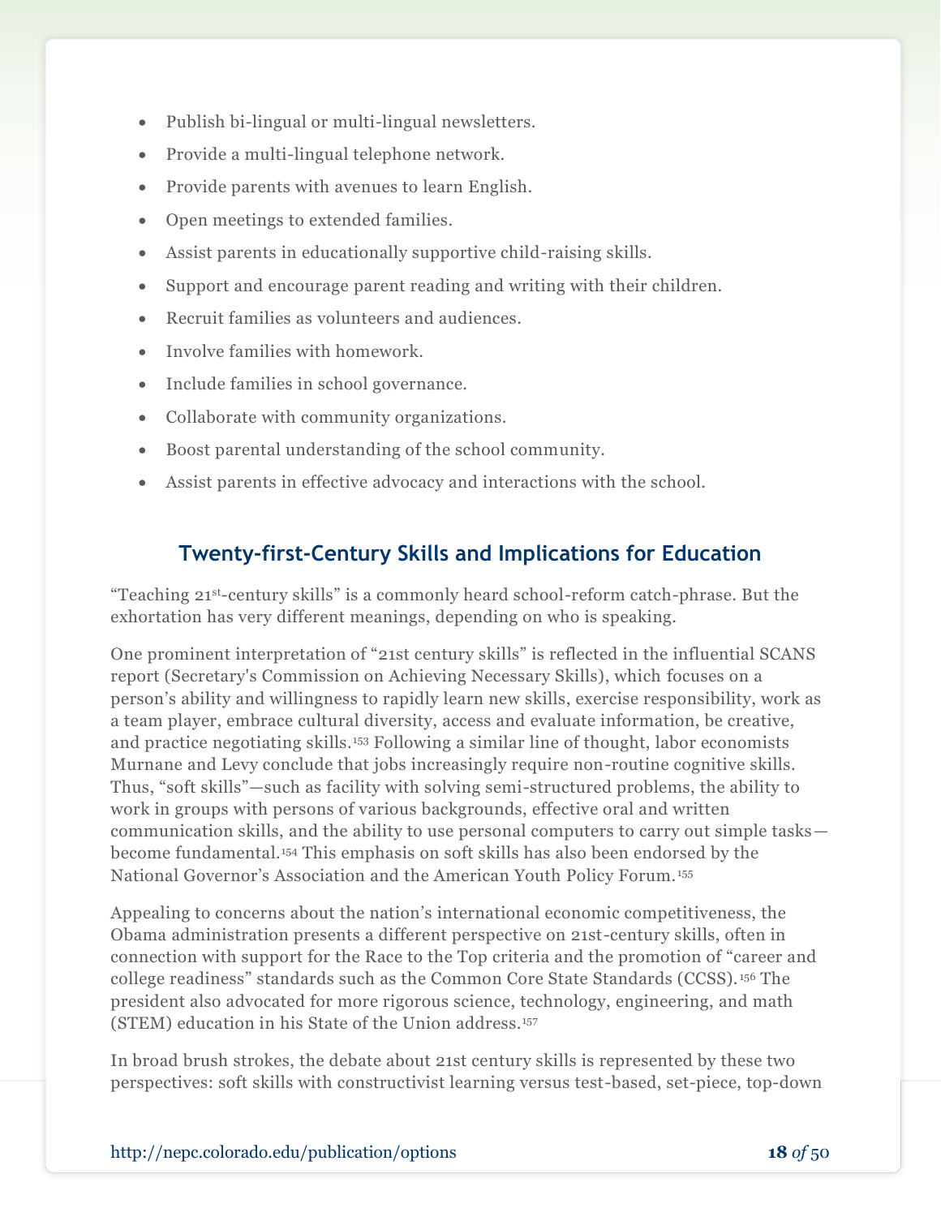- Publish bi-lingual or multi-lingual newsletters.
- Provide a multi-lingual telephone network.
- Provide parents with avenues to learn English.
- Open meetings to extended families.
- Assist parents in educationally supportive child-raising skills.
- Support and encourage parent reading and writing with their children.
- Recruit families as volunteers and audiences.
- Involve families with homework.
- Include families in school governance.
- Collaborate with community organizations.
- Boost parental understanding of the school community.
- Assist parents in effective advocacy and interactions with the school.

## Twenty-first-Century Skills and Implications for Education

"Teaching 21st-century skills" is a commonly heard school-reform catch-phrase. But the exhortation has very different meanings, depending on who is speaking.

One prominent interpretation of "21st century skills" is reflected in the influential SCANS report (Secretary's Commission on Achieving Necessary Skills), which focuses on a person's ability and willingness to rapidly learn new skills, exercise responsibility, work as a team player, embrace cultural diversity, access and evaluate information, be creative, and practice negotiating skills.[153] Following a similar line of thought, labor economists Murnane and Levy conclude that jobs increasingly require non-routine cognitive skills. Thus, "soft skills"—such as facility with solving semi-structured problems, the ability to work in groups with persons of various backgrounds, effective oral and written communication skills, and the ability to use personal computers to carry out simple tasks—become fundamental.[154] This emphasis on soft skills has also been endorsed by the National Governor's Association and the American Youth Policy Forum.[155]

Appealing to concerns about the nation's international economic competitiveness, the Obama administration presents a different perspective on 21st-century skills, often in connection with support for the Race to the Top criteria and the promotion of "career and college readiness" standards such as the Common Core State Standards (CCSS).[156] The president also advocated for more rigorous science, technology, engineering, and math (STEM) education in his State of the Union address.[157]

In broad brush strokes, the debate about 21st century skills is represented by these two perspectives: soft skills with constructivist learning versus test-based, set-piece, top-down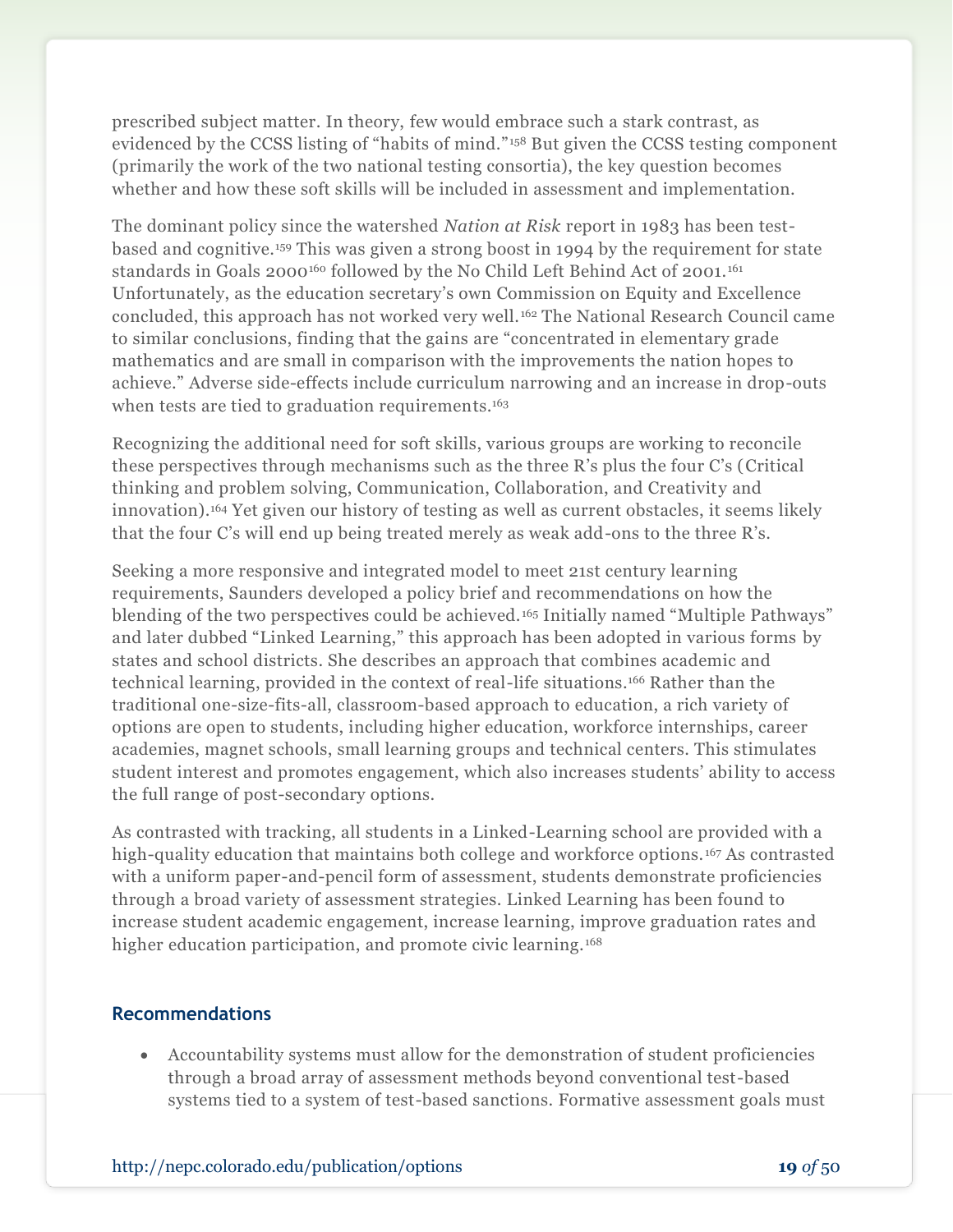prescribed subject matter. In theory, few would embrace such a stark contrast, as evidenced by the CCSS listing of "habits of mind."[158] But given the CCSS testing component (primarily the work of the two national testing consortia), the key question becomes whether and how these soft skills will be included in assessment and implementation.

The dominant policy since the watershed *Nation at Risk* report in 1983 has been test-based and cognitive.[159] This was given a strong boost in 1994 by the requirement for state standards in Goals 2000[160] followed by the No Child Left Behind Act of 2001.[161] Unfortunately, as the education secretary's own Commission on Equity and Excellence concluded, this approach has not worked very well.[162] The National Research Council came to similar conclusions, finding that the gains are "concentrated in elementary grade mathematics and are small in comparison with the improvements the nation hopes to achieve." Adverse side-effects include curriculum narrowing and an increase in drop-outs when tests are tied to graduation requirements.[163]

Recognizing the additional need for soft skills, various groups are working to reconcile these perspectives through mechanisms such as the three R's plus the four C's (Critical thinking and problem solving, Communication, Collaboration, and Creativity and innovation).[164] Yet given our history of testing as well as current obstacles, it seems likely that the four C's will end up being treated merely as weak add-ons to the three R's.

Seeking a more responsive and integrated model to meet 21st century learning requirements, Saunders developed a policy brief and recommendations on how the blending of the two perspectives could be achieved.[165] Initially named "Multiple Pathways" and later dubbed "Linked Learning," this approach has been adopted in various forms by states and school districts. She describes an approach that combines academic and technical learning, provided in the context of real-life situations.[166] Rather than the traditional one-size-fits-all, classroom-based approach to education, a rich variety of options are open to students, including higher education, workforce internships, career academies, magnet schools, small learning groups and technical centers. This stimulates student interest and promotes engagement, which also increases students' ability to access the full range of post-secondary options.

As contrasted with tracking, all students in a Linked-Learning school are provided with a high-quality education that maintains both college and workforce options.[167] As contrasted with a uniform paper-and-pencil form of assessment, students demonstrate proficiencies through a broad variety of assessment strategies. Linked Learning has been found to increase student academic engagement, increase learning, improve graduation rates and higher education participation, and promote civic learning.[168]

## Recommendations

- Accountability systems must allow for the demonstration of student proficiencies through a broad array of assessment methods beyond conventional test-based systems tied to a system of test-based sanctions. Formative assessment goals must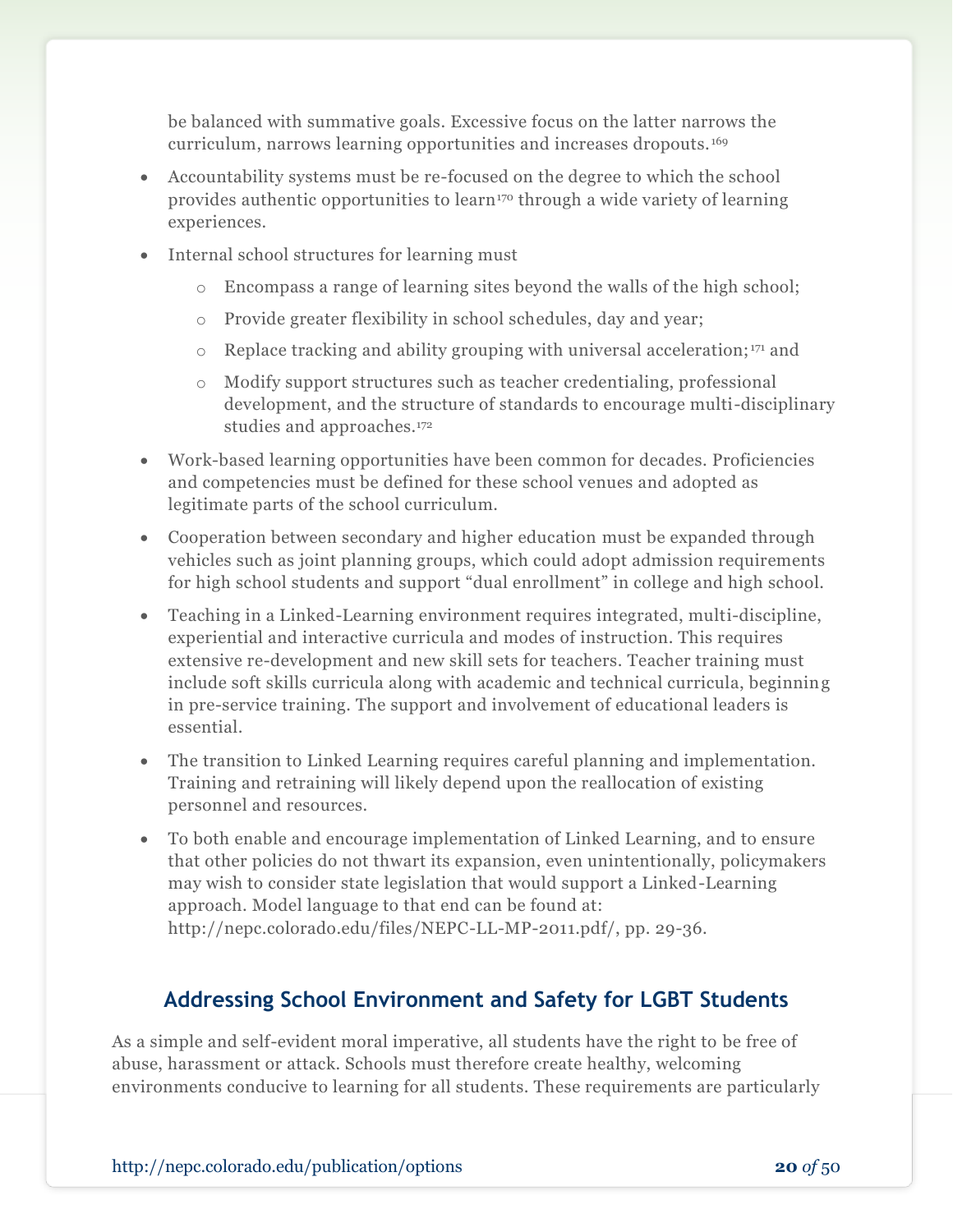be balanced with summative goals. Excessive focus on the latter narrows the curriculum, narrows learning opportunities and increases dropouts.[169]

- Accountability systems must be re-focused on the degree to which the school provides authentic opportunities to learn[170] through a wide variety of learning experiences.
- Internal school structures for learning must
    - Encompass a range of learning sites beyond the walls of the high school;
    - Provide greater flexibility in school schedules, day and year;
    - Replace tracking and ability grouping with universal acceleration;[171] and
    - Modify support structures such as teacher credentialing, professional development, and the structure of standards to encourage multi-disciplinary studies and approaches.[172]
- Work-based learning opportunities have been common for decades. Proficiencies and competencies must be defined for these school venues and adopted as legitimate parts of the school curriculum.
- Cooperation between secondary and higher education must be expanded through vehicles such as joint planning groups, which could adopt admission requirements for high school students and support "dual enrollment" in college and high school.
- Teaching in a Linked-Learning environment requires integrated, multi-discipline, experiential and interactive curricula and modes of instruction. This requires extensive re-development and new skill sets for teachers. Teacher training must include soft skills curricula along with academic and technical curricula, beginning in pre-service training. The support and involvement of educational leaders is essential.
- The transition to Linked Learning requires careful planning and implementation. Training and retraining will likely depend upon the reallocation of existing personnel and resources.
- To both enable and encourage implementation of Linked Learning, and to ensure that other policies do not thwart its expansion, even unintentionally, policymakers may wish to consider state legislation that would support a Linked-Learning approach. Model language to that end can be found at: http://nepc.colorado.edu/files/NEPC-LL-MP-2011.pdf/, pp. 29-36.

## Addressing School Environment and Safety for LGBT Students

As a simple and self-evident moral imperative, all students have the right to be free of abuse, harassment or attack. Schools must therefore create healthy, welcoming environments conducive to learning for all students. These requirements are particularly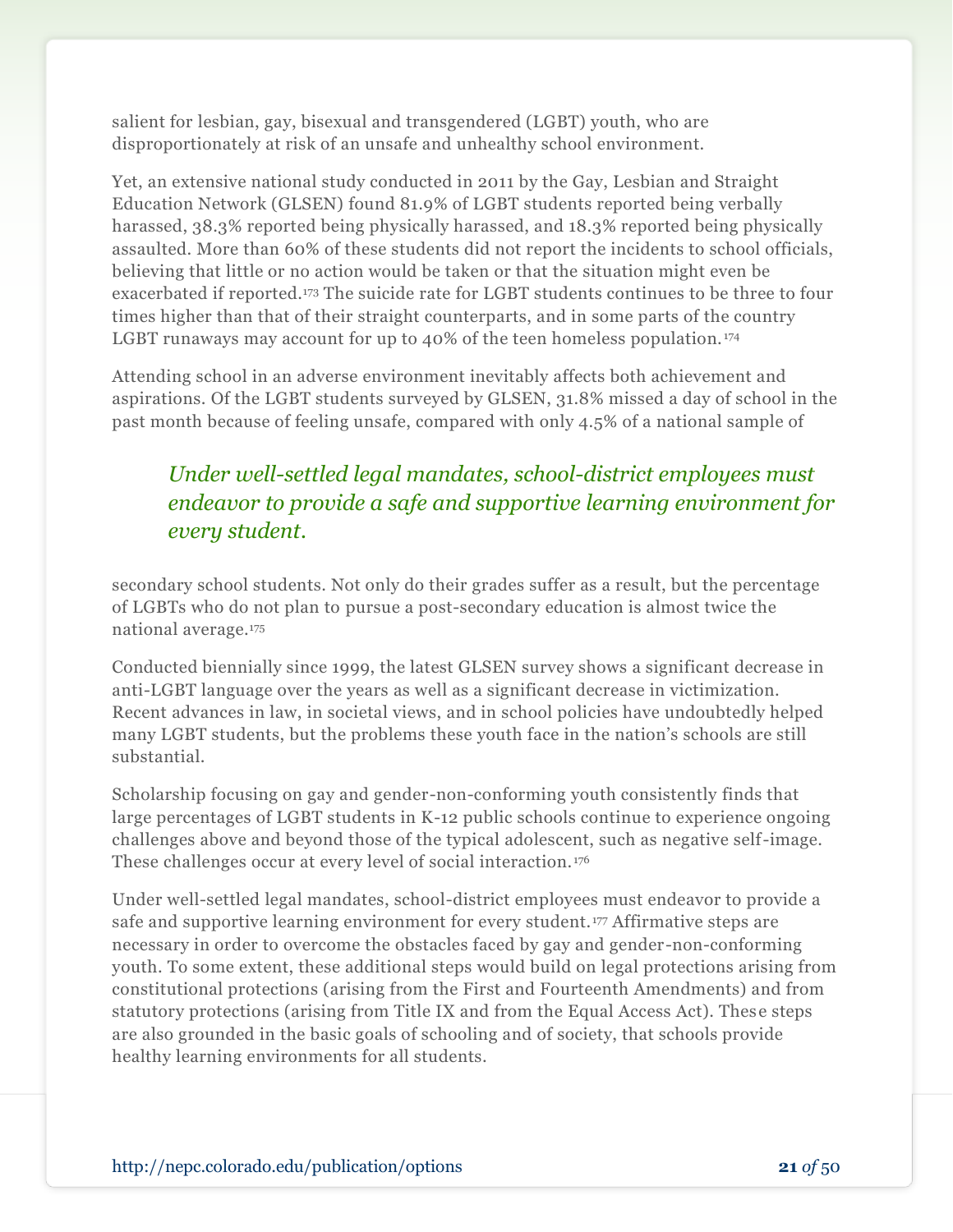salient for lesbian, gay, bisexual and transgendered (LGBT) youth, who are disproportionately at risk of an unsafe and unhealthy school environment.

Yet, an extensive national study conducted in 2011 by the Gay, Lesbian and Straight Education Network (GLSEN) found 81.9% of LGBT students reported being verbally harassed, 38.3% reported being physically harassed, and 18.3% reported being physically assaulted. More than 60% of these students did not report the incidents to school officials, believing that little or no action would be taken or that the situation might even be exacerbated if reported.[173] The suicide rate for LGBT students continues to be three to four times higher than that of their straight counterparts, and in some parts of the country LGBT runaways may account for up to 40% of the teen homeless population.[174]

Attending school in an adverse environment inevitably affects both achievement and aspirations. Of the LGBT students surveyed by GLSEN, 31.8% missed a day of school in the past month because of feeling unsafe, compared with only 4.5% of a national sample of secondary school students. Not only do their grades suffer as a result, but the percentage of LGBTs who do not plan to pursue a post-secondary education is almost twice the national average.[175]

> *Under well-settled legal mandates, school-district employees must endeavor to provide a safe and supportive learning environment for every student.*

Conducted biennially since 1999, the latest GLSEN survey shows a significant decrease in anti-LGBT language over the years as well as a significant decrease in victimization. Recent advances in law, in societal views, and in school policies have undoubtedly helped many LGBT students, but the problems these youth face in the nation's schools are still substantial.

Scholarship focusing on gay and gender-non-conforming youth consistently finds that large percentages of LGBT students in K-12 public schools continue to experience ongoing challenges above and beyond those of the typical adolescent, such as negative self-image. These challenges occur at every level of social interaction.[176]

Under well-settled legal mandates, school-district employees must endeavor to provide a safe and supportive learning environment for every student.[177] Affirmative steps are necessary in order to overcome the obstacles faced by gay and gender-non-conforming youth. To some extent, these additional steps would build on legal protections arising from constitutional protections (arising from the First and Fourteenth Amendments) and from statutory protections (arising from Title IX and from the Equal Access Act). These steps are also grounded in the basic goals of schooling and of society, that schools provide healthy learning environments for all students.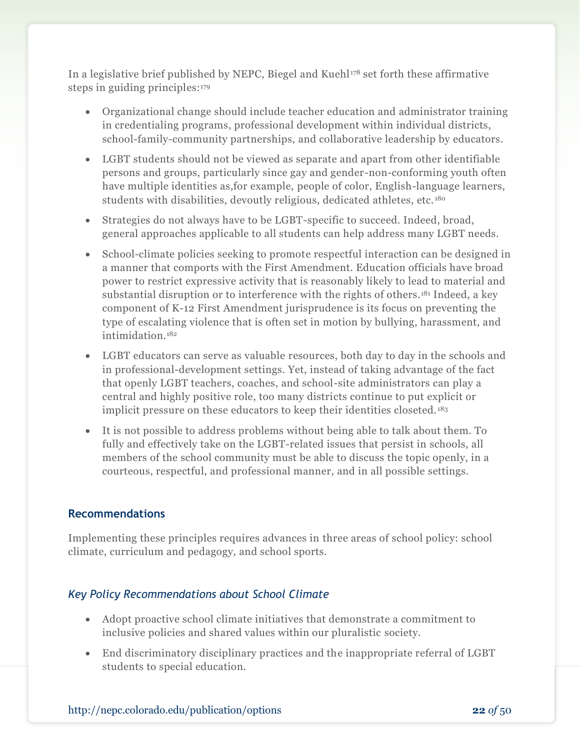In a legislative brief published by NEPC, Biegel and Kuehl[178] set forth these affirmative steps in guiding principles:[179]

- Organizational change should include teacher education and administrator training in credentialing programs, professional development within individual districts, school-family-community partnerships, and collaborative leadership by educators.
- LGBT students should not be viewed as separate and apart from other identifiable persons and groups, particularly since gay and gender-non-conforming youth often have multiple identities as,for example, people of color, English-language learners, students with disabilities, devoutly religious, dedicated athletes, etc.[180]
- Strategies do not always have to be LGBT-specific to succeed. Indeed, broad, general approaches applicable to all students can help address many LGBT needs.
- School-climate policies seeking to promote respectful interaction can be designed in a manner that comports with the First Amendment. Education officials have broad power to restrict expressive activity that is reasonably likely to lead to material and substantial disruption or to interference with the rights of others.[181] Indeed, a key component of K-12 First Amendment jurisprudence is its focus on preventing the type of escalating violence that is often set in motion by bullying, harassment, and intimidation.[182]
- LGBT educators can serve as valuable resources, both day to day in the schools and in professional-development settings. Yet, instead of taking advantage of the fact that openly LGBT teachers, coaches, and school-site administrators can play a central and highly positive role, too many districts continue to put explicit or implicit pressure on these educators to keep their identities closeted.[183]
- It is not possible to address problems without being able to talk about them. To fully and effectively take on the LGBT-related issues that persist in schools, all members of the school community must be able to discuss the topic openly, in a courteous, respectful, and professional manner, and in all possible settings.

## Recommendations

Implementing these principles requires advances in three areas of school policy: school climate, curriculum and pedagogy, and school sports.

### *Key Policy Recommendations about School Climate*

- Adopt proactive school climate initiatives that demonstrate a commitment to inclusive policies and shared values within our pluralistic society.
- End discriminatory disciplinary practices and the inappropriate referral of LGBT students to special education.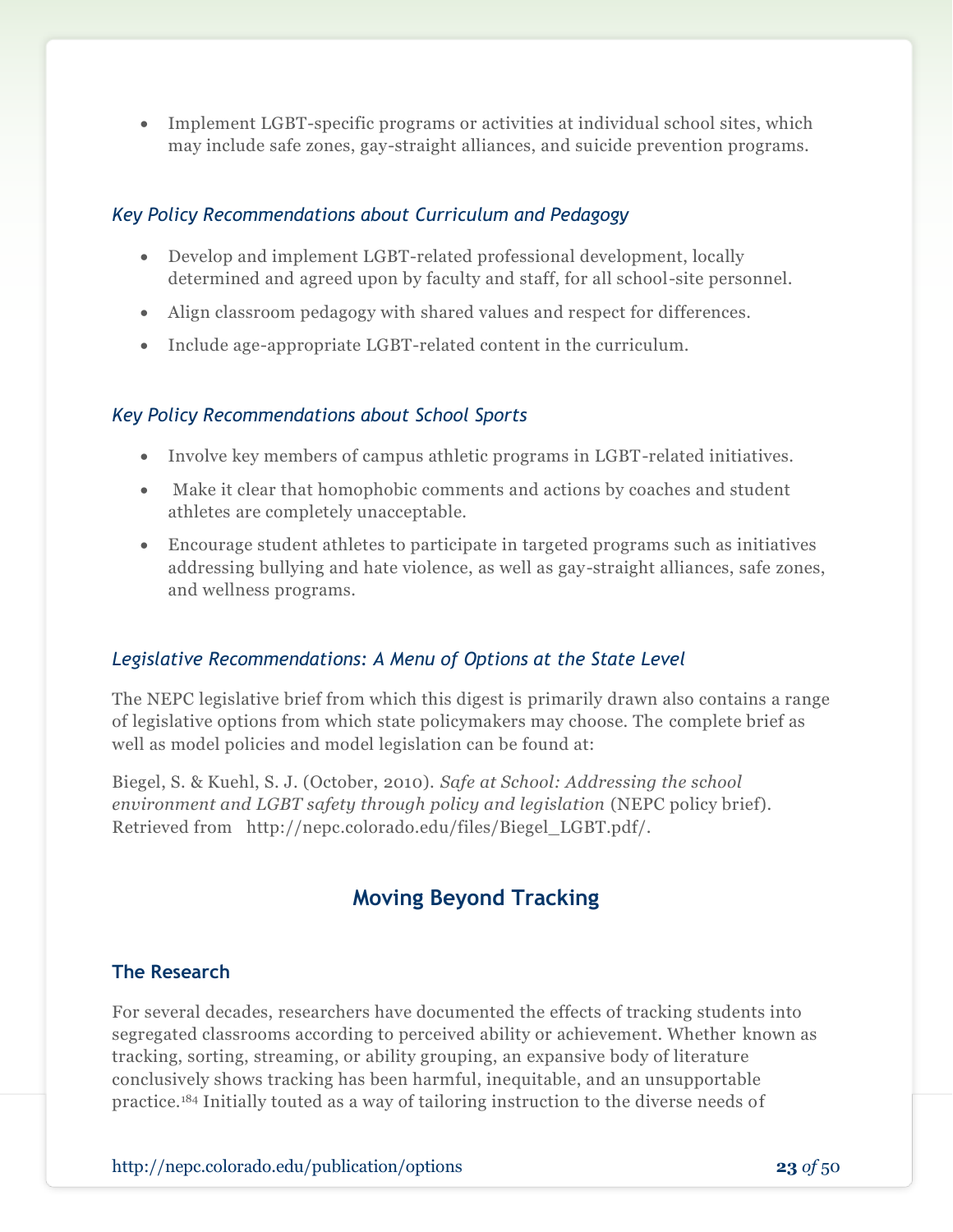- Implement LGBT-specific programs or activities at individual school sites, which may include safe zones, gay-straight alliances, and suicide prevention programs.

### *Key Policy Recommendations about Curriculum and Pedagogy*

- Develop and implement LGBT-related professional development, locally determined and agreed upon by faculty and staff, for all school-site personnel.
- Align classroom pedagogy with shared values and respect for differences.
- Include age-appropriate LGBT-related content in the curriculum.

### *Key Policy Recommendations about School Sports*

- Involve key members of campus athletic programs in LGBT-related initiatives.
- Make it clear that homophobic comments and actions by coaches and student athletes are completely unacceptable.
- Encourage student athletes to participate in targeted programs such as initiatives addressing bullying and hate violence, as well as gay-straight alliances, safe zones, and wellness programs.

### *Legislative Recommendations: A Menu of Options at the State Level*

The NEPC legislative brief from which this digest is primarily drawn also contains a range of legislative options from which state policymakers may choose. The complete brief as well as model policies and model legislation can be found at:

Biegel, S. & Kuehl, S. J. (October, 2010). *Safe at School: Addressing the school environment and LGBT safety through policy and legislation* (NEPC policy brief). Retrieved from http://nepc.colorado.edu/files/Biegel_LGBT.pdf/.

## Moving Beyond Tracking

### The Research

For several decades, researchers have documented the effects of tracking students into segregated classrooms according to perceived ability or achievement. Whether known as tracking, sorting, streaming, or ability grouping, an expansive body of literature conclusively shows tracking has been harmful, inequitable, and an unsupportable practice.[184] Initially touted as a way of tailoring instruction to the diverse needs of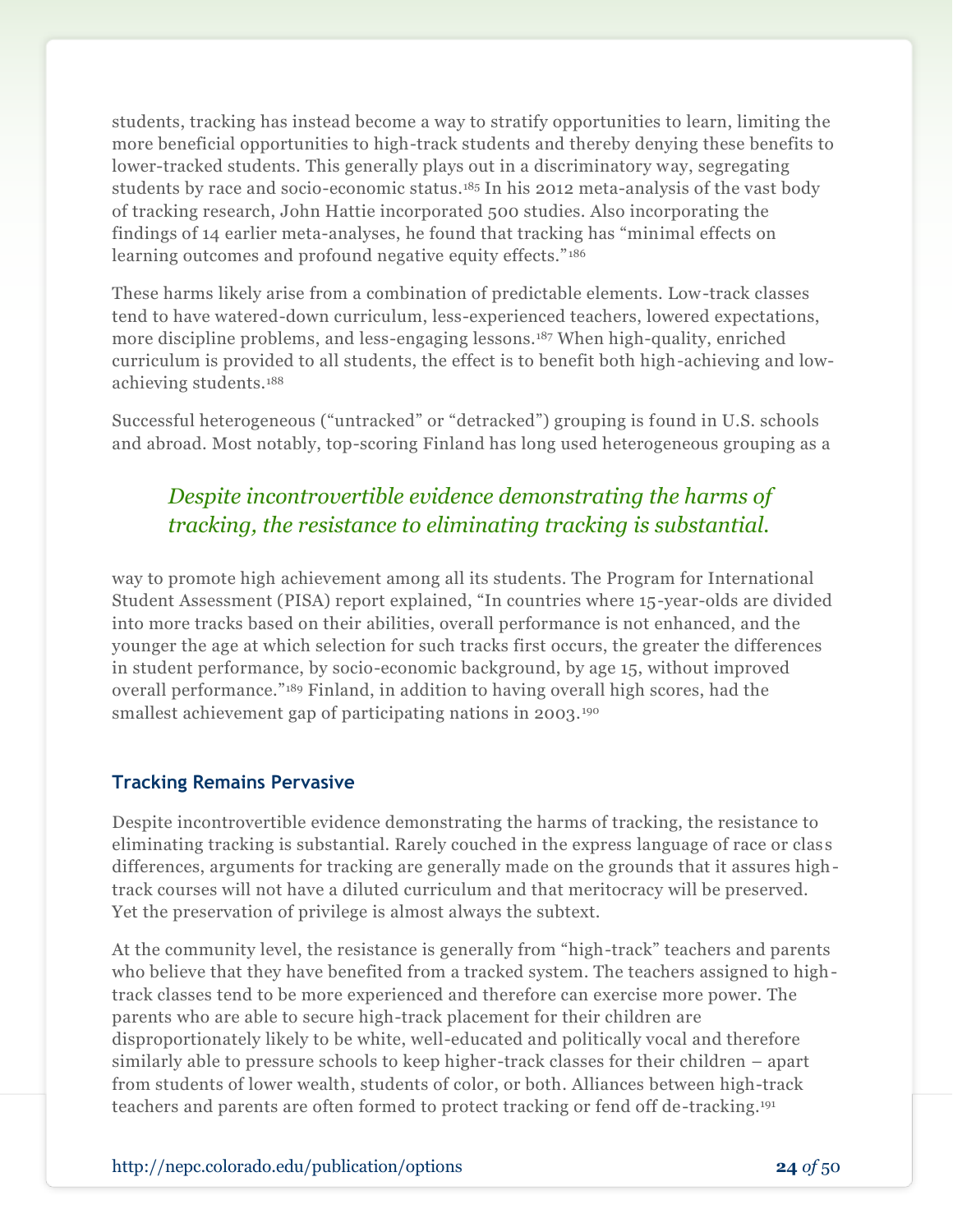students, tracking has instead become a way to stratify opportunities to learn, limiting the more beneficial opportunities to high-track students and thereby denying these benefits to lower-tracked students. This generally plays out in a discriminatory way, segregating students by race and socio-economic status.[185] In his 2012 meta-analysis of the vast body of tracking research, John Hattie incorporated 500 studies. Also incorporating the findings of 14 earlier meta-analyses, he found that tracking has "minimal effects on learning outcomes and profound negative equity effects."[186]

These harms likely arise from a combination of predictable elements. Low-track classes tend to have watered-down curriculum, less-experienced teachers, lowered expectations, more discipline problems, and less-engaging lessons.[187] When high-quality, enriched curriculum is provided to all students, the effect is to benefit both high-achieving and low-achieving students.[188]

Successful heterogeneous ("untracked" or "detracked") grouping is found in U.S. schools and abroad. Most notably, top-scoring Finland has long used heterogeneous grouping as a way to promote high achievement among all its students. The Program for International Student Assessment (PISA) report explained, "In countries where 15-year-olds are divided into more tracks based on their abilities, overall performance is not enhanced, and the younger the age at which selection for such tracks first occurs, the greater the differences in student performance, by socio-economic background, by age 15, without improved overall performance."[189] Finland, in addition to having overall high scores, had the smallest achievement gap of participating nations in 2003.[190]

> *Despite incontrovertible evidence demonstrating the harms of tracking, the resistance to eliminating tracking is substantial.*

### Tracking Remains Pervasive

Despite incontrovertible evidence demonstrating the harms of tracking, the resistance to eliminating tracking is substantial. Rarely couched in the express language of race or class differences, arguments for tracking are generally made on the grounds that it assures high-track courses will not have a diluted curriculum and that meritocracy will be preserved. Yet the preservation of privilege is almost always the subtext.

At the community level, the resistance is generally from "high-track" teachers and parents who believe that they have benefited from a tracked system. The teachers assigned to high-track classes tend to be more experienced and therefore can exercise more power. The parents who are able to secure high-track placement for their children are disproportionately likely to be white, well-educated and politically vocal and therefore similarly able to pressure schools to keep higher-track classes for their children – apart from students of lower wealth, students of color, or both. Alliances between high-track teachers and parents are often formed to protect tracking or fend off de-tracking.[191]

http://nepc.colorado.edu/publication/options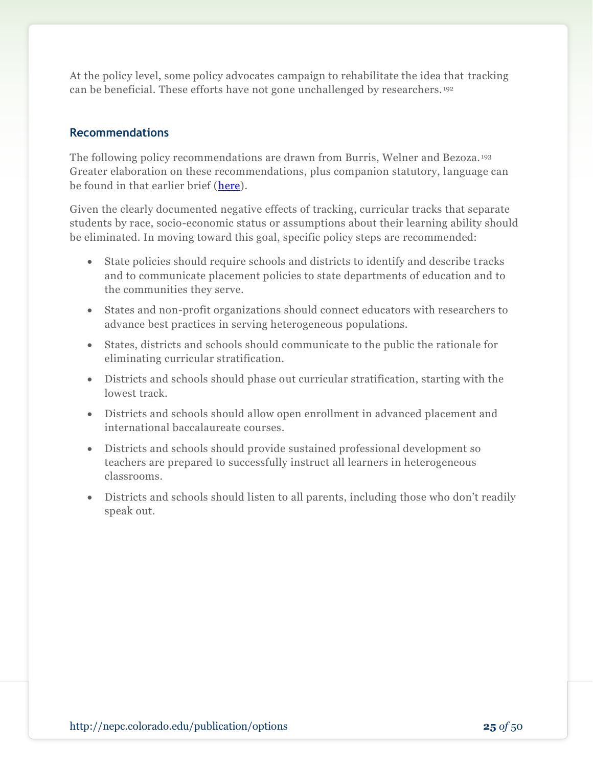At the policy level, some policy advocates campaign to rehabilitate the idea that tracking can be beneficial. These efforts have not gone unchallenged by researchers.[192]

### Recommendations

The following policy recommendations are drawn from Burris, Welner and Bezoza.[193] Greater elaboration on these recommendations, plus companion statutory, language can be found in that earlier brief ([here](#)).

Given the clearly documented negative effects of tracking, curricular tracks that separate students by race, socio-economic status or assumptions about their learning ability should be eliminated. In moving toward this goal, specific policy steps are recommended:

- State policies should require schools and districts to identify and describe tracks and to communicate placement policies to state departments of education and to the communities they serve.
- States and non-profit organizations should connect educators with researchers to advance best practices in serving heterogeneous populations.
- States, districts and schools should communicate to the public the rationale for eliminating curricular stratification.
- Districts and schools should phase out curricular stratification, starting with the lowest track.
- Districts and schools should allow open enrollment in advanced placement and international baccalaureate courses.
- Districts and schools should provide sustained professional development so teachers are prepared to successfully instruct all learners in heterogeneous classrooms.
- Districts and schools should listen to all parents, including those who don't readily speak out.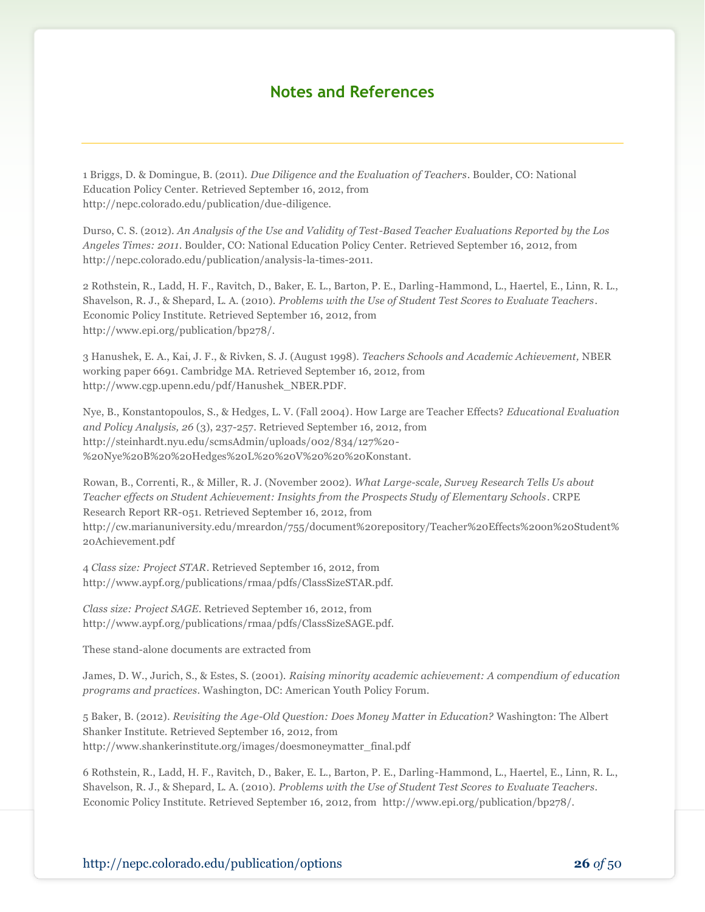## Notes and References

1 Briggs, D. & Domingue, B. (2011). *Due Diligence and the Evaluation of Teachers*. Boulder, CO: National Education Policy Center. Retrieved September 16, 2012, from http://nepc.colorado.edu/publication/due-diligence.

Durso, C. S. (2012). *An Analysis of the Use and Validity of Test-Based Teacher Evaluations Reported by the Los Angeles Times: 2011*. Boulder, CO: National Education Policy Center. Retrieved September 16, 2012, from http://nepc.colorado.edu/publication/analysis-la-times-2011.

2 Rothstein, R., Ladd, H. F., Ravitch, D., Baker, E. L., Barton, P. E., Darling-Hammond, L., Haertel, E., Linn, R. L., Shavelson, R. J., & Shepard, L. A. (2010). *Problems with the Use of Student Test Scores to Evaluate Teachers*. Economic Policy Institute. Retrieved September 16, 2012, from http://www.epi.org/publication/bp278/.

3 Hanushek, E. A., Kai, J. F., & Rivken, S. J. (August 1998). *Teachers Schools and Academic Achievement,* NBER working paper 6691. Cambridge MA. Retrieved September 16, 2012, from http://www.cgp.upenn.edu/pdf/Hanushek_NBER.PDF.

Nye, B., Konstantopoulos, S., & Hedges, L. V. (Fall 2004). How Large are Teacher Effects? *Educational Evaluation and Policy Analysis, 26* (3), 237-257. Retrieved September 16, 2012, from http://steinhardt.nyu.edu/scmsAdmin/uploads/002/834/127%20-%20Nye%20B%20%20Hedges%20L%20%20V%20%20%20Konstant.

Rowan, B., Correnti, R., & Miller, R. J. (November 2002). *What Large-scale, Survey Research Tells Us about Teacher effects on Student Achievement: Insights from the Prospects Study of Elementary Schools*. CRPE Research Report RR-051. Retrieved September 16, 2012, from http://cw.marianuniversity.edu/mreardon/755/document%20repository/Teacher%20Effects%20on%20Student%20Achievement.pdf

4 *Class size: Project STAR*. Retrieved September 16, 2012, from http://www.aypf.org/publications/rmaa/pdfs/ClassSizeSTAR.pdf.

*Class size: Project SAGE*. Retrieved September 16, 2012, from http://www.aypf.org/publications/rmaa/pdfs/ClassSizeSAGE.pdf.

These stand-alone documents are extracted from

James, D. W., Jurich, S., & Estes, S. (2001). *Raising minority academic achievement: A compendium of education programs and practices*. Washington, DC: American Youth Policy Forum.

5 Baker, B. (2012). *Revisiting the Age-Old Question: Does Money Matter in Education?* Washington: The Albert Shanker Institute. Retrieved September 16, 2012, from http://www.shankerinstitute.org/images/doesmoneymatter_final.pdf

6 Rothstein, R., Ladd, H. F., Ravitch, D., Baker, E. L., Barton, P. E., Darling-Hammond, L., Haertel, E., Linn, R. L., Shavelson, R. J., & Shepard, L. A. (2010). *Problems with the Use of Student Test Scores to Evaluate Teachers*. Economic Policy Institute. Retrieved September 16, 2012, from http://www.epi.org/publication/bp278/.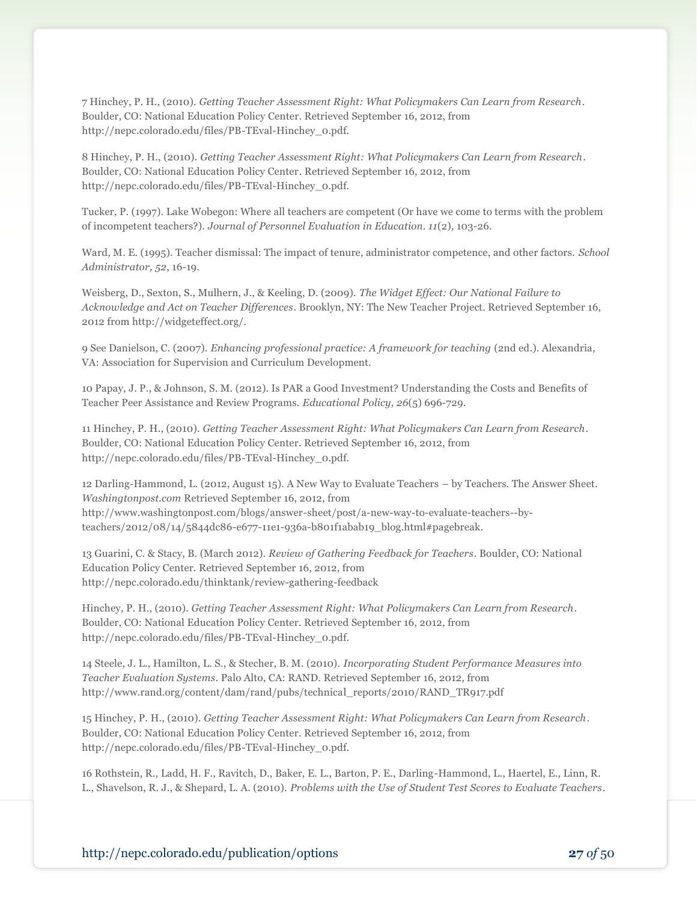7 Hinchey, P. H., (2010). *Getting Teacher Assessment Right: What Policymakers Can Learn from Research*. Boulder, CO: National Education Policy Center. Retrieved September 16, 2012, from http://nepc.colorado.edu/files/PB-TEval-Hinchey_0.pdf.

8 Hinchey, P. H., (2010). *Getting Teacher Assessment Right: What Policymakers Can Learn from Research*. Boulder, CO: National Education Policy Center. Retrieved September 16, 2012, from http://nepc.colorado.edu/files/PB-TEval-Hinchey_0.pdf.

Tucker, P. (1997). Lake Wobegon: Where all teachers are competent (Or have we come to terms with the problem of incompetent teachers?). *Journal of Personnel Evaluation in Education. 11*(2), 103-26.

Ward, M. E. (1995). Teacher dismissal: The impact of tenure, administrator competence, and other factors. *School Administrator, 52*, 16-19.

Weisberg, D., Sexton, S., Mulhern, J., & Keeling, D. (2009). *The Widget Effect: Our National Failure to Acknowledge and Act on Teacher Differences*. Brooklyn, NY: The New Teacher Project. Retrieved September 16, 2012 from http://widgeteffect.org/.

9 See Danielson, C. (2007). *Enhancing professional practice: A framework for teaching* (2nd ed.). Alexandria, VA: Association for Supervision and Curriculum Development.

10 Papay, J. P., & Johnson, S. M. (2012). Is PAR a Good Investment? Understanding the Costs and Benefits of Teacher Peer Assistance and Review Programs. *Educational Policy, 26*(5) 696-729.

11 Hinchey, P. H., (2010). *Getting Teacher Assessment Right: What Policymakers Can Learn from Research*. Boulder, CO: National Education Policy Center. Retrieved September 16, 2012, from http://nepc.colorado.edu/files/PB-TEval-Hinchey_0.pdf.

12 Darling-Hammond, L. (2012, August 15). A New Way to Evaluate Teachers – by Teachers. The Answer Sheet. *Washingtonpost.com* Retrieved September 16, 2012, from http://www.washingtonpost.com/blogs/answer-sheet/post/a-new-way-to-evaluate-teachers--by-teachers/2012/08/14/5844dc86-e677-11e1-936a-b801f1abab19_blog.html#pagebreak.

13 Guarini, C. & Stacy, B. (March 2012). *Review of Gathering Feedback for Teachers*. Boulder, CO: National Education Policy Center. Retrieved September 16, 2012, from http://nepc.colorado.edu/thinktank/review-gathering-feedback

Hinchey, P. H., (2010). *Getting Teacher Assessment Right: What Policymakers Can Learn from Research*. Boulder, CO: National Education Policy Center. Retrieved September 16, 2012, from http://nepc.colorado.edu/files/PB-TEval-Hinchey_0.pdf.

14 Steele, J. L., Hamilton, L. S., & Stecher, B. M. (2010). *Incorporating Student Performance Measures into Teacher Evaluation Systems*. Palo Alto, CA: RAND. Retrieved September 16, 2012, from http://www.rand.org/content/dam/rand/pubs/technical_reports/2010/RAND_TR917.pdf

15 Hinchey, P. H., (2010). *Getting Teacher Assessment Right: What Policymakers Can Learn from Research*. Boulder, CO: National Education Policy Center. Retrieved September 16, 2012, from http://nepc.colorado.edu/files/PB-TEval-Hinchey_0.pdf.

16 Rothstein, R., Ladd, H. F., Ravitch, D., Baker, E. L., Barton, P. E., Darling-Hammond, L., Haertel, E., Linn, R. L., Shavelson, R. J., & Shepard, L. A. (2010). *Problems with the Use of Student Test Scores to Evaluate Teachers*.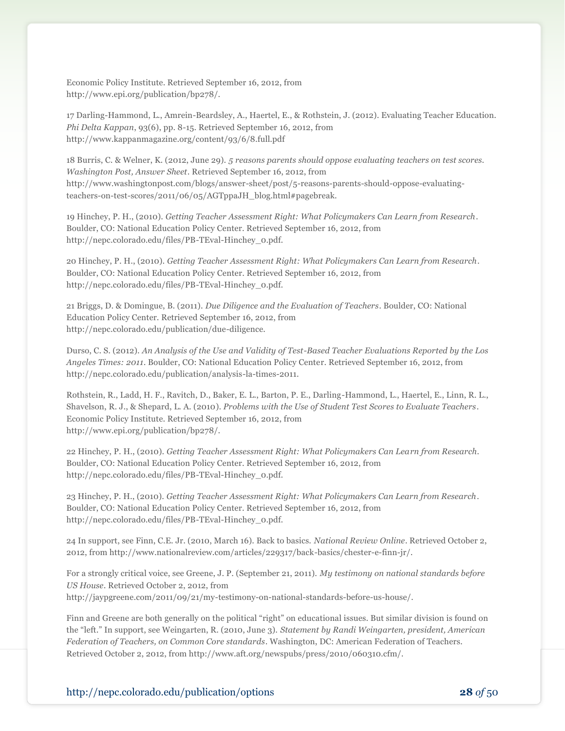Economic Policy Institute. Retrieved September 16, 2012, from http://www.epi.org/publication/bp278/.

17 Darling-Hammond, L., Amrein-Beardsley, A., Haertel, E., & Rothstein, J. (2012). Evaluating Teacher Education. *Phi Delta Kappan*, 93(6), pp. 8-15. Retrieved September 16, 2012, from http://www.kappanmagazine.org/content/93/6/8.full.pdf

18 Burris, C. & Welner, K. (2012, June 29). *5 reasons parents should oppose evaluating teachers on test scores. Washington Post, Answer Sheet*. Retrieved September 16, 2012, from http://www.washingtonpost.com/blogs/answer-sheet/post/5-reasons-parents-should-oppose-evaluating-teachers-on-test-scores/2011/06/05/AGTppaJH_blog.html#pagebreak.

19 Hinchey, P. H., (2010). *Getting Teacher Assessment Right: What Policymakers Can Learn from Research*. Boulder, CO: National Education Policy Center. Retrieved September 16, 2012, from http://nepc.colorado.edu/files/PB-TEval-Hinchey_0.pdf.

20 Hinchey, P. H., (2010). *Getting Teacher Assessment Right: What Policymakers Can Learn from Research*. Boulder, CO: National Education Policy Center. Retrieved September 16, 2012, from http://nepc.colorado.edu/files/PB-TEval-Hinchey_0.pdf.

21 Briggs, D. & Domingue, B. (2011). *Due Diligence and the Evaluation of Teachers*. Boulder, CO: National Education Policy Center. Retrieved September 16, 2012, from http://nepc.colorado.edu/publication/due-diligence.

Durso, C. S. (2012). *An Analysis of the Use and Validity of Test-Based Teacher Evaluations Reported by the Los Angeles Times: 2011*. Boulder, CO: National Education Policy Center. Retrieved September 16, 2012, from http://nepc.colorado.edu/publication/analysis-la-times-2011.

Rothstein, R., Ladd, H. F., Ravitch, D., Baker, E. L., Barton, P. E., Darling-Hammond, L., Haertel, E., Linn, R. L., Shavelson, R. J., & Shepard, L. A. (2010). *Problems with the Use of Student Test Scores to Evaluate Teachers*. Economic Policy Institute. Retrieved September 16, 2012, from http://www.epi.org/publication/bp278/.

22 Hinchey, P. H., (2010). *Getting Teacher Assessment Right: What Policymakers Can Learn from Research*. Boulder, CO: National Education Policy Center. Retrieved September 16, 2012, from http://nepc.colorado.edu/files/PB-TEval-Hinchey_0.pdf.

23 Hinchey, P. H., (2010). *Getting Teacher Assessment Right: What Policymakers Can Learn from Research*. Boulder, CO: National Education Policy Center. Retrieved September 16, 2012, from http://nepc.colorado.edu/files/PB-TEval-Hinchey_0.pdf.

24 In support, see Finn, C.E. Jr. (2010, March 16). Back to basics. *National Review Online*. Retrieved October 2, 2012, from http://www.nationalreview.com/articles/229317/back-basics/chester-e-finn-jr/.

For a strongly critical voice, see Greene, J. P. (September 21, 2011). *My testimony on national standards before US House*. Retrieved October 2, 2012, from http://jaypgreene.com/2011/09/21/my-testimony-on-national-standards-before-us-house/.

Finn and Greene are both generally on the political "right" on educational issues. But similar division is found on the "left." In support, see Weingarten, R. (2010, June 3). *Statement by Randi Weingarten, president, American Federation of Teachers, on Common Core standards*. Washington, DC: American Federation of Teachers. Retrieved October 2, 2012, from http://www.aft.org/newspubs/press/2010/060310.cfm/.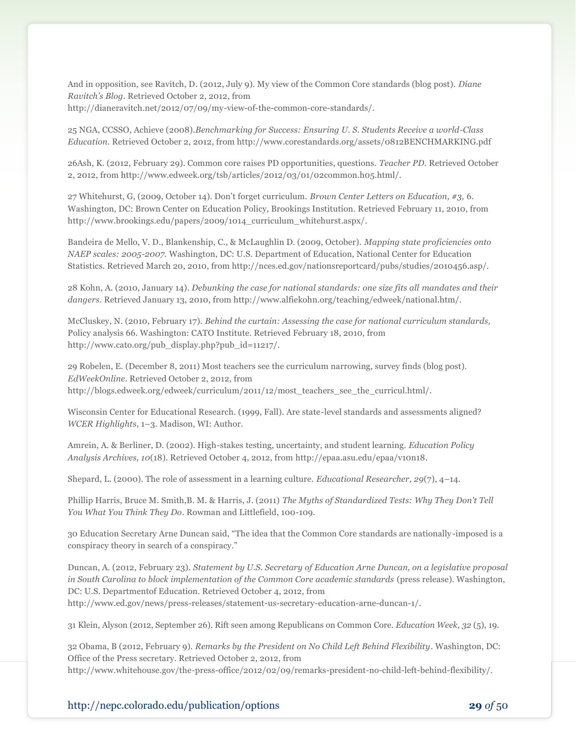And in opposition, see Ravitch, D. (2012, July 9). My view of the Common Core standards (blog post). *Diane Ravitch's Blog*. Retrieved October 2, 2012, from http://dianeravitch.net/2012/07/09/my-view-of-the-common-core-standards/.

25 NGA, CCSSO, Achieve (2008).*Benchmarking for Success: Ensuring U. S. Students Receive a world-Class Education*. Retrieved October 2, 2012, from http://www.corestandards.org/assets/0812BENCHMARKING.pdf

26Ash, K. (2012, February 29). Common core raises PD opportunities, questions. *Teacher PD*. Retrieved October 2, 2012, from http://www.edweek.org/tsb/articles/2012/03/01/02common.h05.html/.

27 Whitehurst, G, (2009, October 14). Don't forget curriculum. *Brown Center Letters on Education, #3,* 6. Washington, DC: Brown Center on Education Policy, Brookings Institution. Retrieved February 11, 2010, from http://www.brookings.edu/papers/2009/1014_curriculum_whitehurst.aspx/.

Bandeira de Mello, V. D., Blankenship, C., & McLaughlin D. (2009, October). *Mapping state proficiencies onto NAEP scales: 2005-2007*. Washington, DC: U.S. Department of Education, National Center for Education Statistics. Retrieved March 20, 2010, from http://nces.ed.gov/nationsreportcard/pubs/studies/2010456.asp/.

28 Kohn, A. (2010, January 14). *Debunking the case for national standards: one size fits all mandates and their dangers*. Retrieved January 13, 2010, from http://www.alfiekohn.org/teaching/edweek/national.htm/.

McCluskey, N. (2010, February 17). *Behind the curtain: Assessing the case for national curriculum standards,* Policy analysis 66. Washington: CATO Institute. Retrieved February 18, 2010, from http://www.cato.org/pub_display.php?pub_id=11217/.

29 Robelen, E. (December 8, 2011) Most teachers see the curriculum narrowing, survey finds (blog post). *EdWeekOnline*. Retrieved October 2, 2012, from http://blogs.edweek.org/edweek/curriculum/2011/12/most_teachers_see_the_curricul.html/.

Wisconsin Center for Educational Research. (1999, Fall). Are state-level standards and assessments aligned? *WCER Highlights*, 1–3. Madison, WI: Author.

Amrein, A. & Berliner, D. (2002). High-stakes testing, uncertainty, and student learning. *Education Policy Analysis Archives, 10*(18). Retrieved October 4, 2012, from http://epaa.asu.edu/epaa/v10n18.

Shepard, L. (2000). The role of assessment in a learning culture. *Educational Researcher, 29*(7), 4–14.

Phillip Harris, Bruce M. Smith,B. M. & Harris, J. (2011) *The Myths of Standardized Tests: Why They Don't Tell You What You Think They Do*. Rowman and Littlefield, 100-109.

30 Education Secretary Arne Duncan said, "The idea that the Common Core standards are nationally-imposed is a conspiracy theory in search of a conspiracy."

Duncan, A. (2012, February 23). *Statement by U.S. Secretary of Education Arne Duncan, on a legislative proposal in South Carolina to block implementation of the Common Core academic standards* (press release). Washington, DC: U.S. Departmentof Education. Retrieved October 4, 2012, from http://www.ed.gov/news/press-releases/statement-us-secretary-education-arne-duncan-1/.

31 Klein, Alyson (2012, September 26). Rift seen among Republicans on Common Core. *Education Week, 32* (5), 19.

32 Obama, B (2012, February 9). *Remarks by the President on No Child Left Behind Flexibility*. Washington, DC: Office of the Press secretary. Retrieved October 2, 2012, from http://www.whitehouse.gov/the-press-office/2012/02/09/remarks-president-no-child-left-behind-flexibility/.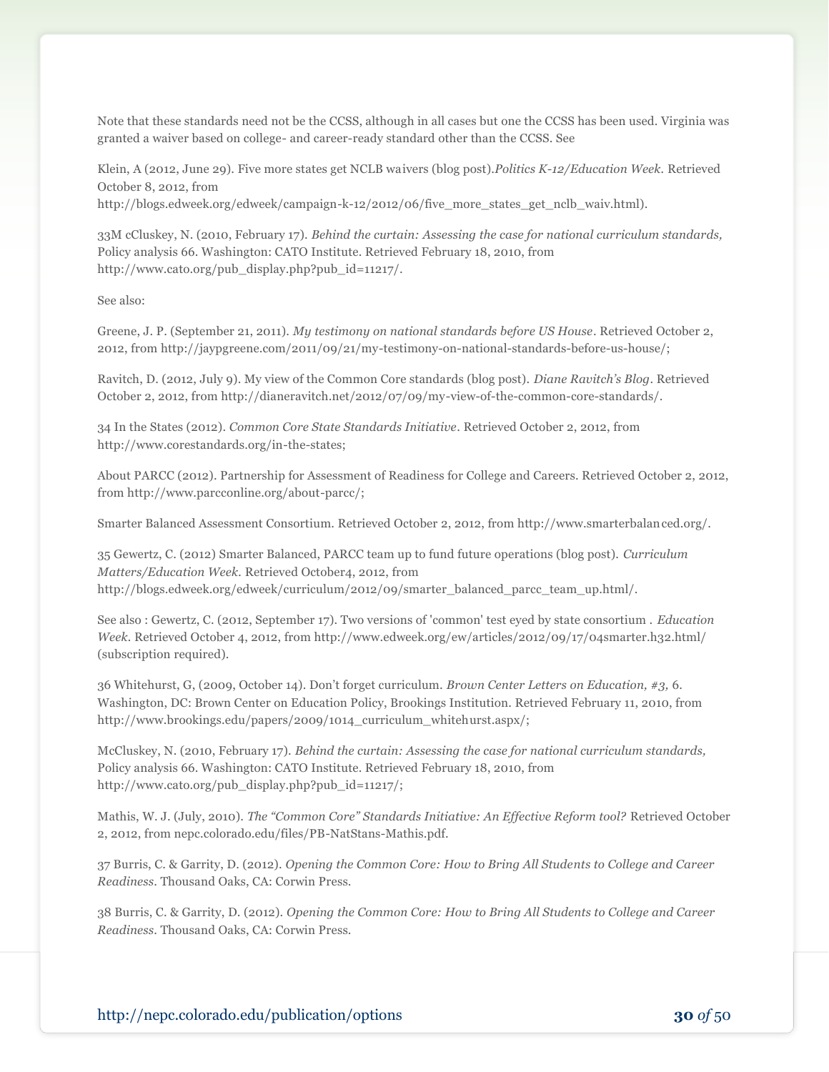Note that these standards need not be the CCSS, although in all cases but one the CCSS has been used. Virginia was granted a waiver based on college- and career-ready standard other than the CCSS. See

Klein, A (2012, June 29). Five more states get NCLB waivers (blog post).*Politics K-12/Education Week*. Retrieved October 8, 2012, from http://blogs.edweek.org/edweek/campaign-k-12/2012/06/five_more_states_get_nclb_waiv.html).

33M cCluskey, N. (2010, February 17). *Behind the curtain: Assessing the case for national curriculum standards,* Policy analysis 66. Washington: CATO Institute. Retrieved February 18, 2010, from http://www.cato.org/pub_display.php?pub_id=11217/.

See also:

Greene, J. P. (September 21, 2011). *My testimony on national standards before US House*. Retrieved October 2, 2012, from http://jaypgreene.com/2011/09/21/my-testimony-on-national-standards-before-us-house/;

Ravitch, D. (2012, July 9). My view of the Common Core standards (blog post). *Diane Ravitch's Blog*. Retrieved October 2, 2012, from http://dianeravitch.net/2012/07/09/my-view-of-the-common-core-standards/.

34 In the States (2012). *Common Core State Standards Initiative*. Retrieved October 2, 2012, from http://www.corestandards.org/in-the-states;

About PARCC (2012). Partnership for Assessment of Readiness for College and Careers. Retrieved October 2, 2012, from http://www.parcconline.org/about-parcc/;

Smarter Balanced Assessment Consortium. Retrieved October 2, 2012, from http://www.smarterbalanced.org/.

35 Gewertz, C. (2012) Smarter Balanced, PARCC team up to fund future operations (blog post). *Curriculum Matters/Education Week*. Retrieved October4, 2012, from http://blogs.edweek.org/edweek/curriculum/2012/09/smarter_balanced_parcc_team_up.html/.

See also : Gewertz, C. (2012, September 17). Two versions of 'common' test eyed by state consortium . *Education Week*. Retrieved October 4, 2012, from http://www.edweek.org/ew/articles/2012/09/17/04smarter.h32.html/ (subscription required).

36 Whitehurst, G, (2009, October 14). Don't forget curriculum. *Brown Center Letters on Education, #3,* 6. Washington, DC: Brown Center on Education Policy, Brookings Institution. Retrieved February 11, 2010, from http://www.brookings.edu/papers/2009/1014_curriculum_whitehurst.aspx/;

McCluskey, N. (2010, February 17). *Behind the curtain: Assessing the case for national curriculum standards,* Policy analysis 66. Washington: CATO Institute. Retrieved February 18, 2010, from http://www.cato.org/pub_display.php?pub_id=11217/;

Mathis, W. J. (July, 2010). *The "Common Core" Standards Initiative: An Effective Reform tool?* Retrieved October 2, 2012, from nepc.colorado.edu/files/PB-NatStans-Mathis.pdf.

37 Burris, C. & Garrity, D. (2012). *Opening the Common Core: How to Bring All Students to College and Career Readiness*. Thousand Oaks, CA: Corwin Press.

38 Burris, C. & Garrity, D. (2012). *Opening the Common Core: How to Bring All Students to College and Career Readiness*. Thousand Oaks, CA: Corwin Press.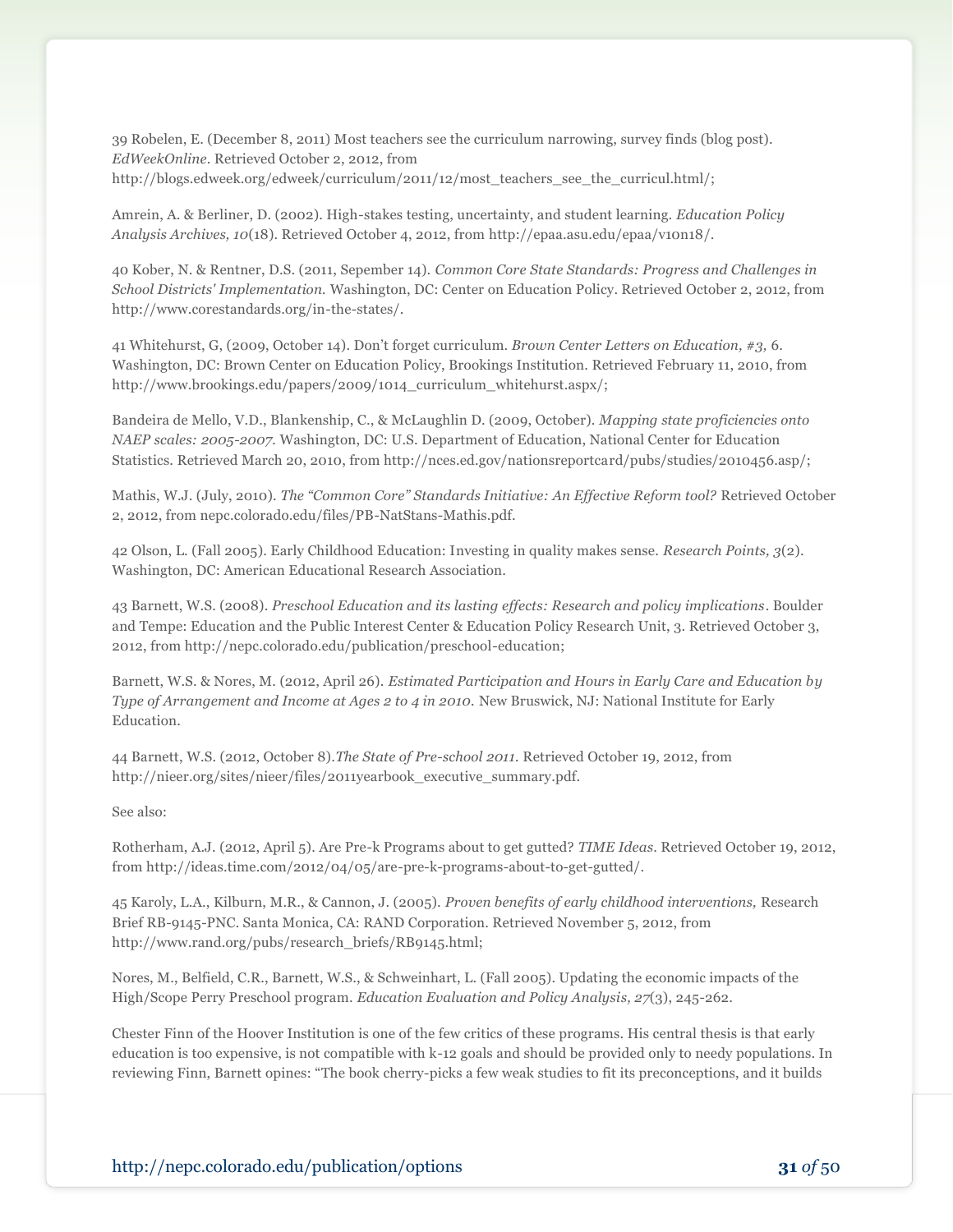39 Robelen, E. (December 8, 2011) Most teachers see the curriculum narrowing, survey finds (blog post). *EdWeekOnline*. Retrieved October 2, 2012, from http://blogs.edweek.org/edweek/curriculum/2011/12/most_teachers_see_the_curricul.html/;

Amrein, A. & Berliner, D. (2002). High-stakes testing, uncertainty, and student learning. *Education Policy Analysis Archives, 10*(18). Retrieved October 4, 2012, from http://epaa.asu.edu/epaa/v10n18/.

40 Kober, N. & Rentner, D.S. (2011, Sepember 14). *Common Core State Standards: Progress and Challenges in School Districts' Implementation.* Washington, DC: Center on Education Policy. Retrieved October 2, 2012, from http://www.corestandards.org/in-the-states/.

41 Whitehurst, G, (2009, October 14). Don't forget curriculum. *Brown Center Letters on Education, #3,* 6. Washington, DC: Brown Center on Education Policy, Brookings Institution. Retrieved February 11, 2010, from http://www.brookings.edu/papers/2009/1014_curriculum_whitehurst.aspx/;

Bandeira de Mello, V.D., Blankenship, C., & McLaughlin D. (2009, October). *Mapping state proficiencies onto NAEP scales: 2005-2007*. Washington, DC: U.S. Department of Education, National Center for Education Statistics. Retrieved March 20, 2010, from http://nces.ed.gov/nationsreportcard/pubs/studies/2010456.asp/;

Mathis, W.J. (July, 2010). *The "Common Core" Standards Initiative: An Effective Reform tool?* Retrieved October 2, 2012, from nepc.colorado.edu/files/PB-NatStans-Mathis.pdf.

42 Olson, L. (Fall 2005). Early Childhood Education: Investing in quality makes sense. *Research Points, 3*(2). Washington, DC: American Educational Research Association.

43 Barnett, W.S. (2008). *Preschool Education and its lasting effects: Research and policy implications*. Boulder and Tempe: Education and the Public Interest Center & Education Policy Research Unit, 3. Retrieved October 3, 2012, from http://nepc.colorado.edu/publication/preschool-education;

Barnett, W.S. & Nores, M. (2012, April 26). *Estimated Participation and Hours in Early Care and Education by Type of Arrangement and Income at Ages 2 to 4 in 2010.* New Bruswick, NJ: National Institute for Early Education.

44 Barnett, W.S. (2012, October 8).*The State of Pre-school 2011*. Retrieved October 19, 2012, from http://nieer.org/sites/nieer/files/2011yearbook_executive_summary.pdf.

See also:

Rotherham, A.J. (2012, April 5). Are Pre-k Programs about to get gutted? *TIME Ideas*. Retrieved October 19, 2012, from http://ideas.time.com/2012/04/05/are-pre-k-programs-about-to-get-gutted/.

45 Karoly, L.A., Kilburn, M.R., & Cannon, J. (2005). *Proven benefits of early childhood interventions,* Research Brief RB-9145-PNC. Santa Monica, CA: RAND Corporation. Retrieved November 5, 2012, from http://www.rand.org/pubs/research_briefs/RB9145.html;

Nores, M., Belfield, C.R., Barnett, W.S., & Schweinhart, L. (Fall 2005). Updating the economic impacts of the High/Scope Perry Preschool program. *Education Evaluation and Policy Analysis, 27*(3), 245-262.

Chester Finn of the Hoover Institution is one of the few critics of these programs. His central thesis is that early education is too expensive, is not compatible with k-12 goals and should be provided only to needy populations. In reviewing Finn, Barnett opines: "The book cherry-picks a few weak studies to fit its preconceptions, and it builds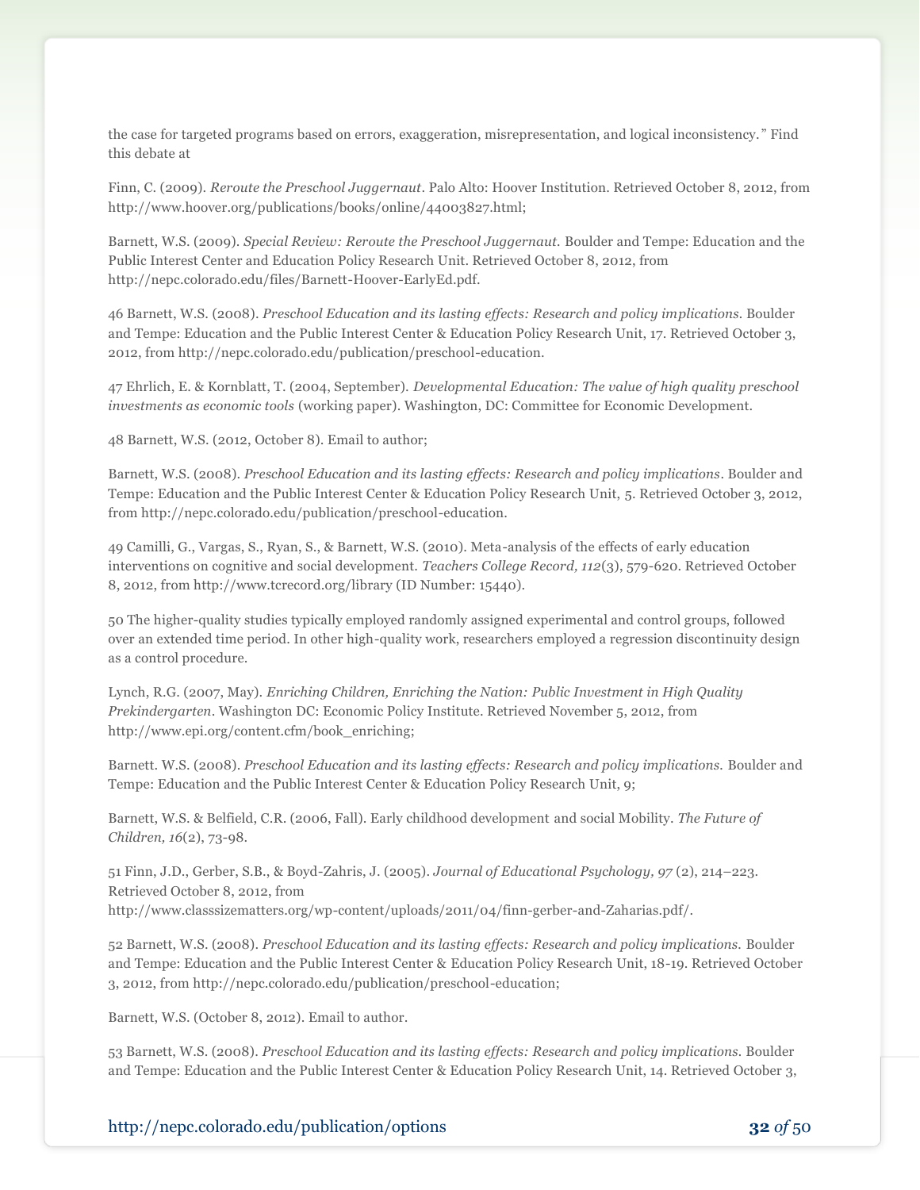the case for targeted programs based on errors, exaggeration, misrepresentation, and logical inconsistency." Find this debate at

Finn, C. (2009). *Reroute the Preschool Juggernaut*. Palo Alto: Hoover Institution. Retrieved October 8, 2012, from http://www.hoover.org/publications/books/online/44003827.html;

Barnett, W.S. (2009). *Special Review: Reroute the Preschool Juggernaut.* Boulder and Tempe: Education and the Public Interest Center and Education Policy Research Unit. Retrieved October 8, 2012, from http://nepc.colorado.edu/files/Barnett-Hoover-EarlyEd.pdf.

46 Barnett, W.S. (2008). *Preschool Education and its lasting effects: Research and policy implications.* Boulder and Tempe: Education and the Public Interest Center & Education Policy Research Unit, 17. Retrieved October 3, 2012, from http://nepc.colorado.edu/publication/preschool-education.

47 Ehrlich, E. & Kornblatt, T. (2004, September). *Developmental Education: The value of high quality preschool investments as economic tools* (working paper). Washington, DC: Committee for Economic Development.

48 Barnett, W.S. (2012, October 8). Email to author;

Barnett, W.S. (2008). *Preschool Education and its lasting effects: Research and policy implications*. Boulder and Tempe: Education and the Public Interest Center & Education Policy Research Unit, 5. Retrieved October 3, 2012, from http://nepc.colorado.edu/publication/preschool-education.

49 Camilli, G., Vargas, S., Ryan, S., & Barnett, W.S. (2010). Meta-analysis of the effects of early education interventions on cognitive and social development. *Teachers College Record, 112*(3), 579-620. Retrieved October 8, 2012, from http://www.tcrecord.org/library (ID Number: 15440).

50 The higher-quality studies typically employed randomly assigned experimental and control groups, followed over an extended time period. In other high-quality work, researchers employed a regression discontinuity design as a control procedure.

Lynch, R.G. (2007, May). *Enriching Children, Enriching the Nation: Public Investment in High Quality Prekindergarten*. Washington DC: Economic Policy Institute. Retrieved November 5, 2012, from http://www.epi.org/content.cfm/book_enriching;

Barnett. W.S. (2008). *Preschool Education and its lasting effects: Research and policy implications.* Boulder and Tempe: Education and the Public Interest Center & Education Policy Research Unit, 9;

Barnett, W.S. & Belfield, C.R. (2006, Fall). Early childhood development and social Mobility. *The Future of Children, 16*(2), 73-98.

51 Finn, J.D., Gerber, S.B., & Boyd-Zahris, J. (2005). *Journal of Educational Psychology, 97* (2), 214–223. Retrieved October 8, 2012, from http://www.classsizematters.org/wp-content/uploads/2011/04/finn-gerber-and-Zaharias.pdf/.

52 Barnett, W.S. (2008). *Preschool Education and its lasting effects: Research and policy implications.* Boulder and Tempe: Education and the Public Interest Center & Education Policy Research Unit, 18-19. Retrieved October 3, 2012, from http://nepc.colorado.edu/publication/preschool-education;

Barnett, W.S. (October 8, 2012). Email to author.

53 Barnett, W.S. (2008). *Preschool Education and its lasting effects: Research and policy implications.* Boulder and Tempe: Education and the Public Interest Center & Education Policy Research Unit, 14. Retrieved October 3,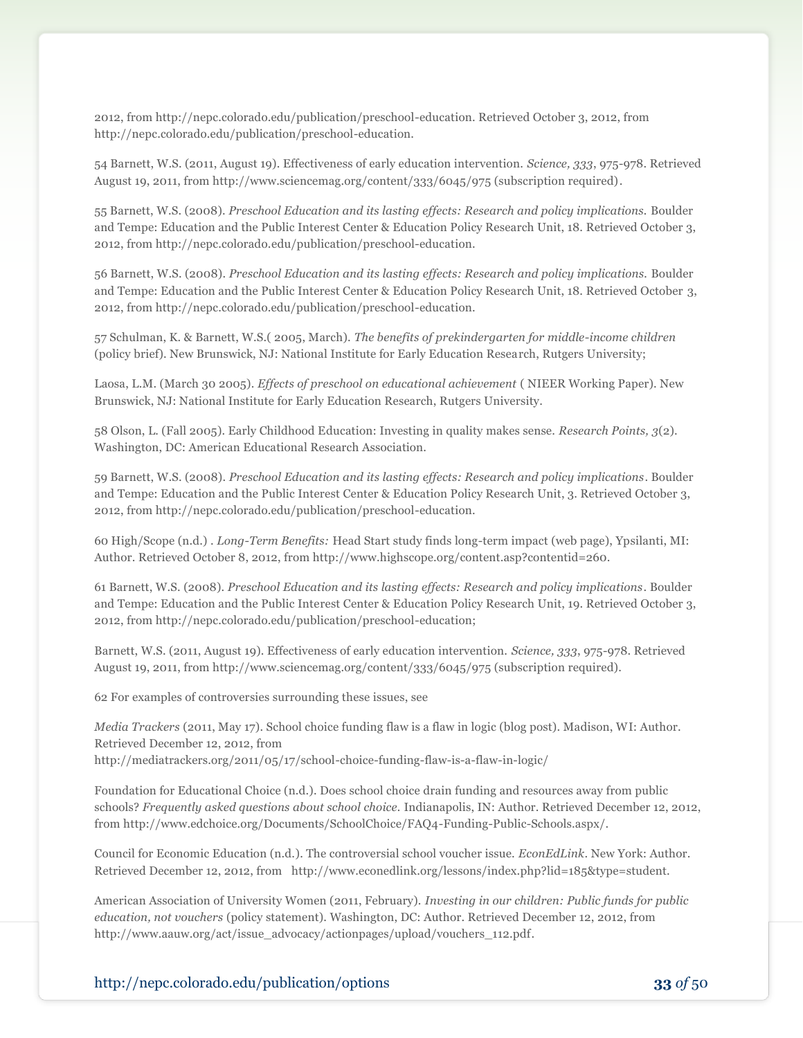2012, from http://nepc.colorado.edu/publication/preschool-education. Retrieved October 3, 2012, from http://nepc.colorado.edu/publication/preschool-education.

54 Barnett, W.S. (2011, August 19). Effectiveness of early education intervention. *Science, 333*, 975-978. Retrieved August 19, 2011, from http://www.sciencemag.org/content/333/6045/975 (subscription required).

55 Barnett, W.S. (2008). *Preschool Education and its lasting effects: Research and policy implications.* Boulder and Tempe: Education and the Public Interest Center & Education Policy Research Unit, 18. Retrieved October 3, 2012, from http://nepc.colorado.edu/publication/preschool-education.

56 Barnett, W.S. (2008). *Preschool Education and its lasting effects: Research and policy implications.* Boulder and Tempe: Education and the Public Interest Center & Education Policy Research Unit, 18. Retrieved October 3, 2012, from http://nepc.colorado.edu/publication/preschool-education.

57 Schulman, K. & Barnett, W.S.( 2005, March). *The benefits of prekindergarten for middle-income children* (policy brief). New Brunswick, NJ: National Institute for Early Education Research, Rutgers University;

Laosa, L.M. (March 30 2005). *Effects of preschool on educational achievement* ( NIEER Working Paper). New Brunswick, NJ: National Institute for Early Education Research, Rutgers University.

58 Olson, L. (Fall 2005). Early Childhood Education: Investing in quality makes sense. *Research Points, 3*(2). Washington, DC: American Educational Research Association.

59 Barnett, W.S. (2008). *Preschool Education and its lasting effects: Research and policy implications*. Boulder and Tempe: Education and the Public Interest Center & Education Policy Research Unit, 3. Retrieved October 3, 2012, from http://nepc.colorado.edu/publication/preschool-education.

60 High/Scope (n.d.) . *Long-Term Benefits:* Head Start study finds long-term impact (web page), Ypsilanti, MI: Author. Retrieved October 8, 2012, from http://www.highscope.org/content.asp?contentid=260.

61 Barnett, W.S. (2008). *Preschool Education and its lasting effects: Research and policy implications*. Boulder and Tempe: Education and the Public Interest Center & Education Policy Research Unit, 19. Retrieved October 3, 2012, from http://nepc.colorado.edu/publication/preschool-education;

Barnett, W.S. (2011, August 19). Effectiveness of early education intervention. *Science, 333*, 975-978. Retrieved August 19, 2011, from http://www.sciencemag.org/content/333/6045/975 (subscription required).

62 For examples of controversies surrounding these issues, see

*Media Trackers* (2011, May 17). School choice funding flaw is a flaw in logic (blog post). Madison, WI: Author. Retrieved December 12, 2012, from http://mediatrackers.org/2011/05/17/school-choice-funding-flaw-is-a-flaw-in-logic/

Foundation for Educational Choice (n.d.). Does school choice drain funding and resources away from public schools? *Frequently asked questions about school choice.* Indianapolis, IN: Author. Retrieved December 12, 2012, from http://www.edchoice.org/Documents/SchoolChoice/FAQ4-Funding-Public-Schools.aspx/.

Council for Economic Education (n.d.). The controversial school voucher issue. *EconEdLink*. New York: Author. Retrieved December 12, 2012, from http://www.econedlink.org/lessons/index.php?lid=185&type=student.

American Association of University Women (2011, February). *Investing in our children: Public funds for public education, not vouchers* (policy statement). Washington, DC: Author. Retrieved December 12, 2012, from http://www.aauw.org/act/issue_advocacy/actionpages/upload/vouchers_112.pdf.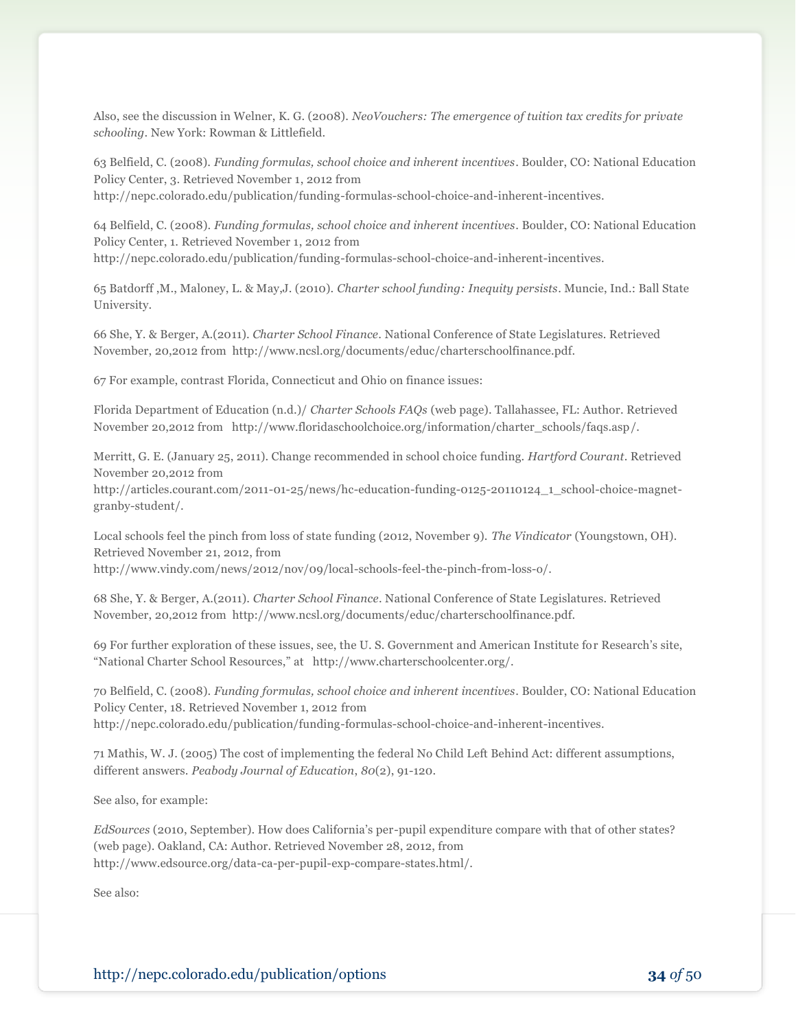Also, see the discussion in Welner, K. G. (2008). *NeoVouchers: The emergence of tuition tax credits for private schooling*. New York: Rowman & Littlefield.

63 Belfield, C. (2008). *Funding formulas, school choice and inherent incentives*. Boulder, CO: National Education Policy Center, 3. Retrieved November 1, 2012 from http://nepc.colorado.edu/publication/funding-formulas-school-choice-and-inherent-incentives.

64 Belfield, C. (2008). *Funding formulas, school choice and inherent incentives*. Boulder, CO: National Education Policy Center, 1. Retrieved November 1, 2012 from http://nepc.colorado.edu/publication/funding-formulas-school-choice-and-inherent-incentives.

65 Batdorff ,M., Maloney, L. & May,J. (2010). *Charter school funding: Inequity persists*. Muncie, Ind.: Ball State University.

66 She, Y. & Berger, A.(2011). *Charter School Finance*. National Conference of State Legislatures. Retrieved November, 20,2012 from http://www.ncsl.org/documents/educ/charterschoolfinance.pdf.

67 For example, contrast Florida, Connecticut and Ohio on finance issues:

Florida Department of Education (n.d.)/ *Charter Schools FAQs* (web page). Tallahassee, FL: Author. Retrieved November 20,2012 from http://www.floridaschoolchoice.org/information/charter_schools/faqs.asp/.

Merritt, G. E. (January 25, 2011). Change recommended in school choice funding. *Hartford Courant*. Retrieved November 20,2012 from http://articles.courant.com/2011-01-25/news/hc-education-funding-0125-20110124_1_school-choice-magnet-granby-student/.

Local schools feel the pinch from loss of state funding (2012, November 9). *The Vindicator* (Youngstown, OH). Retrieved November 21, 2012, from http://www.vindy.com/news/2012/nov/09/local-schools-feel-the-pinch-from-loss-o/.

68 She, Y. & Berger, A.(2011). *Charter School Finance*. National Conference of State Legislatures. Retrieved November, 20,2012 from http://www.ncsl.org/documents/educ/charterschoolfinance.pdf.

69 For further exploration of these issues, see, the U. S. Government and American Institute for Research's site, "National Charter School Resources," at http://www.charterschoolcenter.org/.

70 Belfield, C. (2008). *Funding formulas, school choice and inherent incentives*. Boulder, CO: National Education Policy Center, 18. Retrieved November 1, 2012 from http://nepc.colorado.edu/publication/funding-formulas-school-choice-and-inherent-incentives.

71 Mathis, W. J. (2005) The cost of implementing the federal No Child Left Behind Act: different assumptions, different answers. *Peabody Journal of Education*, *80*(2), 91-120.

See also, for example:

*EdSources* (2010, September). How does California's per-pupil expenditure compare with that of other states? (web page). Oakland, CA: Author. Retrieved November 28, 2012, from http://www.edsource.org/data-ca-per-pupil-exp-compare-states.html/.

See also: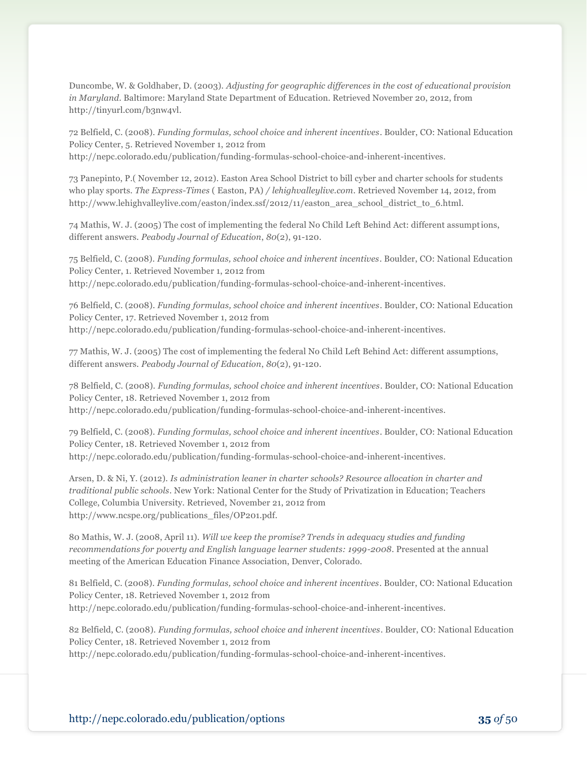Duncombe, W. & Goldhaber, D. (2003). *Adjusting for geographic differences in the cost of educational provision in Maryland*. Baltimore: Maryland State Department of Education. Retrieved November 20, 2012, from http://tinyurl.com/b3nw4vl.

72 Belfield, C. (2008). *Funding formulas, school choice and inherent incentives*. Boulder, CO: National Education Policy Center, 5. Retrieved November 1, 2012 from http://nepc.colorado.edu/publication/funding-formulas-school-choice-and-inherent-incentives.

73 Panepinto, P.( November 12, 2012). Easton Area School District to bill cyber and charter schools for students who play sports. *The Express-Times* ( Easton, PA) / *lehighvalleylive.com*. Retrieved November 14, 2012, from http://www.lehighvalleylive.com/easton/index.ssf/2012/11/easton_area_school_district_to_6.html.

74 Mathis, W. J. (2005) The cost of implementing the federal No Child Left Behind Act: different assumptions, different answers. *Peabody Journal of Education*, *80*(2), 91-120.

75 Belfield, C. (2008). *Funding formulas, school choice and inherent incentives*. Boulder, CO: National Education Policy Center, 1. Retrieved November 1, 2012 from http://nepc.colorado.edu/publication/funding-formulas-school-choice-and-inherent-incentives.

76 Belfield, C. (2008). *Funding formulas, school choice and inherent incentives*. Boulder, CO: National Education Policy Center, 17. Retrieved November 1, 2012 from http://nepc.colorado.edu/publication/funding-formulas-school-choice-and-inherent-incentives.

77 Mathis, W. J. (2005) The cost of implementing the federal No Child Left Behind Act: different assumptions, different answers. *Peabody Journal of Education*, *80*(2), 91-120.

78 Belfield, C. (2008). *Funding formulas, school choice and inherent incentives*. Boulder, CO: National Education Policy Center, 18. Retrieved November 1, 2012 from http://nepc.colorado.edu/publication/funding-formulas-school-choice-and-inherent-incentives.

79 Belfield, C. (2008). *Funding formulas, school choice and inherent incentives*. Boulder, CO: National Education Policy Center, 18. Retrieved November 1, 2012 from http://nepc.colorado.edu/publication/funding-formulas-school-choice-and-inherent-incentives.

Arsen, D. & Ni, Y. (2012). *Is administration leaner in charter schools? Resource allocation in charter and traditional public schools*. New York: National Center for the Study of Privatization in Education; Teachers College, Columbia University. Retrieved, November 21, 2012 from http://www.ncspe.org/publications_files/OP201.pdf.

80 Mathis, W. J. (2008, April 11). *Will we keep the promise? Trends in adequacy studies and funding recommendations for poverty and English language learner students: 1999-2008.* Presented at the annual meeting of the American Education Finance Association, Denver, Colorado.

81 Belfield, C. (2008). *Funding formulas, school choice and inherent incentives*. Boulder, CO: National Education Policy Center, 18. Retrieved November 1, 2012 from http://nepc.colorado.edu/publication/funding-formulas-school-choice-and-inherent-incentives.

82 Belfield, C. (2008). *Funding formulas, school choice and inherent incentives*. Boulder, CO: National Education Policy Center, 18. Retrieved November 1, 2012 from http://nepc.colorado.edu/publication/funding-formulas-school-choice-and-inherent-incentives.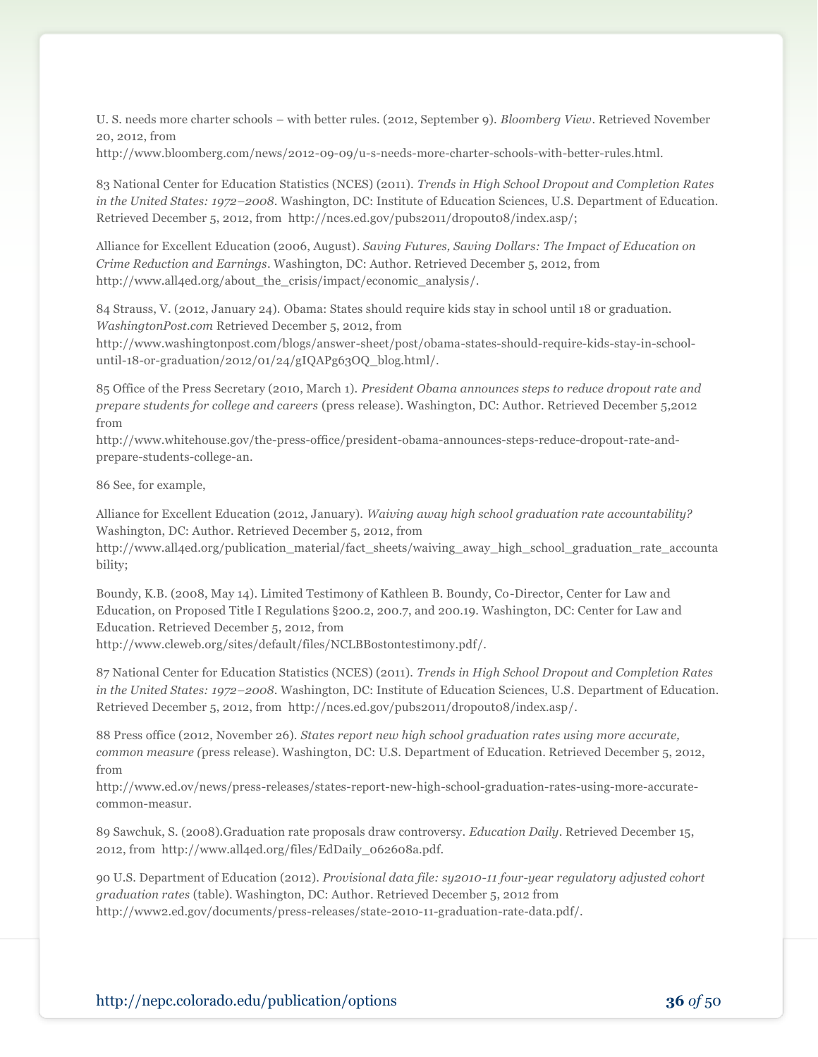U. S. needs more charter schools – with better rules. (2012, September 9). *Bloomberg View*. Retrieved November 20, 2012, from http://www.bloomberg.com/news/2012-09-09/u-s-needs-more-charter-schools-with-better-rules.html.

83 National Center for Education Statistics (NCES) (2011). *Trends in High School Dropout and Completion Rates in the United States: 1972–2008*. Washington, DC: Institute of Education Sciences, U.S. Department of Education. Retrieved December 5, 2012, from http://nces.ed.gov/pubs2011/dropout08/index.asp/;

Alliance for Excellent Education (2006, August). *Saving Futures, Saving Dollars: The Impact of Education on Crime Reduction and Earnings*. Washington, DC: Author. Retrieved December 5, 2012, from http://www.all4ed.org/about_the_crisis/impact/economic_analysis/.

84 Strauss, V. (2012, January 24). Obama: States should require kids stay in school until 18 or graduation. *WashingtonPost.com* Retrieved December 5, 2012, from http://www.washingtonpost.com/blogs/answer-sheet/post/obama-states-should-require-kids-stay-in-school-until-18-or-graduation/2012/01/24/gIQAPg63OQ_blog.html/.

85 Office of the Press Secretary (2010, March 1). *President Obama announces steps to reduce dropout rate and prepare students for college and careers* (press release). Washington, DC: Author. Retrieved December 5,2012 from http://www.whitehouse.gov/the-press-office/president-obama-announces-steps-reduce-dropout-rate-and-prepare-students-college-an.

86 See, for example,

Alliance for Excellent Education (2012, January). *Waiving away high school graduation rate accountability?* Washington, DC: Author. Retrieved December 5, 2012, from http://www.all4ed.org/publication_material/fact_sheets/waiving_away_high_school_graduation_rate_accountability;

Boundy, K.B. (2008, May 14). Limited Testimony of Kathleen B. Boundy, Co-Director, Center for Law and Education, on Proposed Title I Regulations §200.2, 200.7, and 200.19. Washington, DC: Center for Law and Education. Retrieved December 5, 2012, from http://www.cleweb.org/sites/default/files/NCLBBostontestimony.pdf/.

87 National Center for Education Statistics (NCES) (2011). *Trends in High School Dropout and Completion Rates in the United States: 1972–2008*. Washington, DC: Institute of Education Sciences, U.S. Department of Education. Retrieved December 5, 2012, from http://nces.ed.gov/pubs2011/dropout08/index.asp/.

88 Press office (2012, November 26). *States report new high school graduation rates using more accurate, common measure (*press release). Washington, DC: U.S. Department of Education. Retrieved December 5, 2012, from http://www.ed.ov/news/press-releases/states-report-new-high-school-graduation-rates-using-more-accurate-common-measur.

89 Sawchuk, S. (2008).Graduation rate proposals draw controversy. *Education Daily*. Retrieved December 15, 2012, from http://www.all4ed.org/files/EdDaily_062608a.pdf.

90 U.S. Department of Education (2012). *Provisional data file: sy2010-11 four-year regulatory adjusted cohort graduation rates* (table). Washington, DC: Author. Retrieved December 5, 2012 from http://www2.ed.gov/documents/press-releases/state-2010-11-graduation-rate-data.pdf/.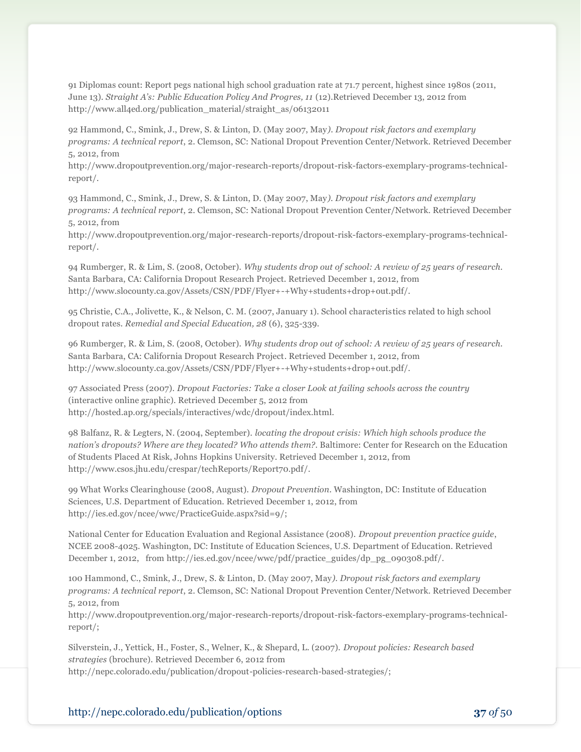91 Diplomas count: Report pegs national high school graduation rate at 71.7 percent, highest since 1980s (2011, June 13). *Straight A's: Public Education Policy And Progres, 11* (12).Retrieved December 13, 2012 from http://www.all4ed.org/publication_material/straight_as/06132011

92 Hammond, C., Smink, J., Drew, S. & Linton, D. (May 2007, May*). Dropout risk factors and exemplary programs: A technical report*, 2. Clemson, SC: National Dropout Prevention Center/Network. Retrieved December 5, 2012, from http://www.dropoutprevention.org/major-research-reports/dropout-risk-factors-exemplary-programs-technical-report/.

93 Hammond, C., Smink, J., Drew, S. & Linton, D. (May 2007, May*). Dropout risk factors and exemplary programs: A technical report*, 2. Clemson, SC: National Dropout Prevention Center/Network. Retrieved December 5, 2012, from http://www.dropoutprevention.org/major-research-reports/dropout-risk-factors-exemplary-programs-technical-report/.

94 Rumberger, R. & Lim, S. (2008, October). *Why students drop out of school: A review of 25 years of research.* Santa Barbara, CA: California Dropout Research Project. Retrieved December 1, 2012, from http://www.slocounty.ca.gov/Assets/CSN/PDF/Flyer+-+Why+students+drop+out.pdf/.

95 Christie, C.A., Jolivette, K., & Nelson, C. M. (2007, January 1). School characteristics related to high school dropout rates. *Remedial and Special Education, 28* (6), 325-339.

96 Rumberger, R. & Lim, S. (2008, October). *Why students drop out of school: A review of 25 years of research.* Santa Barbara, CA: California Dropout Research Project. Retrieved December 1, 2012, from http://www.slocounty.ca.gov/Assets/CSN/PDF/Flyer+-+Why+students+drop+out.pdf/.

97 Associated Press (2007). *Dropout Factories: Take a closer Look at failing schools across the country* (interactive online graphic). Retrieved December 5, 2012 from http://hosted.ap.org/specials/interactives/wdc/dropout/index.html.

98 Balfanz, R. & Legters, N. (2004, September). *locating the dropout crisis: Which high schools produce the nation's dropouts? Where are they located? Who attends them?.* Baltimore: Center for Research on the Education of Students Placed At Risk, Johns Hopkins University. Retrieved December 1, 2012, from http://www.csos.jhu.edu/crespar/techReports/Report70.pdf/.

99 What Works Clearinghouse (2008, August). *Dropout Prevention.* Washington, DC: Institute of Education Sciences, U.S. Department of Education. Retrieved December 1, 2012, from http://ies.ed.gov/ncee/wwc/PracticeGuide.aspx?sid=9/;

National Center for Education Evaluation and Regional Assistance (2008). *Dropout prevention practice guide*, NCEE 2008-4025. Washington, DC: Institute of Education Sciences, U.S. Department of Education. Retrieved December 1, 2012, from http://ies.ed.gov/ncee/wwc/pdf/practice_guides/dp_pg_090308.pdf/.

100 Hammond, C., Smink, J., Drew, S. & Linton, D. (May 2007, May*). Dropout risk factors and exemplary programs: A technical report*, 2. Clemson, SC: National Dropout Prevention Center/Network. Retrieved December 5, 2012, from http://www.dropoutprevention.org/major-research-reports/dropout-risk-factors-exemplary-programs-technical-report/;

Silverstein, J., Yettick, H., Foster, S., Welner, K., & Shepard, L. (2007). *Dropout policies: Research based strategies* (brochure). Retrieved December 6, 2012 from http://nepc.colorado.edu/publication/dropout-policies-research-based-strategies/;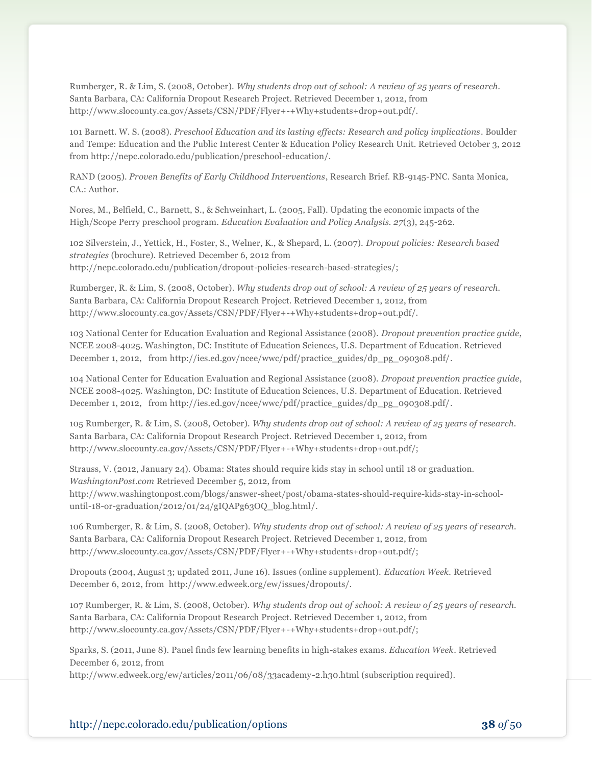Rumberger, R. & Lim, S. (2008, October). *Why students drop out of school: A review of 25 years of research.* Santa Barbara, CA: California Dropout Research Project. Retrieved December 1, 2012, from http://www.slocounty.ca.gov/Assets/CSN/PDF/Flyer+-+Why+students+drop+out.pdf/.

101 Barnett. W. S. (2008). *Preschool Education and its lasting effects: Research and policy implications*. Boulder and Tempe: Education and the Public Interest Center & Education Policy Research Unit. Retrieved October 3, 2012 from http://nepc.colorado.edu/publication/preschool-education/.

RAND (2005). *Proven Benefits of Early Childhood Interventions*, Research Brief. RB-9145-PNC. Santa Monica, CA.: Author.

Nores, M., Belfield, C., Barnett, S., & Schweinhart, L. (2005, Fall). Updating the economic impacts of the High/Scope Perry preschool program. *Education Evaluation and Policy Analysis. 27*(3), 245-262.

102 Silverstein, J., Yettick, H., Foster, S., Welner, K., & Shepard, L. (2007). *Dropout policies: Research based strategies* (brochure). Retrieved December 6, 2012 from http://nepc.colorado.edu/publication/dropout-policies-research-based-strategies/;

Rumberger, R. & Lim, S. (2008, October). *Why students drop out of school: A review of 25 years of research.* Santa Barbara, CA: California Dropout Research Project. Retrieved December 1, 2012, from http://www.slocounty.ca.gov/Assets/CSN/PDF/Flyer+-+Why+students+drop+out.pdf/.

103 National Center for Education Evaluation and Regional Assistance (2008). *Dropout prevention practice guide*, NCEE 2008-4025. Washington, DC: Institute of Education Sciences, U.S. Department of Education. Retrieved December 1, 2012, from http://ies.ed.gov/ncee/wwc/pdf/practice_guides/dp_pg_090308.pdf/.

104 National Center for Education Evaluation and Regional Assistance (2008). *Dropout prevention practice guide*, NCEE 2008-4025. Washington, DC: Institute of Education Sciences, U.S. Department of Education. Retrieved December 1, 2012, from http://ies.ed.gov/ncee/wwc/pdf/practice_guides/dp_pg_090308.pdf/.

105 Rumberger, R. & Lim, S. (2008, October). *Why students drop out of school: A review of 25 years of research.* Santa Barbara, CA: California Dropout Research Project. Retrieved December 1, 2012, from http://www.slocounty.ca.gov/Assets/CSN/PDF/Flyer+-+Why+students+drop+out.pdf/;

Strauss, V. (2012, January 24). Obama: States should require kids stay in school until 18 or graduation. *WashingtonPost.com* Retrieved December 5, 2012, from http://www.washingtonpost.com/blogs/answer-sheet/post/obama-states-should-require-kids-stay-in-school-until-18-or-graduation/2012/01/24/gIQAPg63OQ_blog.html/.

106 Rumberger, R. & Lim, S. (2008, October). *Why students drop out of school: A review of 25 years of research.* Santa Barbara, CA: California Dropout Research Project. Retrieved December 1, 2012, from http://www.slocounty.ca.gov/Assets/CSN/PDF/Flyer+-+Why+students+drop+out.pdf/;

Dropouts (2004, August 3; updated 2011, June 16). Issues (online supplement). *Education Week.* Retrieved December 6, 2012, from http://www.edweek.org/ew/issues/dropouts/.

107 Rumberger, R. & Lim, S. (2008, October). *Why students drop out of school: A review of 25 years of research.* Santa Barbara, CA: California Dropout Research Project. Retrieved December 1, 2012, from http://www.slocounty.ca.gov/Assets/CSN/PDF/Flyer+-+Why+students+drop+out.pdf/;

Sparks, S. (2011, June 8). Panel finds few learning benefits in high-stakes exams. *Education Week*. Retrieved December 6, 2012, from http://www.edweek.org/ew/articles/2011/06/08/33academy-2.h30.html (subscription required).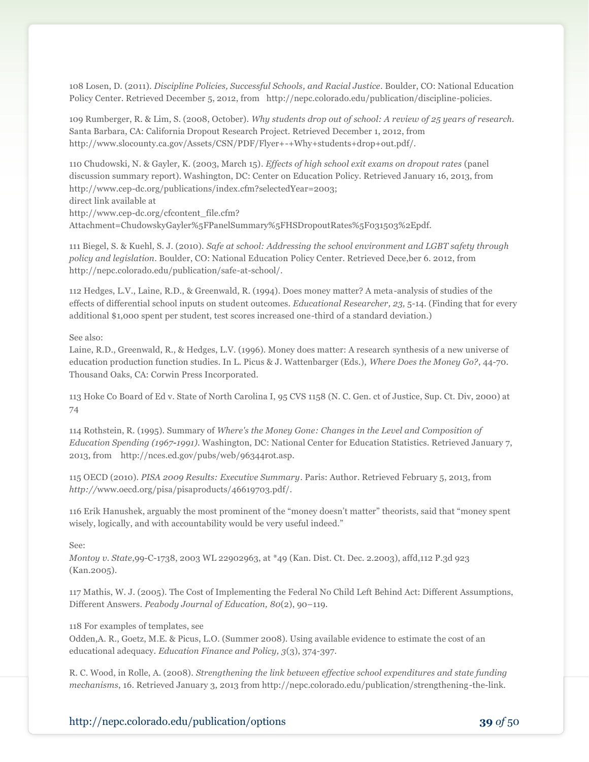108 Losen, D. (2011). *Discipline Policies, Successful Schools, and Racial Justice*. Boulder, CO: National Education Policy Center. Retrieved December 5, 2012, from http://nepc.colorado.edu/publication/discipline-policies.

109 Rumberger, R. & Lim, S. (2008, October). *Why students drop out of school: A review of 25 years of research.* Santa Barbara, CA: California Dropout Research Project. Retrieved December 1, 2012, from http://www.slocounty.ca.gov/Assets/CSN/PDF/Flyer+-+Why+students+drop+out.pdf/.

110 Chudowski, N. & Gayler, K. (2003, March 15). *Effects of high school exit exams on dropout rates* (panel discussion summary report). Washington, DC: Center on Education Policy. Retrieved January 16, 2013, from http://www.cep-dc.org/publications/index.cfm?selectedYear=2003;
direct link available at
http://www.cep-dc.org/cfcontent_file.cfm?Attachment=ChudowskyGayler%5FPanelSummary%5FHSDropoutRates%5F031503%2Epdf.

111 Biegel, S. & Kuehl, S. J. (2010). *Safe at school: Addressing the school environment and LGBT safety through policy and legislation*. Boulder, CO: National Education Policy Center. Retrieved Dece,ber 6. 2012, from http://nepc.colorado.edu/publication/safe-at-school/.

112 Hedges, L.V., Laine, R.D., & Greenwald, R. (1994). Does money matter? A meta-analysis of studies of the effects of differential school inputs on student outcomes. *Educational Researcher, 23,* 5-14. (Finding that for every additional $1,000 spent per student, test scores increased one-third of a standard deviation.)

See also:
Laine, R.D., Greenwald, R., & Hedges, L.V. (1996). Money does matter: A research synthesis of a new universe of education production function studies. In L. Picus & J. Wattenbarger (Eds.), *Where Does the Money Go?*, 44-70. Thousand Oaks, CA: Corwin Press Incorporated.

113 Hoke Co Board of Ed v. State of North Carolina I, 95 CVS 1158 (N. C. Gen. ct of Justice, Sup. Ct. Div, 2000) at 74

114 Rothstein, R. (1995). Summary of *Where's the Money Gone: Changes in the Level and Composition of Education Spending (1967-1991)*. Washington, DC: National Center for Education Statistics. Retrieved January 7, 2013, from http://nces.ed.gov/pubs/web/96344rot.asp.

115 OECD (2010). *PISA 2009 Results: Executive Summary*. Paris: Author. Retrieved February 5, 2013, from *http://*www.oecd.org/pisa/pisaproducts/46619703.pdf/.

116 Erik Hanushek, arguably the most prominent of the "money doesn't matter" theorists, said that "money spent wisely, logically, and with accountability would be very useful indeed."

See:
*Montoy v. State*,99-C-1738, 2003 WL 22902963, at *49 (Kan. Dist. Ct. Dec. 2.2003), affd,112 P.3d 923 (Kan.2005).

117 Mathis, W. J. (2005). The Cost of Implementing the Federal No Child Left Behind Act: Different Assumptions, Different Answers. *Peabody Journal of Education, 80*(2), 90–119.

118 For examples of templates, see
Odden,A. R., Goetz, M.E. & Picus, L.O. (Summer 2008). Using available evidence to estimate the cost of an educational adequacy. *Education Finance and Policy, 3*(3), 374-397.

R. C. Wood, in Rolle, A. (2008). *Strengthening the link between effective school expenditures and state funding mechanisms*, 16. Retrieved January 3, 2013 from http://nepc.colorado.edu/publication/strengthening-the-link.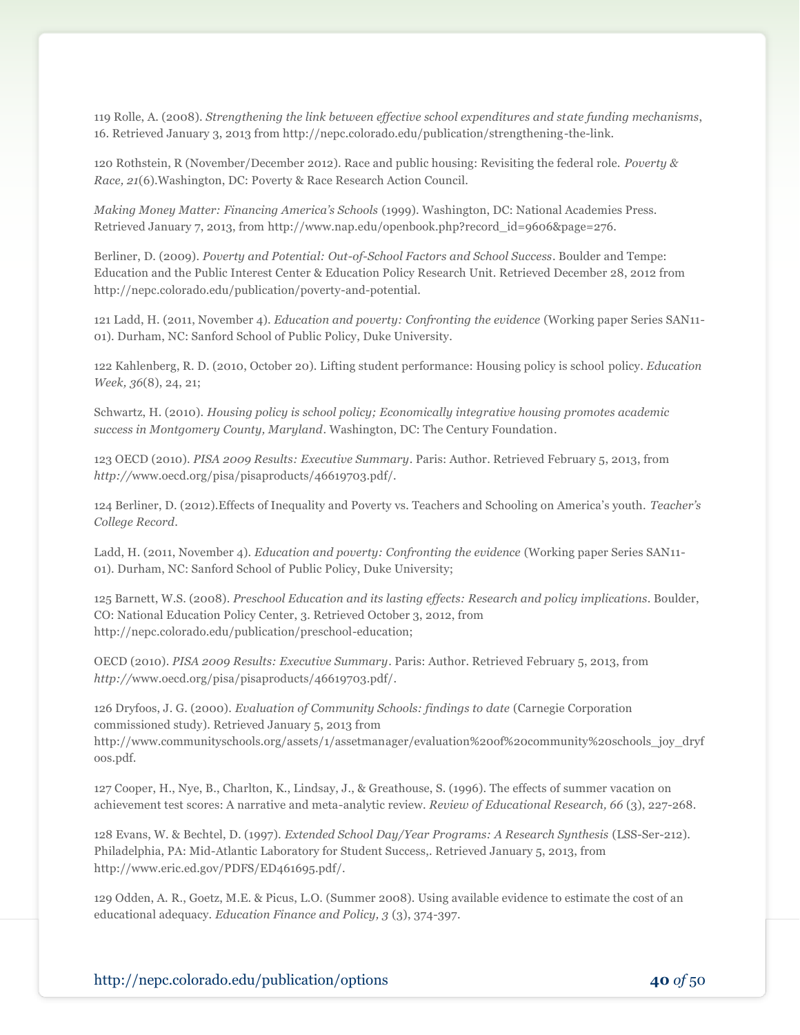119 Rolle, A. (2008). *Strengthening the link between effective school expenditures and state funding mechanisms*, 16. Retrieved January 3, 2013 from http://nepc.colorado.edu/publication/strengthening-the-link.

120 Rothstein, R (November/December 2012). Race and public housing: Revisiting the federal role. *Poverty & Race, 21*(6).Washington, DC: Poverty & Race Research Action Council.

*Making Money Matter: Financing America's Schools* (1999). Washington, DC: National Academies Press. Retrieved January 7, 2013, from http://www.nap.edu/openbook.php?record_id=9606&page=276.

Berliner, D. (2009). *Poverty and Potential: Out-of-School Factors and School Success*. Boulder and Tempe: Education and the Public Interest Center & Education Policy Research Unit. Retrieved December 28, 2012 from http://nepc.colorado.edu/publication/poverty-and-potential.

121 Ladd, H. (2011, November 4). *Education and poverty: Confronting the evidence* (Working paper Series SAN11-01). Durham, NC: Sanford School of Public Policy, Duke University.

122 Kahlenberg, R. D. (2010, October 20). Lifting student performance: Housing policy is school policy. *Education Week, 36*(8), 24, 21;

Schwartz, H. (2010). *Housing policy is school policy; Economically integrative housing promotes academic success in Montgomery County, Maryland*. Washington, DC: The Century Foundation.

123 OECD (2010). *PISA 2009 Results: Executive Summary*. Paris: Author. Retrieved February 5, 2013, from *http://*www.oecd.org/pisa/pisaproducts/46619703.pdf/.

124 Berliner, D. (2012).Effects of Inequality and Poverty vs. Teachers and Schooling on America's youth. *Teacher's College Record*.

Ladd, H. (2011, November 4). *Education and poverty: Confronting the evidence* (Working paper Series SAN11-01). Durham, NC: Sanford School of Public Policy, Duke University;

125 Barnett, W.S. (2008). *Preschool Education and its lasting effects: Research and policy implications*. Boulder, CO: National Education Policy Center, 3. Retrieved October 3, 2012, from http://nepc.colorado.edu/publication/preschool-education;

OECD (2010). *PISA 2009 Results: Executive Summary*. Paris: Author. Retrieved February 5, 2013, from *http://*www.oecd.org/pisa/pisaproducts/46619703.pdf/.

126 Dryfoos, J. G. (2000). *Evaluation of Community Schools: findings to date* (Carnegie Corporation commissioned study). Retrieved January 5, 2013 from http://www.communityschools.org/assets/1/assetmanager/evaluation%20of%20community%20schools_joy_dryfoos.pdf.

127 Cooper, H., Nye, B., Charlton, K., Lindsay, J., & Greathouse, S. (1996). The effects of summer vacation on achievement test scores: A narrative and meta-analytic review. *Review of Educational Research, 66* (3), 227-268.

128 Evans, W. & Bechtel, D. (1997). *Extended School Day/Year Programs: A Research Synthesis* (LSS-Ser-212). Philadelphia, PA: Mid-Atlantic Laboratory for Student Success,. Retrieved January 5, 2013, from http://www.eric.ed.gov/PDFS/ED461695.pdf/.

129 Odden, A. R., Goetz, M.E. & Picus, L.O. (Summer 2008). Using available evidence to estimate the cost of an educational adequacy. *Education Finance and Policy, 3* (3), 374-397.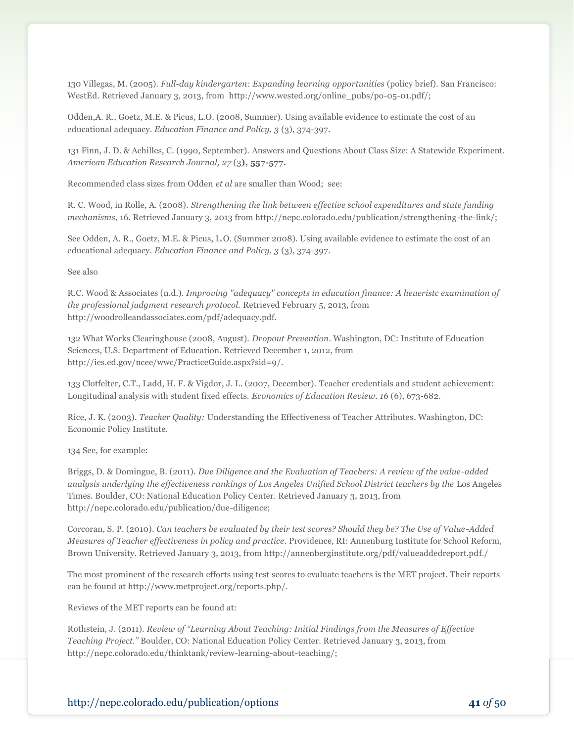130 Villegas, M. (2005). *Full-day kindergarten: Expanding learning opportunities* (policy brief). San Francisco: WestEd. Retrieved January 3, 2013, from http://www.wested.org/online_pubs/po-05-01.pdf/;

Odden,A. R., Goetz, M.E. & Picus, L.O. (2008, Summer). Using available evidence to estimate the cost of an educational adequacy. *Education Finance and Policy, 3* (3), 374-397.

131 Finn, J. D. & Achilles, C. (1990, September). Answers and Questions About Class Size: A Statewide Experiment. *American Education Research Journal, 27* (3**), 557-577.**

Recommended class sizes from Odden *et al* are smaller than Wood; see:

R. C. Wood, in Rolle, A. (2008). *Strengthening the link between effective school expenditures and state funding mechanisms*, 16. Retrieved January 3, 2013 from http://nepc.colorado.edu/publication/strengthening-the-link/;

See Odden, A. R., Goetz, M.E. & Picus, L.O. (Summer 2008). Using available evidence to estimate the cost of an educational adequacy. *Education Finance and Policy, 3* (3), 374-397.

See also

R.C. Wood & Associates (n.d.). *Improving "adequacy" concepts in education finance: A heueristc examination of the professional judgment research protocol.* Retrieved February 5, 2013, from http://woodrolleandassociates.com/pdf/adequacy.pdf.

132 What Works Clearinghouse (2008, August). *Dropout Prevention*. Washington, DC: Institute of Education Sciences, U.S. Department of Education. Retrieved December 1, 2012, from http://ies.ed.gov/ncee/wwc/PracticeGuide.aspx?sid=9/.

133 Clotfelter, C.T., Ladd, H. F. & Vigdor, J. L. (2007, December). Teacher credentials and student achievement: Longitudinal analysis with student fixed effects. *Economics of Education Review*. *16* (6), 673-682.

Rice, J. K. (2003). *Teacher Quality:* Understanding the Effectiveness of Teacher Attributes. Washington, DC: Economic Policy Institute.

134 See, for example:

Briggs, D. & Domingue, B. (2011). *Due Diligence and the Evaluation of Teachers: A review of the value-added analysis underlying the effectiveness rankings of Los Angeles Unified School District teachers by the* Los Angeles Times. Boulder, CO: National Education Policy Center. Retrieved January 3, 2013, from http://nepc.colorado.edu/publication/due-diligence;

Corcoran, S. P. (2010). *Can teachers be evaluated by their test scores? Should they be? The Use of Value-Added Measures of Teacher effectiveness in policy and practice*. Providence, RI: Annenburg Institute for School Reform, Brown University. Retrieved January 3, 2013, from http://annenberginstitute.org/pdf/valueaddedreport.pdf./

The most prominent of the research efforts using test scores to evaluate teachers is the MET project. Their reports can be found at http://www.metproject.org/reports.php/.

Reviews of the MET reports can be found at:

Rothstein, J. (2011). *Review of "Learning About Teaching: Initial Findings from the Measures of Effective Teaching Project."* Boulder, CO: National Education Policy Center. Retrieved January 3, 2013, from http://nepc.colorado.edu/thinktank/review-learning-about-teaching/;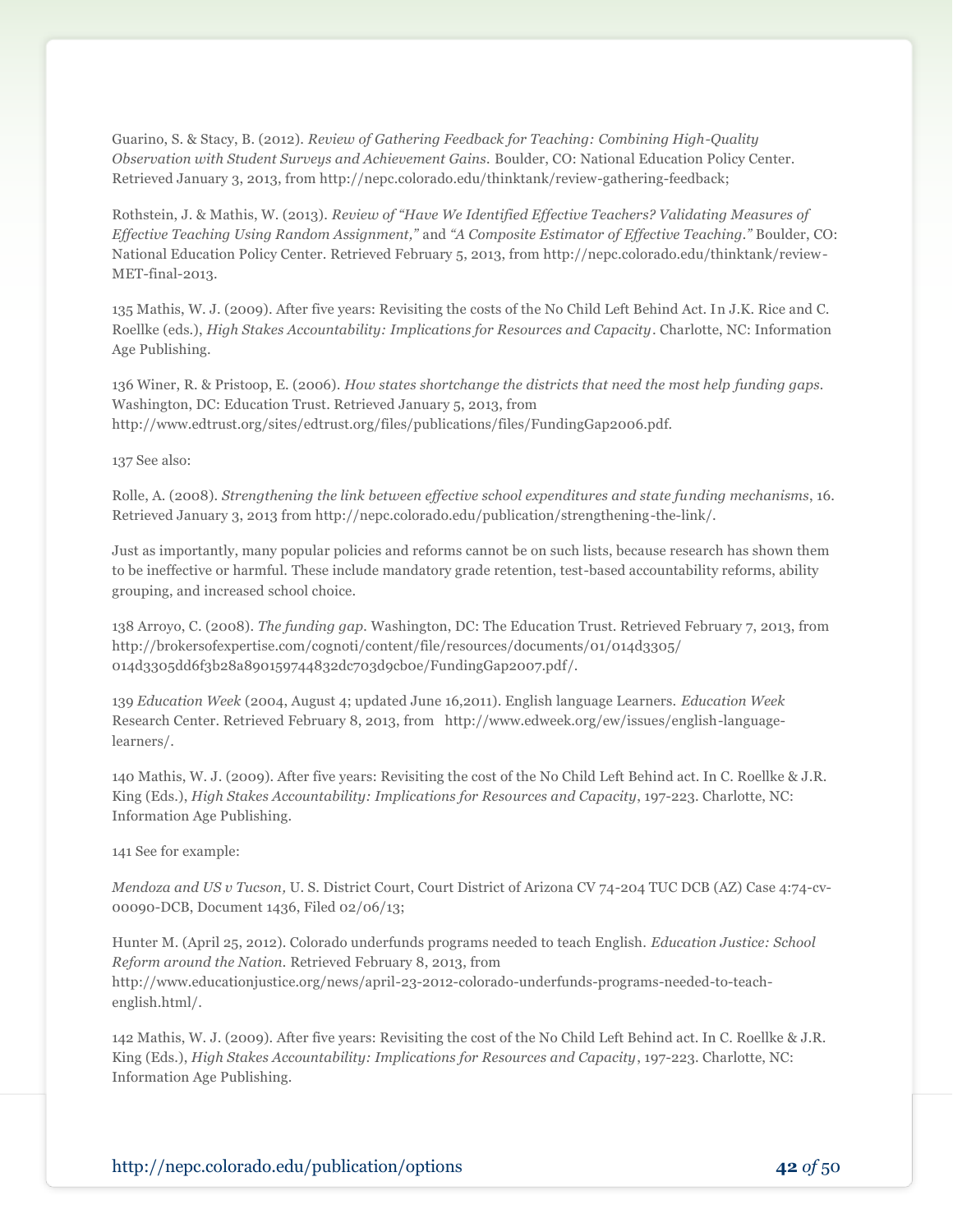Guarino, S. & Stacy, B. (2012). *Review of Gathering Feedback for Teaching: Combining High-Quality Observation with Student Surveys and Achievement Gains.* Boulder, CO: National Education Policy Center. Retrieved January 3, 2013, from http://nepc.colorado.edu/thinktank/review-gathering-feedback;

Rothstein, J. & Mathis, W. (2013). *Review of "Have We Identified Effective Teachers? Validating Measures of Effective Teaching Using Random Assignment,"* and *"A Composite Estimator of Effective Teaching."* Boulder, CO: National Education Policy Center. Retrieved February 5, 2013, from http://nepc.colorado.edu/thinktank/review-MET-final-2013.

135 Mathis, W. J. (2009). After five years: Revisiting the costs of the No Child Left Behind Act. In J.K. Rice and C. Roellke (eds.), *High Stakes Accountability: Implications for Resources and Capacity*. Charlotte, NC: Information Age Publishing.

136 Winer, R. & Pristoop, E. (2006). *How states shortchange the districts that need the most help funding gaps.* Washington, DC: Education Trust. Retrieved January 5, 2013, from http://www.edtrust.org/sites/edtrust.org/files/publications/files/FundingGap2006.pdf.

137 See also:

Rolle, A. (2008). *Strengthening the link between effective school expenditures and state funding mechanisms*, 16. Retrieved January 3, 2013 from http://nepc.colorado.edu/publication/strengthening-the-link/.

Just as importantly, many popular policies and reforms cannot be on such lists, because research has shown them to be ineffective or harmful. These include mandatory grade retention, test-based accountability reforms, ability grouping, and increased school choice.

138 Arroyo, C. (2008). *The funding gap.* Washington, DC: The Education Trust. Retrieved February 7, 2013, from http://brokersofexpertise.com/cognoti/content/file/resources/documents/01/014d3305/014d3305dd6f3b28a890159744832dc703d9cb0e/FundingGap2007.pdf/.

139 *Education Week* (2004, August 4; updated June 16,2011). English language Learners. *Education Week* Research Center. Retrieved February 8, 2013, from http://www.edweek.org/ew/issues/english-language-learners/.

140 Mathis, W. J. (2009). After five years: Revisiting the cost of the No Child Left Behind act. In C. Roellke & J.R. King (Eds.), *High Stakes Accountability: Implications for Resources and Capacity*, 197-223. Charlotte, NC: Information Age Publishing.

141 See for example:

*Mendoza and US v Tucson,* U. S. District Court, Court District of Arizona CV 74-204 TUC DCB (AZ) Case 4:74-cv-00090-DCB, Document 1436, Filed 02/06/13;

Hunter M. (April 25, 2012). Colorado underfunds programs needed to teach English. *Education Justice: School Reform around the Nation.* Retrieved February 8, 2013, from http://www.educationjustice.org/news/april-23-2012-colorado-underfunds-programs-needed-to-teach-english.html/.

142 Mathis, W. J. (2009). After five years: Revisiting the cost of the No Child Left Behind act. In C. Roellke & J.R. King (Eds.), *High Stakes Accountability: Implications for Resources and Capacity*, 197-223. Charlotte, NC: Information Age Publishing.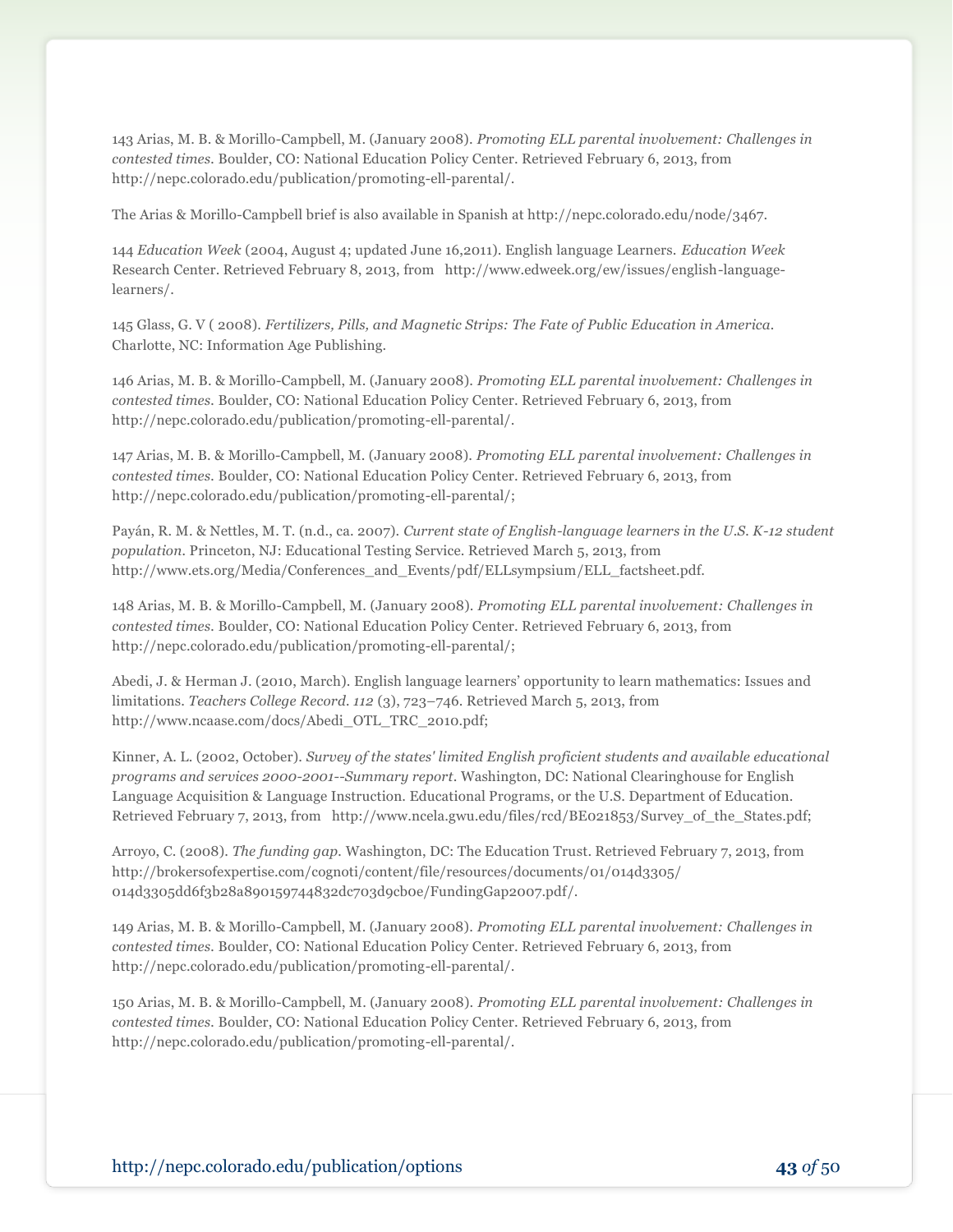143 Arias, M. B. & Morillo-Campbell, M. (January 2008). *Promoting ELL parental involvement: Challenges in contested times.* Boulder, CO: National Education Policy Center. Retrieved February 6, 2013, from http://nepc.colorado.edu/publication/promoting-ell-parental/.

The Arias & Morillo-Campbell brief is also available in Spanish at http://nepc.colorado.edu/node/3467.

144 *Education Week* (2004, August 4; updated June 16,2011). English language Learners. *Education Week* Research Center. Retrieved February 8, 2013, from http://www.edweek.org/ew/issues/english-language-learners/.

145 Glass, G. V ( 2008). *Fertilizers, Pills, and Magnetic Strips: The Fate of Public Education in America.* Charlotte, NC: Information Age Publishing.

146 Arias, M. B. & Morillo-Campbell, M. (January 2008). *Promoting ELL parental involvement: Challenges in contested times.* Boulder, CO: National Education Policy Center. Retrieved February 6, 2013, from http://nepc.colorado.edu/publication/promoting-ell-parental/.

147 Arias, M. B. & Morillo-Campbell, M. (January 2008). *Promoting ELL parental involvement: Challenges in contested times.* Boulder, CO: National Education Policy Center. Retrieved February 6, 2013, from http://nepc.colorado.edu/publication/promoting-ell-parental/;

Payán, R. M. & Nettles, M. T. (n.d., ca. 2007). *Current state of English-language learners in the U.S. K-12 student population.* Princeton, NJ: Educational Testing Service. Retrieved March 5, 2013, from http://www.ets.org/Media/Conferences_and_Events/pdf/ELLsympsium/ELL_factsheet.pdf.

148 Arias, M. B. & Morillo-Campbell, M. (January 2008). *Promoting ELL parental involvement: Challenges in contested times.* Boulder, CO: National Education Policy Center. Retrieved February 6, 2013, from http://nepc.colorado.edu/publication/promoting-ell-parental/;

Abedi, J. & Herman J. (2010, March). English language learners' opportunity to learn mathematics: Issues and limitations. *Teachers College Record. 112* (3), 723–746. Retrieved March 5, 2013, from http://www.ncaase.com/docs/Abedi_OTL_TRC_2010.pdf;

Kinner, A. L. (2002, October). *Survey of the states' limited English proficient students and available educational programs and services 2000-2001--Summary report*. Washington, DC: National Clearinghouse for English Language Acquisition & Language Instruction. Educational Programs, or the U.S. Department of Education. Retrieved February 7, 2013, from http://www.ncela.gwu.edu/files/rcd/BE021853/Survey_of_the_States.pdf;

Arroyo, C. (2008). *The funding gap.* Washington, DC: The Education Trust. Retrieved February 7, 2013, from http://brokersofexpertise.com/cognoti/content/file/resources/documents/01/014d3305/014d3305dd6f3b28a890159744832dc703d9cb0e/FundingGap2007.pdf/.

149 Arias, M. B. & Morillo-Campbell, M. (January 2008). *Promoting ELL parental involvement: Challenges in contested times.* Boulder, CO: National Education Policy Center. Retrieved February 6, 2013, from http://nepc.colorado.edu/publication/promoting-ell-parental/.

150 Arias, M. B. & Morillo-Campbell, M. (January 2008). *Promoting ELL parental involvement: Challenges in contested times.* Boulder, CO: National Education Policy Center. Retrieved February 6, 2013, from http://nepc.colorado.edu/publication/promoting-ell-parental/.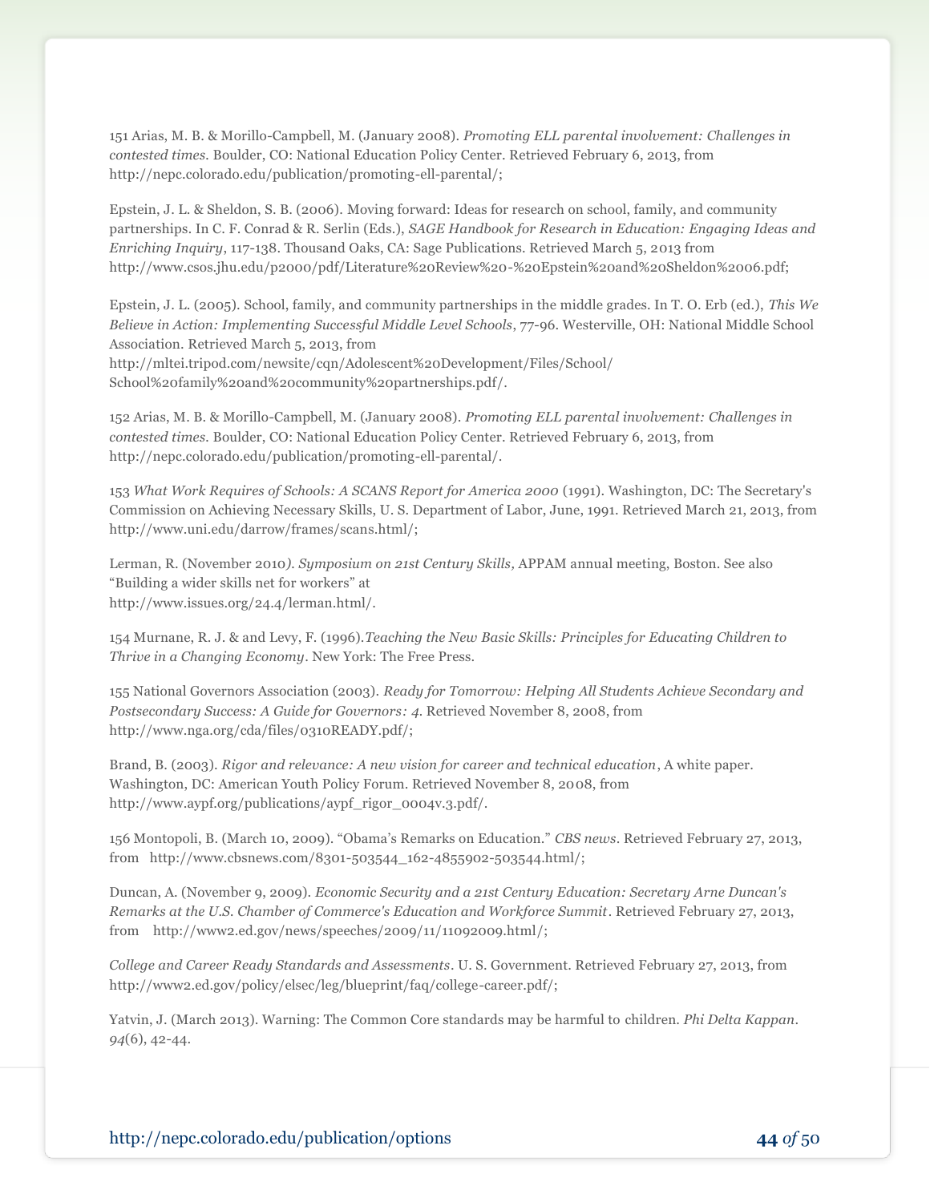151 Arias, M. B. & Morillo-Campbell, M. (January 2008). *Promoting ELL parental involvement: Challenges in contested times.* Boulder, CO: National Education Policy Center. Retrieved February 6, 2013, from http://nepc.colorado.edu/publication/promoting-ell-parental/;

Epstein, J. L. & Sheldon, S. B. (2006). Moving forward: Ideas for research on school, family, and community partnerships. In C. F. Conrad & R. Serlin (Eds.), *SAGE Handbook for Research in Education: Engaging Ideas and Enriching Inquiry*, 117-138. Thousand Oaks, CA: Sage Publications. Retrieved March 5, 2013 from http://www.csos.jhu.edu/p2000/pdf/Literature%20Review%20-%20Epstein%20and%20Sheldon%2006.pdf;

Epstein, J. L. (2005). School, family, and community partnerships in the middle grades. In T. O. Erb (ed.), *This We Believe in Action: Implementing Successful Middle Level Schools*, 77-96. Westerville, OH: National Middle School Association. Retrieved March 5, 2013, from http://mltei.tripod.com/newsite/cqn/Adolescent%20Development/Files/School/School%20family%20and%20community%20partnerships.pdf/.

152 Arias, M. B. & Morillo-Campbell, M. (January 2008). *Promoting ELL parental involvement: Challenges in contested times.* Boulder, CO: National Education Policy Center. Retrieved February 6, 2013, from http://nepc.colorado.edu/publication/promoting-ell-parental/.

153 *What Work Requires of Schools: A SCANS Report for America 2000* (1991). Washington, DC: The Secretary's Commission on Achieving Necessary Skills, U. S. Department of Labor, June, 1991. Retrieved March 21, 2013, from http://www.uni.edu/darrow/frames/scans.html/;

Lerman, R. (November 2010*). Symposium on 21st Century Skills,* APPAM annual meeting, Boston. See also "Building a wider skills net for workers" at http://www.issues.org/24.4/lerman.html/.

154 Murnane, R. J. & and Levy, F. (1996).*Teaching the New Basic Skills: Principles for Educating Children to Thrive in a Changing Economy*. New York: The Free Press.

155 National Governors Association (2003). *Ready for Tomorrow: Helping All Students Achieve Secondary and Postsecondary Success: A Guide for Governors: 4.* Retrieved November 8, 2008, from http://www.nga.org/cda/files/0310READY.pdf/;

Brand, B. (2003). *Rigor and relevance: A new vision for career and technical education*, A white paper. Washington, DC: American Youth Policy Forum. Retrieved November 8, 2008, from http://www.aypf.org/publications/aypf_rigor_0004v.3.pdf/.

156 Montopoli, B. (March 10, 2009). "Obama's Remarks on Education." *CBS news*. Retrieved February 27, 2013, from http://www.cbsnews.com/8301-503544_162-4855902-503544.html/;

Duncan, A. (November 9, 2009). *Economic Security and a 21st Century Education: Secretary Arne Duncan's Remarks at the U.S. Chamber of Commerce's Education and Workforce Summit*. Retrieved February 27, 2013, from http://www2.ed.gov/news/speeches/2009/11/11092009.html/;

*College and Career Ready Standards and Assessments*. U. S. Government. Retrieved February 27, 2013, from http://www2.ed.gov/policy/elsec/leg/blueprint/faq/college-career.pdf/;

Yatvin, J. (March 2013). Warning: The Common Core standards may be harmful to children. *Phi Delta Kappan. 94*(6), 42-44.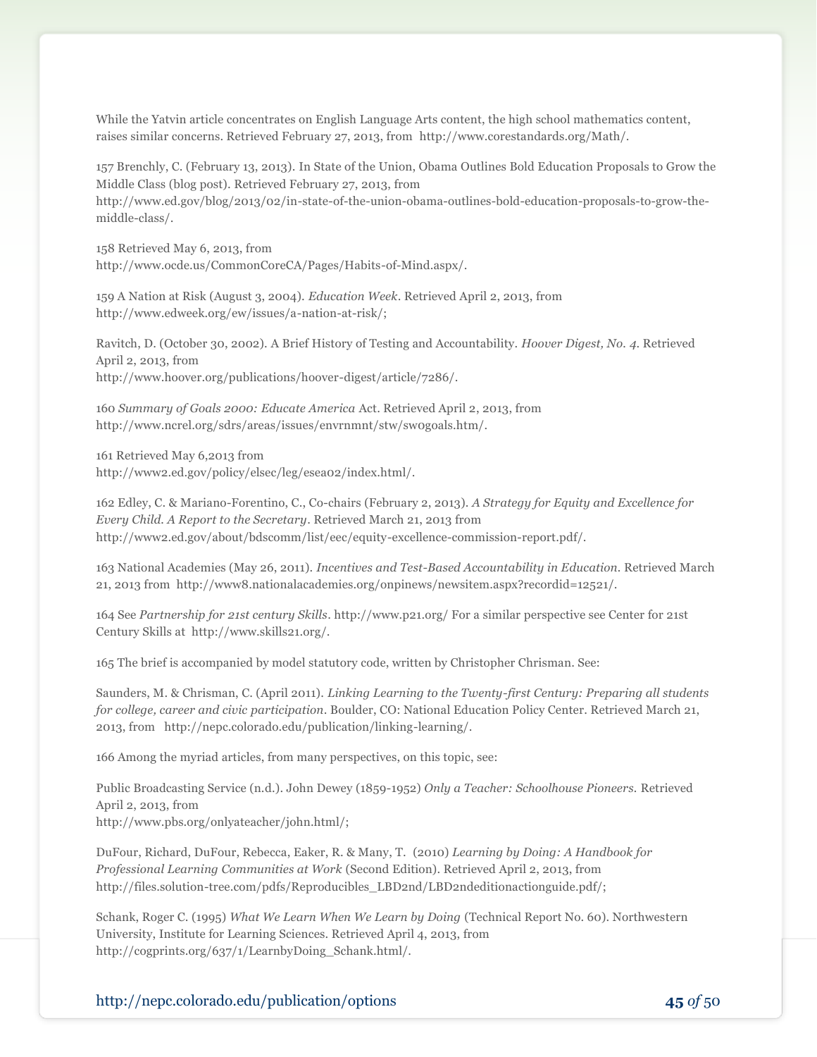While the Yatvin article concentrates on English Language Arts content, the high school mathematics content, raises similar concerns. Retrieved February 27, 2013, from http://www.corestandards.org/Math/.

157 Brenchly, C. (February 13, 2013). In State of the Union, Obama Outlines Bold Education Proposals to Grow the Middle Class (blog post). Retrieved February 27, 2013, from http://www.ed.gov/blog/2013/02/in-state-of-the-union-obama-outlines-bold-education-proposals-to-grow-the-middle-class/.

158 Retrieved May 6, 2013, from http://www.ocde.us/CommonCoreCA/Pages/Habits-of-Mind.aspx/.

159 A Nation at Risk (August 3, 2004). *Education Week*. Retrieved April 2, 2013, from http://www.edweek.org/ew/issues/a-nation-at-risk/;

Ravitch, D. (October 30, 2002). A Brief History of Testing and Accountability. *Hoover Digest, No. 4*. Retrieved April 2, 2013, from http://www.hoover.org/publications/hoover-digest/article/7286/.

160 *Summary of Goals 2000: Educate America* Act. Retrieved April 2, 2013, from http://www.ncrel.org/sdrs/areas/issues/envrnmnt/stw/sw0goals.htm/.

161 Retrieved May 6,2013 from http://www2.ed.gov/policy/elsec/leg/esea02/index.html/.

162 Edley, C. & Mariano-Forentino, C., Co-chairs (February 2, 2013). *A Strategy for Equity and Excellence for Every Child. A Report to the Secretary*. Retrieved March 21, 2013 from http://www2.ed.gov/about/bdscomm/list/eec/equity-excellence-commission-report.pdf/.

163 National Academies (May 26, 2011). *Incentives and Test-Based Accountability in Education*. Retrieved March 21, 2013 from http://www8.nationalacademies.org/onpinews/newsitem.aspx?recordid=12521/.

164 See *Partnership for 21st century Skills*. http://www.p21.org/ For a similar perspective see Center for 21st Century Skills at http://www.skills21.org/.

165 The brief is accompanied by model statutory code, written by Christopher Chrisman. See:

Saunders, M. & Chrisman, C. (April 2011). *Linking Learning to the Twenty-first Century: Preparing all students for college, career and civic participation*. Boulder, CO: National Education Policy Center. Retrieved March 21, 2013, from http://nepc.colorado.edu/publication/linking-learning/.

166 Among the myriad articles, from many perspectives, on this topic, see:

Public Broadcasting Service (n.d.). John Dewey (1859-1952) *Only a Teacher: Schoolhouse Pioneers*. Retrieved April 2, 2013, from http://www.pbs.org/onlyateacher/john.html/;

DuFour, Richard, DuFour, Rebecca, Eaker, R. & Many, T. (2010) *Learning by Doing: A Handbook for Professional Learning Communities at Work* (Second Edition). Retrieved April 2, 2013, from http://files.solution-tree.com/pdfs/Reproducibles_LBD2nd/LBD2ndeditionactionguide.pdf/;

Schank, Roger C. (1995) *What We Learn When We Learn by Doing* (Technical Report No. 60). Northwestern University, Institute for Learning Sciences. Retrieved April 4, 2013, from http://cogprints.org/637/1/LearnbyDoing_Schank.html/.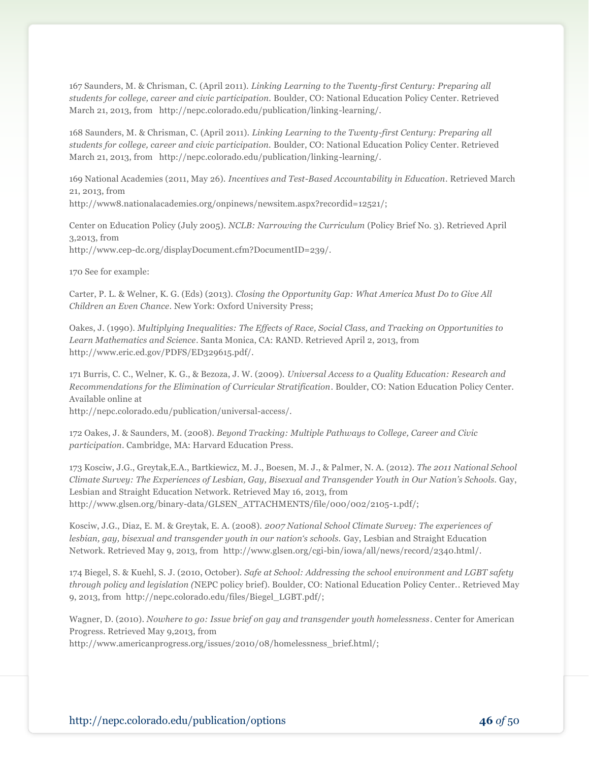167 Saunders, M. & Chrisman, C. (April 2011). *Linking Learning to the Twenty-first Century: Preparing all students for college, career and civic participation.* Boulder, CO: National Education Policy Center. Retrieved March 21, 2013, from http://nepc.colorado.edu/publication/linking-learning/.

168 Saunders, M. & Chrisman, C. (April 2011). *Linking Learning to the Twenty-first Century: Preparing all students for college, career and civic participation.* Boulder, CO: National Education Policy Center. Retrieved March 21, 2013, from http://nepc.colorado.edu/publication/linking-learning/.

169 National Academies (2011, May 26). *Incentives and Test-Based Accountability in Education*. Retrieved March 21, 2013, from
http://www8.nationalacademies.org/onpinews/newsitem.aspx?recordid=12521/;

Center on Education Policy (July 2005). *NCLB: Narrowing the Curriculum* (Policy Brief No. 3). Retrieved April 3,2013, from
http://www.cep-dc.org/displayDocument.cfm?DocumentID=239/.

170 See for example:

Carter, P. L. & Welner, K. G. (Eds) (2013). *Closing the Opportunity Gap: What America Must Do to Give All Children an Even Chance*. New York: Oxford University Press;

Oakes, J. (1990). *Multiplying Inequalities: The Effects of Race, Social Class, and Tracking on Opportunities to Learn Mathematics and Science*. Santa Monica, CA: RAND. Retrieved April 2, 2013, from http://www.eric.ed.gov/PDFS/ED329615.pdf/.

171 Burris, C. C., Welner, K. G., & Bezoza, J. W. (2009). *Universal Access to a Quality Education: Research and Recommendations for the Elimination of Curricular Stratification*. Boulder, CO: Nation Education Policy Center. Available online at
http://nepc.colorado.edu/publication/universal-access/.

172 Oakes, J. & Saunders, M. (2008). *Beyond Tracking: Multiple Pathways to College, Career and Civic participation*. Cambridge, MA: Harvard Education Press.

173 Kosciw, J.G., Greytak,E.A., Bartkiewicz, M. J., Boesen, M. J., & Palmer, N. A. (2012). *The 2011 National School Climate Survey: The Experiences of Lesbian, Gay, Bisexual and Transgender Youth in Our Nation's Schools.* Gay, Lesbian and Straight Education Network. Retrieved May 16, 2013, from
http://www.glsen.org/binary-data/GLSEN_ATTACHMENTS/file/000/002/2105-1.pdf/;

Kosciw, J.G., Diaz, E. M. & Greytak, E. A. (2008). *2007 National School Climate Survey: The experiences of lesbian, gay, bisexual and transgender youth in our nation's schools.* Gay, Lesbian and Straight Education Network. Retrieved May 9, 2013, from http://www.glsen.org/cgi-bin/iowa/all/news/record/2340.html/.

174 Biegel, S. & Kuehl, S. J. (2010, October). *Safe at School: Addressing the school environment and LGBT safety through policy and legislation (*NEPC policy brief). Boulder, CO: National Education Policy Center.. Retrieved May 9, 2013, from http://nepc.colorado.edu/files/Biegel_LGBT.pdf/;

Wagner, D. (2010). *Nowhere to go: Issue brief on gay and transgender youth homelessness*. Center for American Progress. Retrieved May 9,2013, from
http://www.americanprogress.org/issues/2010/08/homelessness_brief.html/;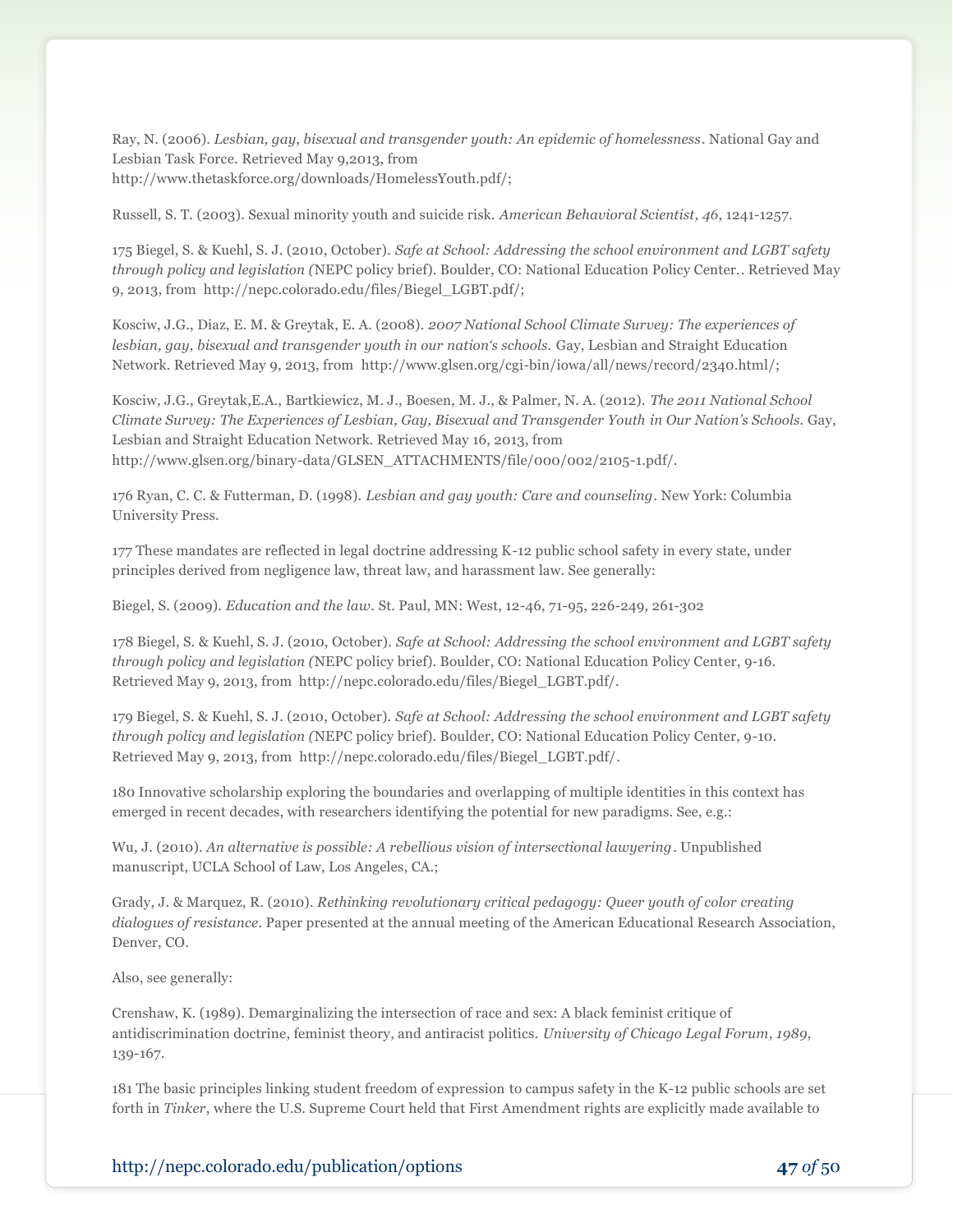Ray, N. (2006). *Lesbian, gay, bisexual and transgender youth: An epidemic of homelessness*. National Gay and Lesbian Task Force. Retrieved May 9,2013, from http://www.thetaskforce.org/downloads/HomelessYouth.pdf/;

Russell, S. T. (2003). Sexual minority youth and suicide risk. *American Behavioral Scientist, 46*, 1241-1257.

175 Biegel, S. & Kuehl, S. J. (2010, October). *Safe at School: Addressing the school environment and LGBT safety through policy and legislation (*NEPC policy brief). Boulder, CO: National Education Policy Center.. Retrieved May 9, 2013, from http://nepc.colorado.edu/files/Biegel_LGBT.pdf/;

Kosciw, J.G., Diaz, E. M. & Greytak, E. A. (2008). *2007 National School Climate Survey: The experiences of lesbian, gay, bisexual and transgender youth in our nation's schools.* Gay, Lesbian and Straight Education Network. Retrieved May 9, 2013, from http://www.glsen.org/cgi-bin/iowa/all/news/record/2340.html/;

Kosciw, J.G., Greytak,E.A., Bartkiewicz, M. J., Boesen, M. J., & Palmer, N. A. (2012). *The 2011 National School Climate Survey: The Experiences of Lesbian, Gay, Bisexual and Transgender Youth in Our Nation's Schools.* Gay, Lesbian and Straight Education Network. Retrieved May 16, 2013, from http://www.glsen.org/binary-data/GLSEN_ATTACHMENTS/file/000/002/2105-1.pdf/.

176 Ryan, C. C. & Futterman, D. (1998). *Lesbian and gay youth: Care and counseling*. New York: Columbia University Press.

177 These mandates are reflected in legal doctrine addressing K-12 public school safety in every state, under principles derived from negligence law, threat law, and harassment law. See generally:

Biegel, S. (2009). *Education and the law*. St. Paul, MN: West, 12-46, 71-95, 226-249, 261-302

178 Biegel, S. & Kuehl, S. J. (2010, October). *Safe at School: Addressing the school environment and LGBT safety through policy and legislation (*NEPC policy brief). Boulder, CO: National Education Policy Center, 9-16. Retrieved May 9, 2013, from http://nepc.colorado.edu/files/Biegel_LGBT.pdf/.

179 Biegel, S. & Kuehl, S. J. (2010, October). *Safe at School: Addressing the school environment and LGBT safety through policy and legislation (*NEPC policy brief). Boulder, CO: National Education Policy Center, 9-10. Retrieved May 9, 2013, from http://nepc.colorado.edu/files/Biegel_LGBT.pdf/.

180 Innovative scholarship exploring the boundaries and overlapping of multiple identities in this context has emerged in recent decades, with researchers identifying the potential for new paradigms. See, e.g.:

Wu, J. (2010). *An alternative is possible: A rebellious vision of intersectional lawyering*. Unpublished manuscript, UCLA School of Law, Los Angeles, CA.;

Grady, J. & Marquez, R. (2010). *Rethinking revolutionary critical pedagogy: Queer youth of color creating dialogues of resistance*. Paper presented at the annual meeting of the American Educational Research Association, Denver, CO.

Also, see generally:

Crenshaw, K. (1989). Demarginalizing the intersection of race and sex: A black feminist critique of antidiscrimination doctrine, feminist theory, and antiracist politics. *University of Chicago Legal Forum, 1989*, 139-167.

181 The basic principles linking student freedom of expression to campus safety in the K-12 public schools are set forth in *Tinker*, where the U.S. Supreme Court held that First Amendment rights are explicitly made available to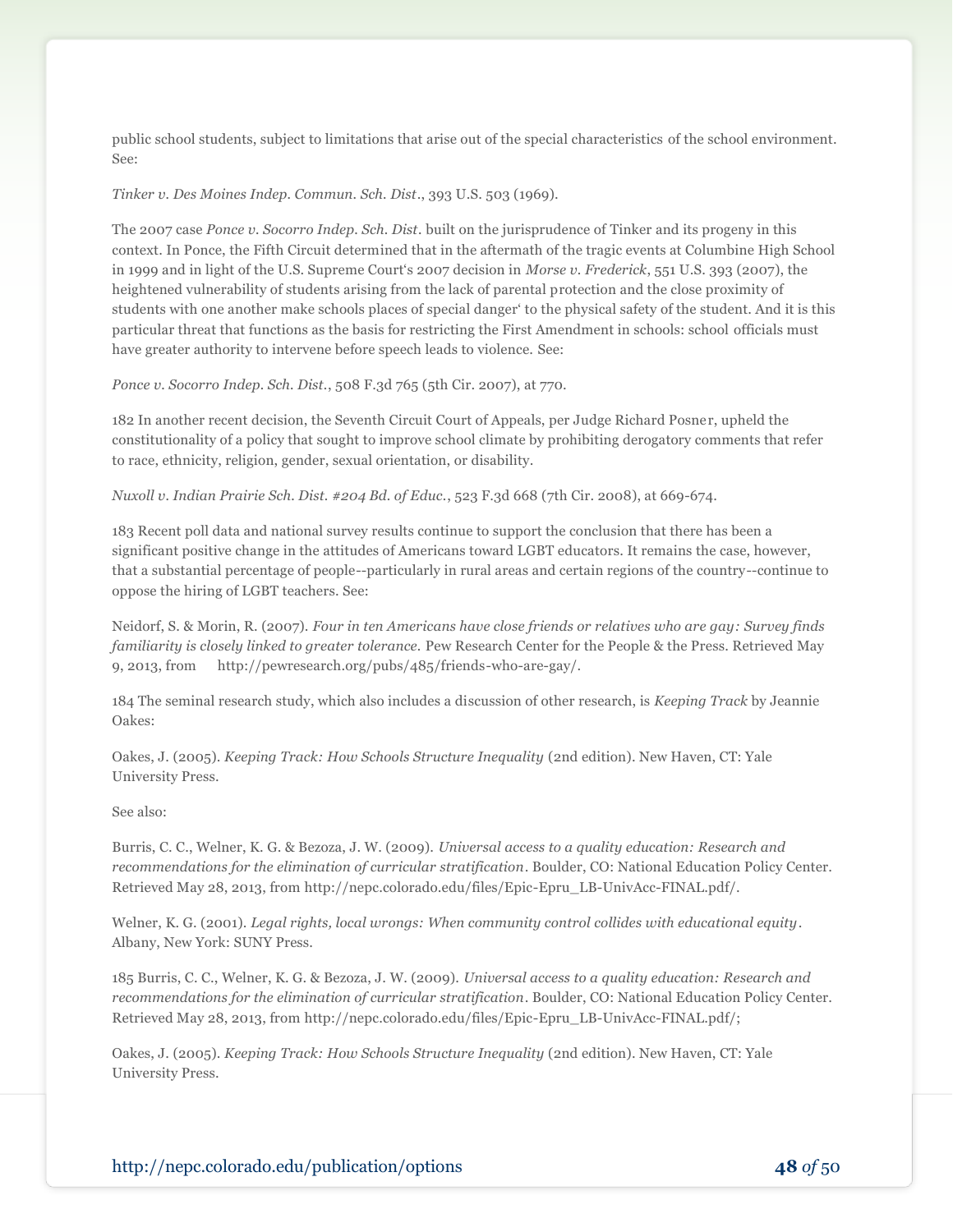public school students, subject to limitations that arise out of the special characteristics of the school environment. See:

*Tinker v. Des Moines Indep. Commun. Sch. Dist.*, 393 U.S. 503 (1969).

The 2007 case *Ponce v. Socorro Indep. Sch. Dist.* built on the jurisprudence of Tinker and its progeny in this context. In Ponce, the Fifth Circuit determined that in the aftermath of the tragic events at Columbine High School in 1999 and in light of the U.S. Supreme Court's 2007 decision in *Morse v. Frederick*, 551 U.S. 393 (2007), the heightened vulnerability of students arising from the lack of parental protection and the close proximity of students with one another make schools places of special danger' to the physical safety of the student. And it is this particular threat that functions as the basis for restricting the First Amendment in schools: school officials must have greater authority to intervene before speech leads to violence. See:

*Ponce v. Socorro Indep. Sch. Dist.*, 508 F.3d 765 (5th Cir. 2007), at 770.

182 In another recent decision, the Seventh Circuit Court of Appeals, per Judge Richard Posner, upheld the constitutionality of a policy that sought to improve school climate by prohibiting derogatory comments that refer to race, ethnicity, religion, gender, sexual orientation, or disability.

*Nuxoll v. Indian Prairie Sch. Dist. #204 Bd. of Educ.*, 523 F.3d 668 (7th Cir. 2008), at 669-674.

183 Recent poll data and national survey results continue to support the conclusion that there has been a significant positive change in the attitudes of Americans toward LGBT educators. It remains the case, however, that a substantial percentage of people--particularly in rural areas and certain regions of the country--continue to oppose the hiring of LGBT teachers. See:

Neidorf, S. & Morin, R. (2007). *Four in ten Americans have close friends or relatives who are gay: Survey finds familiarity is closely linked to greater tolerance.* Pew Research Center for the People & the Press. Retrieved May 9, 2013, from http://pewresearch.org/pubs/485/friends-who-are-gay/.

184 The seminal research study, which also includes a discussion of other research, is *Keeping Track* by Jeannie Oakes:

Oakes, J. (2005). *Keeping Track: How Schools Structure Inequality* (2nd edition). New Haven, CT: Yale University Press.

See also:

Burris, C. C., Welner, K. G. & Bezoza, J. W. (2009). *Universal access to a quality education: Research and recommendations for the elimination of curricular stratification*. Boulder, CO: National Education Policy Center. Retrieved May 28, 2013, from http://nepc.colorado.edu/files/Epic-Epru_LB-UnivAcc-FINAL.pdf/.

Welner, K. G. (2001). *Legal rights, local wrongs: When community control collides with educational equity*. Albany, New York: SUNY Press.

185 Burris, C. C., Welner, K. G. & Bezoza, J. W. (2009). *Universal access to a quality education: Research and recommendations for the elimination of curricular stratification*. Boulder, CO: National Education Policy Center. Retrieved May 28, 2013, from http://nepc.colorado.edu/files/Epic-Epru_LB-UnivAcc-FINAL.pdf/;

Oakes, J. (2005). *Keeping Track: How Schools Structure Inequality* (2nd edition). New Haven, CT: Yale University Press.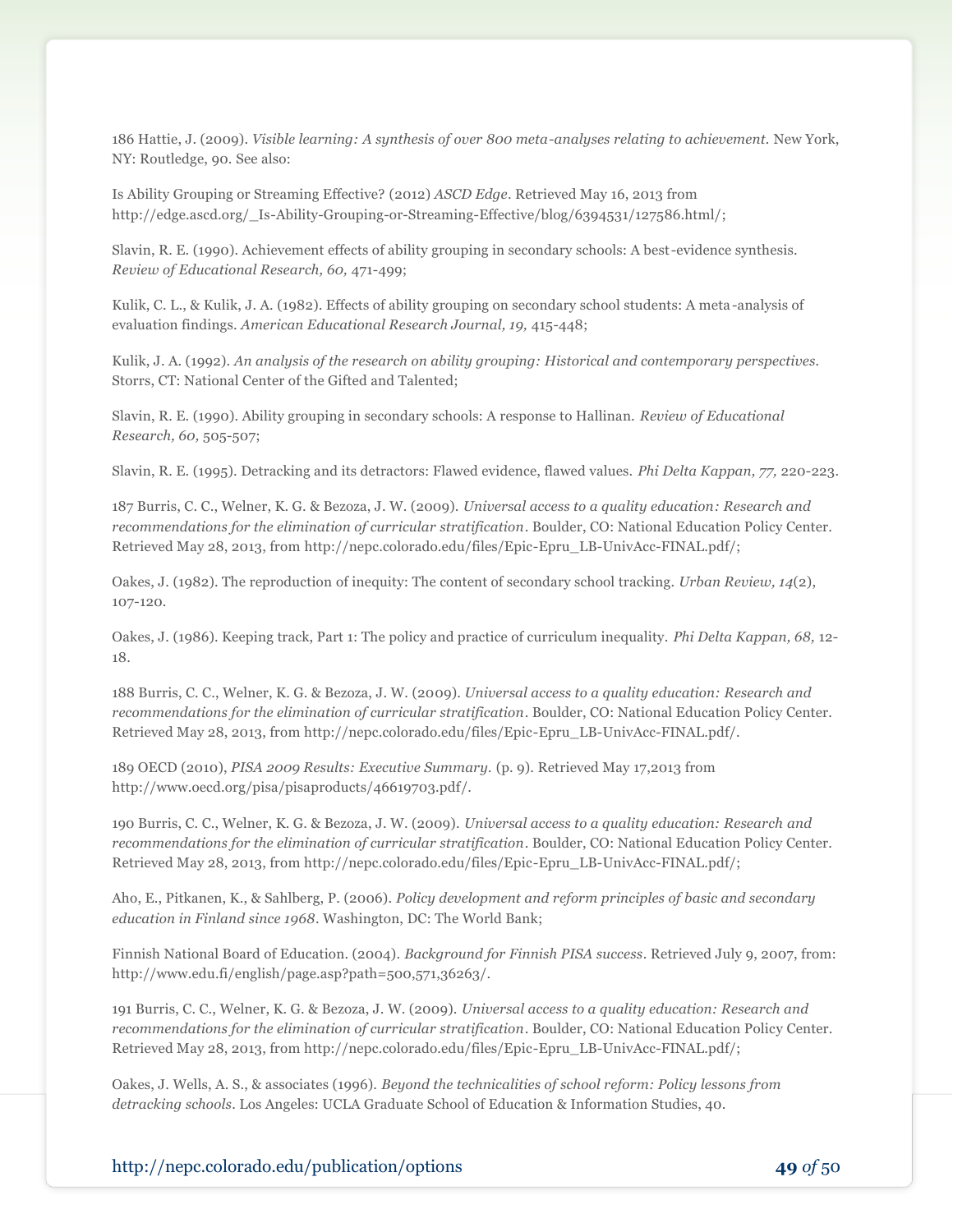186 Hattie, J. (2009). *Visible learning: A synthesis of over 800 meta-analyses relating to achievement*. New York, NY: Routledge, 90. See also:

Is Ability Grouping or Streaming Effective? (2012) *ASCD Edge*. Retrieved May 16, 2013 from http://edge.ascd.org/_Is-Ability-Grouping-or-Streaming-Effective/blog/6394531/127586.html/;

Slavin, R. E. (1990). Achievement effects of ability grouping in secondary schools: A best-evidence synthesis. *Review of Educational Research, 60,* 471-499;

Kulik, C. L., & Kulik, J. A. (1982). Effects of ability grouping on secondary school students: A meta-analysis of evaluation findings. *American Educational Research Journal, 19,* 415-448;

Kulik, J. A. (1992). *An analysis of the research on ability grouping: Historical and contemporary perspectives.* Storrs, CT: National Center of the Gifted and Talented;

Slavin, R. E. (1990). Ability grouping in secondary schools: A response to Hallinan. *Review of Educational Research, 60,* 505-507;

Slavin, R. E. (1995). Detracking and its detractors: Flawed evidence, flawed values. *Phi Delta Kappan, 77,* 220-223.

187 Burris, C. C., Welner, K. G. & Bezoza, J. W. (2009). *Universal access to a quality education: Research and recommendations for the elimination of curricular stratification*. Boulder, CO: National Education Policy Center. Retrieved May 28, 2013, from http://nepc.colorado.edu/files/Epic-Epru_LB-UnivAcc-FINAL.pdf/;

Oakes, J. (1982). The reproduction of inequity: The content of secondary school tracking. *Urban Review, 14*(2), 107-120.

Oakes, J. (1986). Keeping track, Part 1: The policy and practice of curriculum inequality. *Phi Delta Kappan, 68,* 12-18.

188 Burris, C. C., Welner, K. G. & Bezoza, J. W. (2009). *Universal access to a quality education: Research and recommendations for the elimination of curricular stratification*. Boulder, CO: National Education Policy Center. Retrieved May 28, 2013, from http://nepc.colorado.edu/files/Epic-Epru_LB-UnivAcc-FINAL.pdf/.

189 OECD (2010), *PISA 2009 Results: Executive Summary*. (p. 9). Retrieved May 17,2013 from http://www.oecd.org/pisa/pisaproducts/46619703.pdf/.

190 Burris, C. C., Welner, K. G. & Bezoza, J. W. (2009). *Universal access to a quality education: Research and recommendations for the elimination of curricular stratification*. Boulder, CO: National Education Policy Center. Retrieved May 28, 2013, from http://nepc.colorado.edu/files/Epic-Epru_LB-UnivAcc-FINAL.pdf/;

Aho, E., Pitkanen, K., & Sahlberg, P. (2006). *Policy development and reform principles of basic and secondary education in Finland since 1968*. Washington, DC: The World Bank;

Finnish National Board of Education. (2004). *Background for Finnish PISA success*. Retrieved July 9, 2007, from: http://www.edu.fi/english/page.asp?path=500,571,36263/.

191 Burris, C. C., Welner, K. G. & Bezoza, J. W. (2009). *Universal access to a quality education: Research and recommendations for the elimination of curricular stratification*. Boulder, CO: National Education Policy Center. Retrieved May 28, 2013, from http://nepc.colorado.edu/files/Epic-Epru_LB-UnivAcc-FINAL.pdf/;

Oakes, J. Wells, A. S., & associates (1996). *Beyond the technicalities of school reform: Policy lessons from detracking schools.* Los Angeles: UCLA Graduate School of Education & Information Studies, 40.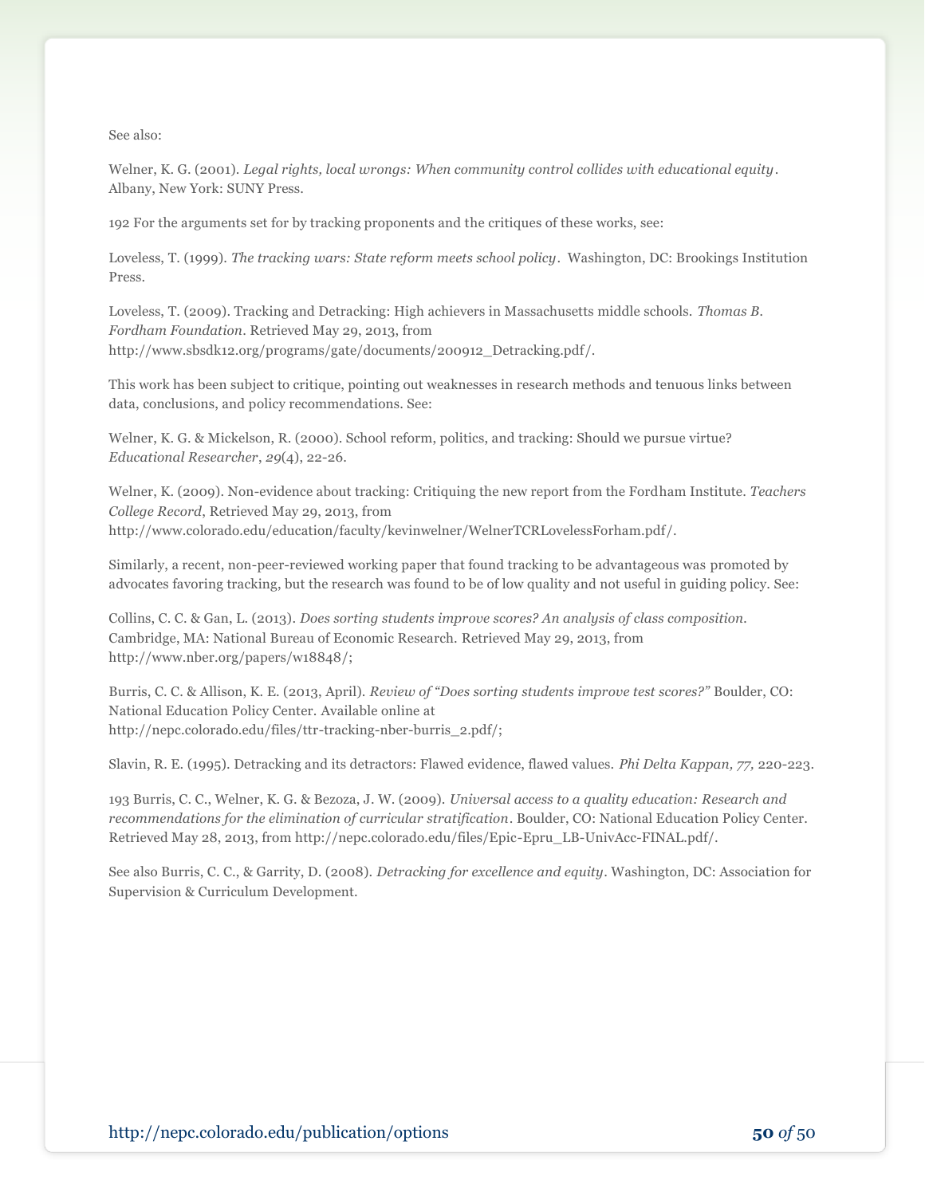See also:

Welner, K. G. (2001). *Legal rights, local wrongs: When community control collides with educational equity*. Albany, New York: SUNY Press.

192 For the arguments set for by tracking proponents and the critiques of these works, see:

Loveless, T. (1999). *The tracking wars: State reform meets school policy*. Washington, DC: Brookings Institution Press.

Loveless, T. (2009). Tracking and Detracking: High achievers in Massachusetts middle schools. *Thomas B. Fordham Foundation*. Retrieved May 29, 2013, from http://www.sbsdk12.org/programs/gate/documents/200912_Detracking.pdf/.

This work has been subject to critique, pointing out weaknesses in research methods and tenuous links between data, conclusions, and policy recommendations. See:

Welner, K. G. & Mickelson, R. (2000). School reform, politics, and tracking: Should we pursue virtue? *Educational Researcher*, *29*(4), 22-26.

Welner, K. (2009). Non-evidence about tracking: Critiquing the new report from the Fordham Institute. *Teachers College Record*, Retrieved May 29, 2013, from http://www.colorado.edu/education/faculty/kevinwelner/WelnerTCRLovelessForham.pdf/.

Similarly, a recent, non-peer-reviewed working paper that found tracking to be advantageous was promoted by advocates favoring tracking, but the research was found to be of low quality and not useful in guiding policy. See:

Collins, C. C. & Gan, L. (2013). *Does sorting students improve scores? An analysis of class composition*. Cambridge, MA: National Bureau of Economic Research. Retrieved May 29, 2013, from http://www.nber.org/papers/w18848/;

Burris, C. C. & Allison, K. E. (2013, April). *Review of "Does sorting students improve test scores?"* Boulder, CO: National Education Policy Center. Available online at http://nepc.colorado.edu/files/ttr-tracking-nber-burris_2.pdf/;

Slavin, R. E. (1995). Detracking and its detractors: Flawed evidence, flawed values. *Phi Delta Kappan, 77,* 220-223.

193 Burris, C. C., Welner, K. G. & Bezoza, J. W. (2009). *Universal access to a quality education: Research and recommendations for the elimination of curricular stratification*. Boulder, CO: National Education Policy Center. Retrieved May 28, 2013, from http://nepc.colorado.edu/files/Epic-Epru_LB-UnivAcc-FINAL.pdf/.

See also Burris, C. C., & Garrity, D. (2008). *Detracking for excellence and equity*. Washington, DC: Association for Supervision & Curriculum Development.